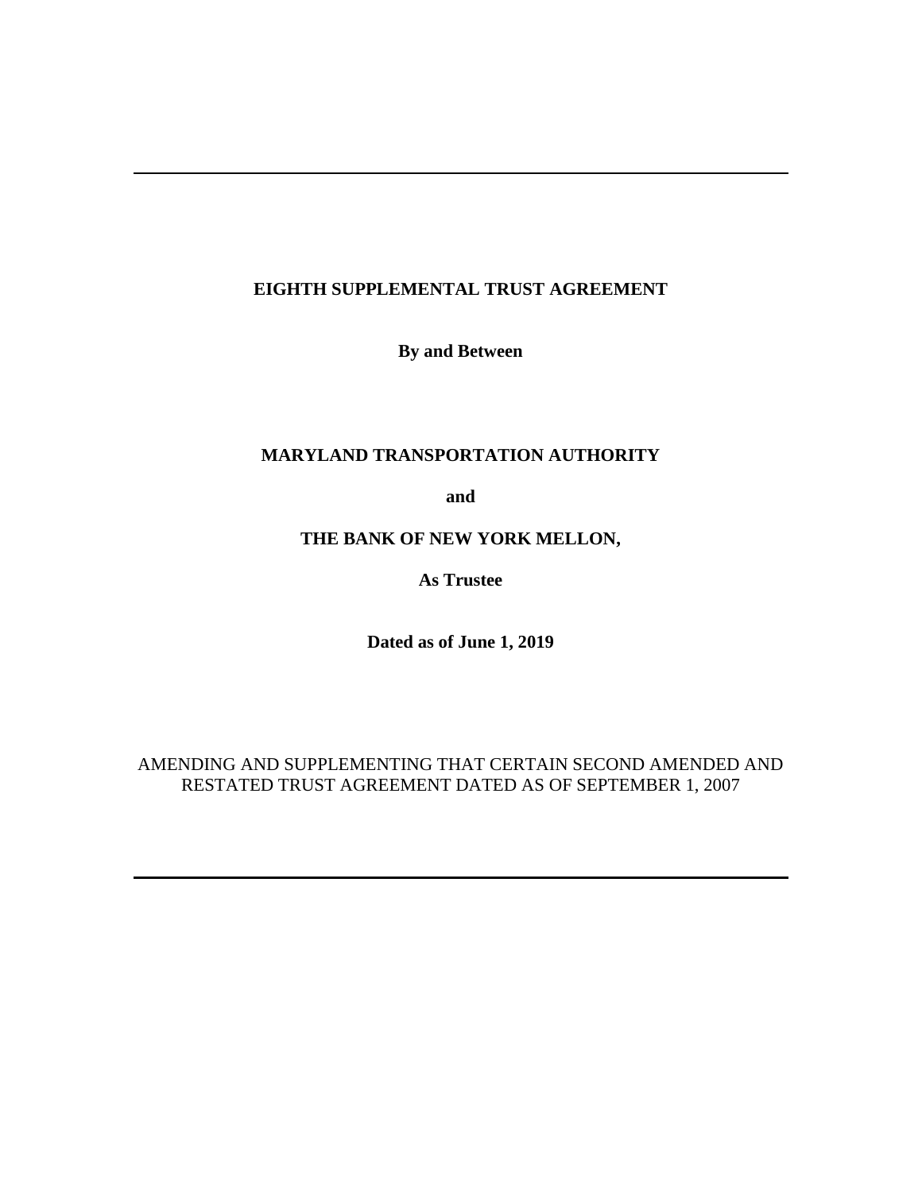---

**EIGHTH SUPPLEMENTAL TRUST AGREEMENT**

**By and Between**

**MARYLAND TRANSPORTATION AUTHORITY**

**and**

**THE BANK OF NEW YORK MELLON,**

**As Trustee**

**Dated as of June 1, 2019**

AMENDING AND SUPPLEMENTING THAT CERTAIN SECOND AMENDED AND RESTATED TRUST AGREEMENT DATED AS OF SEPTEMBER 1, 2007

---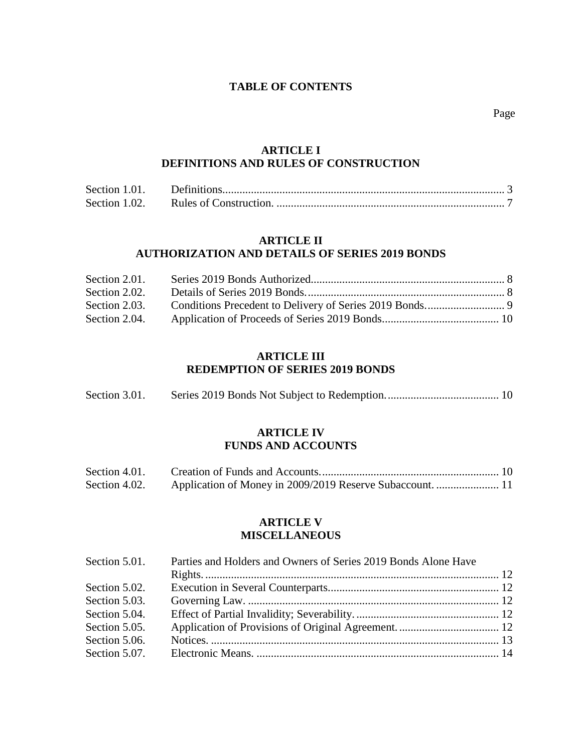# TABLE OF CONTENTS

Page

## ARTICLE I
## DEFINITIONS AND RULES OF CONSTRUCTION

| | | |
|---|---|---|
| Section 1.01. | Definitions | 3 |
| Section 1.02. | Rules of Construction. | 7 |

## ARTICLE II
## AUTHORIZATION AND DETAILS OF SERIES 2019 BONDS

| | | |
|---|---|---|
| Section 2.01. | Series 2019 Bonds Authorized | 8 |
| Section 2.02. | Details of Series 2019 Bonds. | 8 |
| Section 2.03. | Conditions Precedent to Delivery of Series 2019 Bonds. | 9 |
| Section 2.04. | Application of Proceeds of Series 2019 Bonds | 10 |

## ARTICLE III
## REDEMPTION OF SERIES 2019 BONDS

| | | |
|---|---|---|
| Section 3.01. | Series 2019 Bonds Not Subject to Redemption. | 10 |

## ARTICLE IV
## FUNDS AND ACCOUNTS

| | | |
|---|---|---|
| Section 4.01. | Creation of Funds and Accounts. | 10 |
| Section 4.02. | Application of Money in 2009/2019 Reserve Subaccount. | 11 |

## ARTICLE V
## MISCELLANEOUS

| | | |
|---|---|---|
| Section 5.01. | Parties and Holders and Owners of Series 2019 Bonds Alone Have Rights. | 12 |
| Section 5.02. | Execution in Several Counterparts | 12 |
| Section 5.03. | Governing Law. | 12 |
| Section 5.04. | Effect of Partial Invalidity; Severability. | 12 |
| Section 5.05. | Application of Provisions of Original Agreement. | 12 |
| Section 5.06. | Notices. | 13 |
| Section 5.07. | Electronic Means. | 14 |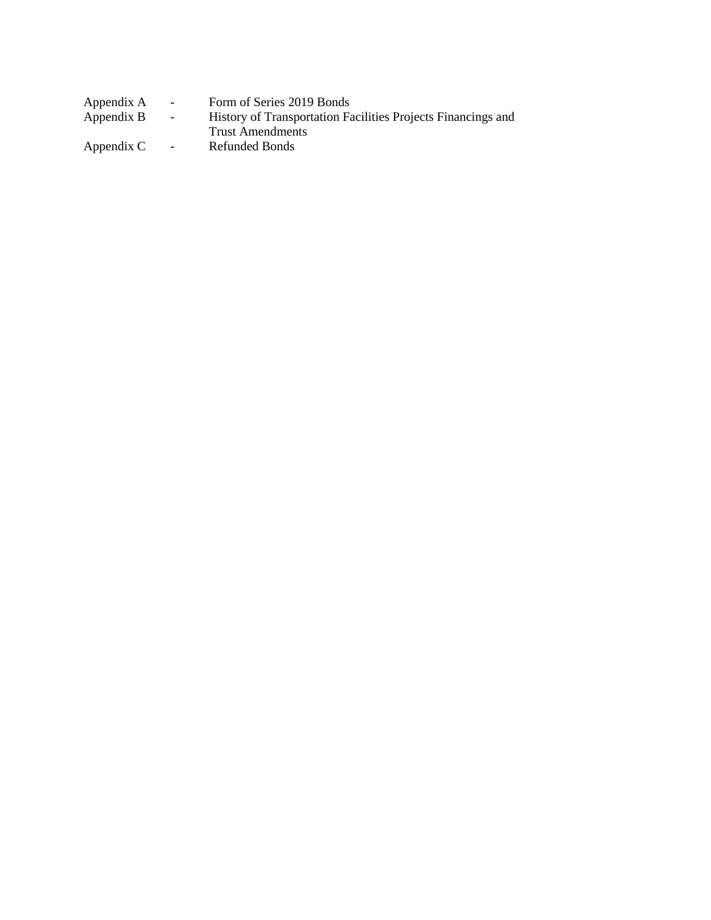| | | |
|---|---|---|
| Appendix A | - | Form of Series 2019 Bonds |
| Appendix B | - | History of Transportation Facilities Projects Financings and Trust Amendments |
| Appendix C | - | Refunded Bonds |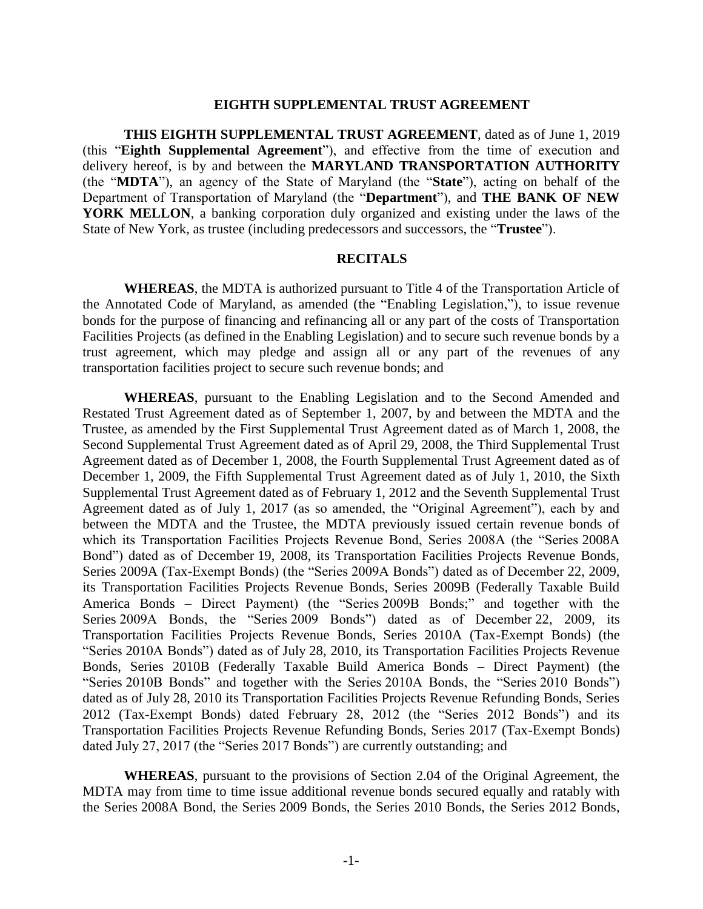# EIGHTH SUPPLEMENTAL TRUST AGREEMENT

**THIS EIGHTH SUPPLEMENTAL TRUST AGREEMENT**, dated as of June 1, 2019 (this "**Eighth Supplemental Agreement**"), and effective from the time of execution and delivery hereof, is by and between the **MARYLAND TRANSPORTATION AUTHORITY** (the "**MDTA**"), an agency of the State of Maryland (the "**State**"), acting on behalf of the Department of Transportation of Maryland (the "**Department**"), and **THE BANK OF NEW YORK MELLON**, a banking corporation duly organized and existing under the laws of the State of New York, as trustee (including predecessors and successors, the "**Trustee**").

## RECITALS

**WHEREAS**, the MDTA is authorized pursuant to Title 4 of the Transportation Article of the Annotated Code of Maryland, as amended (the "Enabling Legislation,"), to issue revenue bonds for the purpose of financing and refinancing all or any part of the costs of Transportation Facilities Projects (as defined in the Enabling Legislation) and to secure such revenue bonds by a trust agreement, which may pledge and assign all or any part of the revenues of any transportation facilities project to secure such revenue bonds; and

**WHEREAS**, pursuant to the Enabling Legislation and to the Second Amended and Restated Trust Agreement dated as of September 1, 2007, by and between the MDTA and the Trustee, as amended by the First Supplemental Trust Agreement dated as of March 1, 2008, the Second Supplemental Trust Agreement dated as of April 29, 2008, the Third Supplemental Trust Agreement dated as of December 1, 2008, the Fourth Supplemental Trust Agreement dated as of December 1, 2009, the Fifth Supplemental Trust Agreement dated as of July 1, 2010, the Sixth Supplemental Trust Agreement dated as of February 1, 2012 and the Seventh Supplemental Trust Agreement dated as of July 1, 2017 (as so amended, the "Original Agreement"), each by and between the MDTA and the Trustee, the MDTA previously issued certain revenue bonds of which its Transportation Facilities Projects Revenue Bond, Series 2008A (the "Series 2008A Bond") dated as of December 19, 2008, its Transportation Facilities Projects Revenue Bonds, Series 2009A (Tax-Exempt Bonds) (the "Series 2009A Bonds") dated as of December 22, 2009, its Transportation Facilities Projects Revenue Bonds, Series 2009B (Federally Taxable Build America Bonds – Direct Payment) (the "Series 2009B Bonds;" and together with the Series 2009A Bonds, the "Series 2009 Bonds") dated as of December 22, 2009, its Transportation Facilities Projects Revenue Bonds, Series 2010A (Tax-Exempt Bonds) (the "Series 2010A Bonds") dated as of July 28, 2010, its Transportation Facilities Projects Revenue Bonds, Series 2010B (Federally Taxable Build America Bonds – Direct Payment) (the "Series 2010B Bonds" and together with the Series 2010A Bonds, the "Series 2010 Bonds") dated as of July 28, 2010 its Transportation Facilities Projects Revenue Refunding Bonds, Series 2012 (Tax-Exempt Bonds) dated February 28, 2012 (the "Series 2012 Bonds") and its Transportation Facilities Projects Revenue Refunding Bonds, Series 2017 (Tax-Exempt Bonds) dated July 27, 2017 (the "Series 2017 Bonds") are currently outstanding; and

**WHEREAS**, pursuant to the provisions of Section 2.04 of the Original Agreement, the MDTA may from time to time issue additional revenue bonds secured equally and ratably with the Series 2008A Bond, the Series 2009 Bonds, the Series 2010 Bonds, the Series 2012 Bonds,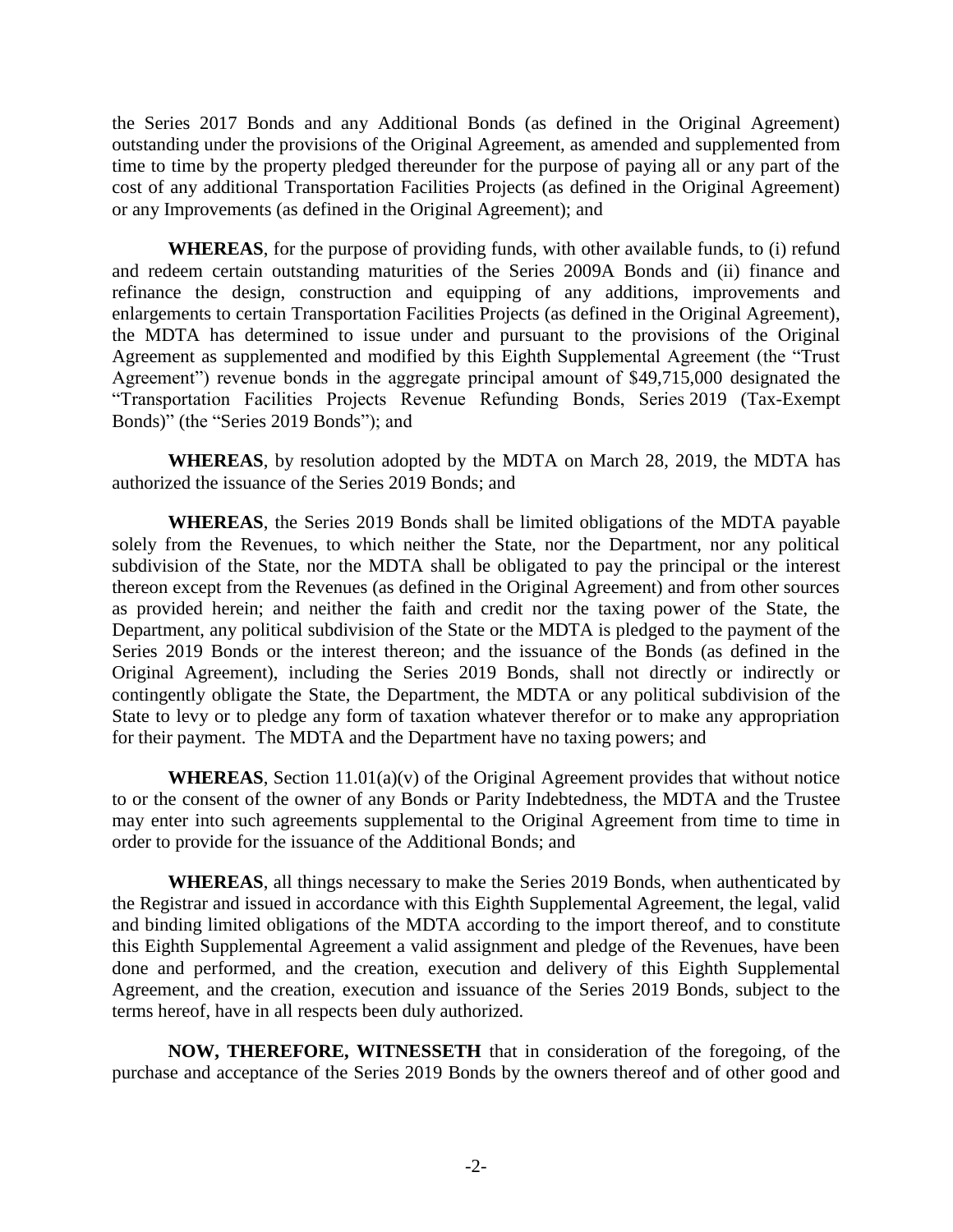the Series 2017 Bonds and any Additional Bonds (as defined in the Original Agreement) outstanding under the provisions of the Original Agreement, as amended and supplemented from time to time by the property pledged thereunder for the purpose of paying all or any part of the cost of any additional Transportation Facilities Projects (as defined in the Original Agreement) or any Improvements (as defined in the Original Agreement); and

**WHEREAS**, for the purpose of providing funds, with other available funds, to (i) refund and redeem certain outstanding maturities of the Series 2009A Bonds and (ii) finance and refinance the design, construction and equipping of any additions, improvements and enlargements to certain Transportation Facilities Projects (as defined in the Original Agreement), the MDTA has determined to issue under and pursuant to the provisions of the Original Agreement as supplemented and modified by this Eighth Supplemental Agreement (the "Trust Agreement") revenue bonds in the aggregate principal amount of $49,715,000 designated the "Transportation Facilities Projects Revenue Refunding Bonds, Series 2019 (Tax-Exempt Bonds)" (the "Series 2019 Bonds"); and

**WHEREAS**, by resolution adopted by the MDTA on March 28, 2019, the MDTA has authorized the issuance of the Series 2019 Bonds; and

**WHEREAS**, the Series 2019 Bonds shall be limited obligations of the MDTA payable solely from the Revenues, to which neither the State, nor the Department, nor any political subdivision of the State, nor the MDTA shall be obligated to pay the principal or the interest thereon except from the Revenues (as defined in the Original Agreement) and from other sources as provided herein; and neither the faith and credit nor the taxing power of the State, the Department, any political subdivision of the State or the MDTA is pledged to the payment of the Series 2019 Bonds or the interest thereon; and the issuance of the Bonds (as defined in the Original Agreement), including the Series 2019 Bonds, shall not directly or indirectly or contingently obligate the State, the Department, the MDTA or any political subdivision of the State to levy or to pledge any form of taxation whatever therefor or to make any appropriation for their payment. The MDTA and the Department have no taxing powers; and

**WHEREAS**, Section 11.01(a)(v) of the Original Agreement provides that without notice to or the consent of the owner of any Bonds or Parity Indebtedness, the MDTA and the Trustee may enter into such agreements supplemental to the Original Agreement from time to time in order to provide for the issuance of the Additional Bonds; and

**WHEREAS**, all things necessary to make the Series 2019 Bonds, when authenticated by the Registrar and issued in accordance with this Eighth Supplemental Agreement, the legal, valid and binding limited obligations of the MDTA according to the import thereof, and to constitute this Eighth Supplemental Agreement a valid assignment and pledge of the Revenues, have been done and performed, and the creation, execution and delivery of this Eighth Supplemental Agreement, and the creation, execution and issuance of the Series 2019 Bonds, subject to the terms hereof, have in all respects been duly authorized.

**NOW, THEREFORE, WITNESSETH** that in consideration of the foregoing, of the purchase and acceptance of the Series 2019 Bonds by the owners thereof and of other good and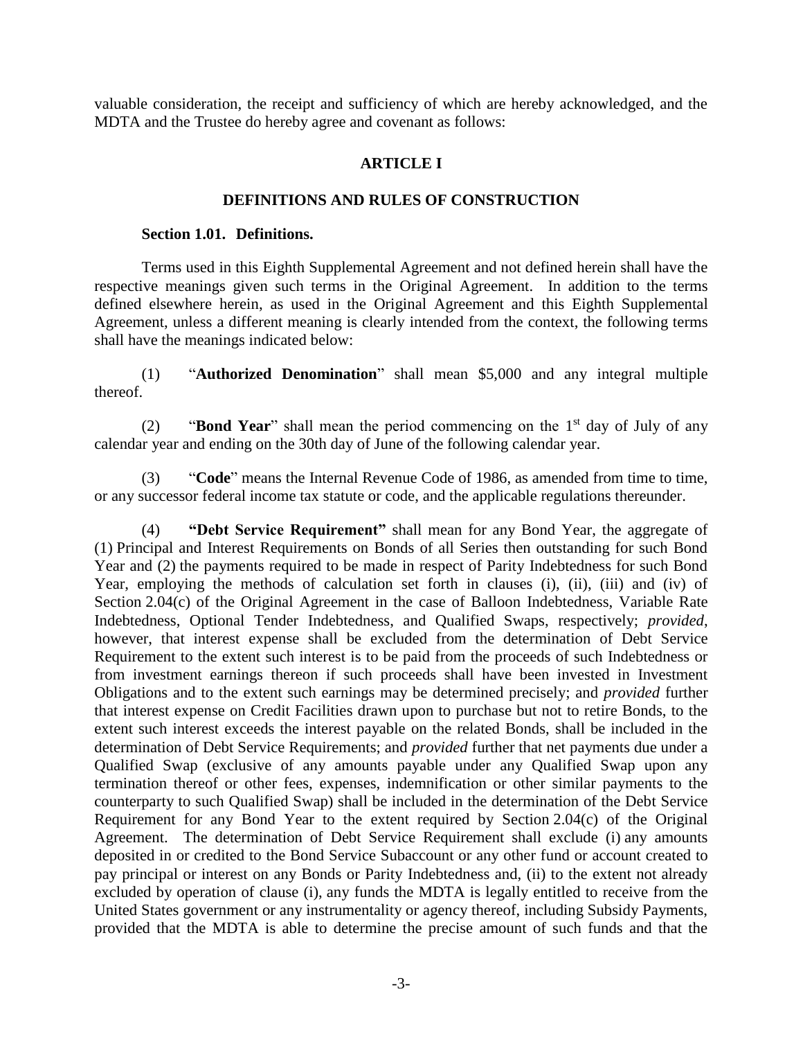valuable consideration, the receipt and sufficiency of which are hereby acknowledged, and the MDTA and the Trustee do hereby agree and covenant as follows:

## ARTICLE I

## DEFINITIONS AND RULES OF CONSTRUCTION

### Section 1.01. Definitions.

Terms used in this Eighth Supplemental Agreement and not defined herein shall have the respective meanings given such terms in the Original Agreement. In addition to the terms defined elsewhere herein, as used in the Original Agreement and this Eighth Supplemental Agreement, unless a different meaning is clearly intended from the context, the following terms shall have the meanings indicated below:

(1) "**Authorized Denomination**" shall mean $5,000 and any integral multiple thereof.

(2) "**Bond Year**" shall mean the period commencing on the 1st day of July of any calendar year and ending on the 30th day of June of the following calendar year.

(3) "**Code**" means the Internal Revenue Code of 1986, as amended from time to time, or any successor federal income tax statute or code, and the applicable regulations thereunder.

(4) **"Debt Service Requirement"** shall mean for any Bond Year, the aggregate of (1) Principal and Interest Requirements on Bonds of all Series then outstanding for such Bond Year and (2) the payments required to be made in respect of Parity Indebtedness for such Bond Year, employing the methods of calculation set forth in clauses (i), (ii), (iii) and (iv) of Section 2.04(c) of the Original Agreement in the case of Balloon Indebtedness, Variable Rate Indebtedness, Optional Tender Indebtedness, and Qualified Swaps, respectively; *provided*, however, that interest expense shall be excluded from the determination of Debt Service Requirement to the extent such interest is to be paid from the proceeds of such Indebtedness or from investment earnings thereon if such proceeds shall have been invested in Investment Obligations and to the extent such earnings may be determined precisely; and *provided* further that interest expense on Credit Facilities drawn upon to purchase but not to retire Bonds, to the extent such interest exceeds the interest payable on the related Bonds, shall be included in the determination of Debt Service Requirements; and *provided* further that net payments due under a Qualified Swap (exclusive of any amounts payable under any Qualified Swap upon any termination thereof or other fees, expenses, indemnification or other similar payments to the counterparty to such Qualified Swap) shall be included in the determination of the Debt Service Requirement for any Bond Year to the extent required by Section 2.04(c) of the Original Agreement. The determination of Debt Service Requirement shall exclude (i) any amounts deposited in or credited to the Bond Service Subaccount or any other fund or account created to pay principal or interest on any Bonds or Parity Indebtedness and, (ii) to the extent not already excluded by operation of clause (i), any funds the MDTA is legally entitled to receive from the United States government or any instrumentality or agency thereof, including Subsidy Payments, provided that the MDTA is able to determine the precise amount of such funds and that the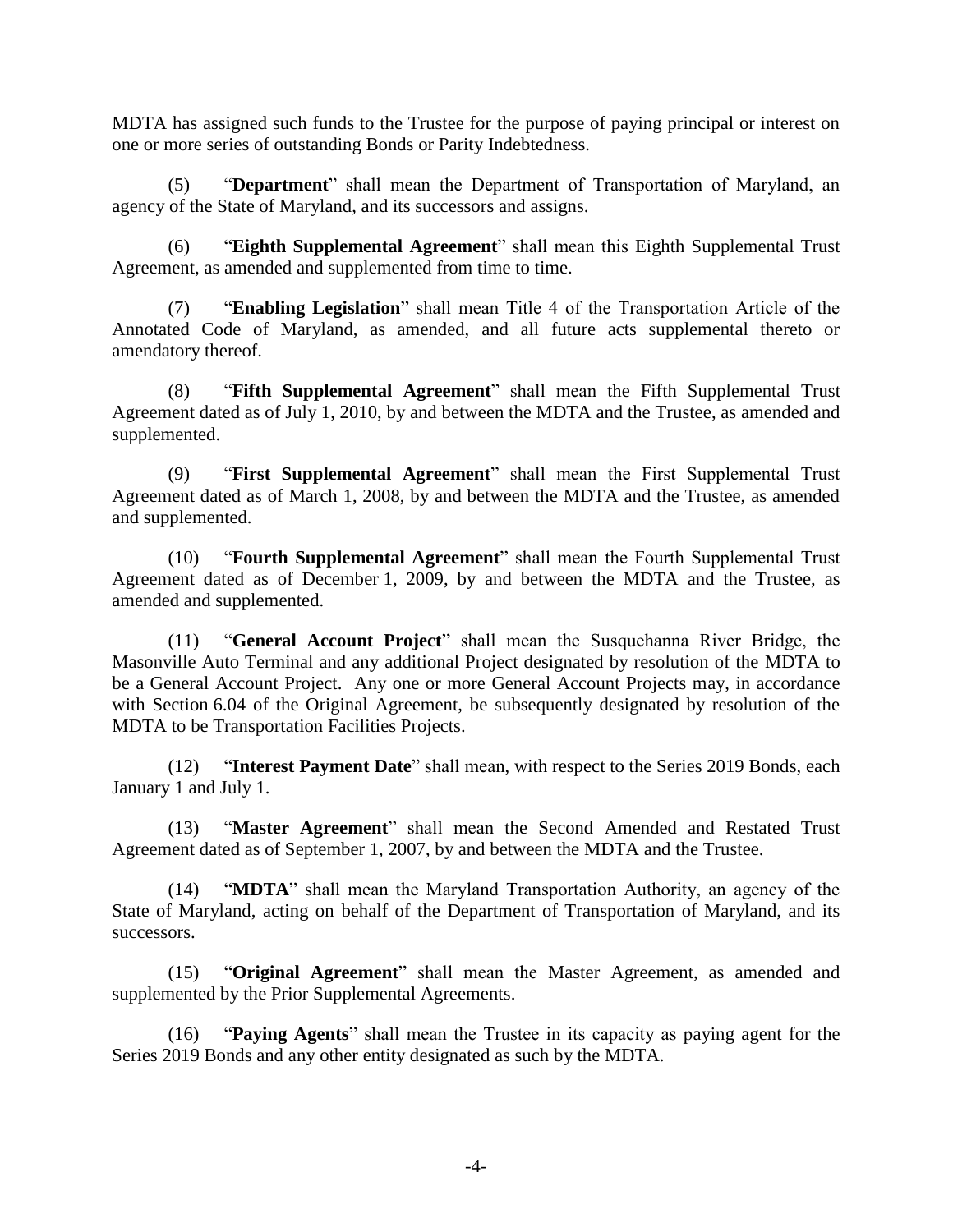MDTA has assigned such funds to the Trustee for the purpose of paying principal or interest on one or more series of outstanding Bonds or Parity Indebtedness.

(5) "**Department**" shall mean the Department of Transportation of Maryland, an agency of the State of Maryland, and its successors and assigns.

(6) "**Eighth Supplemental Agreement**" shall mean this Eighth Supplemental Trust Agreement, as amended and supplemented from time to time.

(7) "**Enabling Legislation**" shall mean Title 4 of the Transportation Article of the Annotated Code of Maryland, as amended, and all future acts supplemental thereto or amendatory thereof.

(8) "**Fifth Supplemental Agreement**" shall mean the Fifth Supplemental Trust Agreement dated as of July 1, 2010, by and between the MDTA and the Trustee, as amended and supplemented.

(9) "**First Supplemental Agreement**" shall mean the First Supplemental Trust Agreement dated as of March 1, 2008, by and between the MDTA and the Trustee, as amended and supplemented.

(10) "**Fourth Supplemental Agreement**" shall mean the Fourth Supplemental Trust Agreement dated as of December 1, 2009, by and between the MDTA and the Trustee, as amended and supplemented.

(11) "**General Account Project**" shall mean the Susquehanna River Bridge, the Masonville Auto Terminal and any additional Project designated by resolution of the MDTA to be a General Account Project. Any one or more General Account Projects may, in accordance with Section 6.04 of the Original Agreement, be subsequently designated by resolution of the MDTA to be Transportation Facilities Projects.

(12) "**Interest Payment Date**" shall mean, with respect to the Series 2019 Bonds, each January 1 and July 1.

(13) "**Master Agreement**" shall mean the Second Amended and Restated Trust Agreement dated as of September 1, 2007, by and between the MDTA and the Trustee.

(14) "**MDTA**" shall mean the Maryland Transportation Authority, an agency of the State of Maryland, acting on behalf of the Department of Transportation of Maryland, and its successors.

(15) "**Original Agreement**" shall mean the Master Agreement, as amended and supplemented by the Prior Supplemental Agreements.

(16) "**Paying Agents**" shall mean the Trustee in its capacity as paying agent for the Series 2019 Bonds and any other entity designated as such by the MDTA.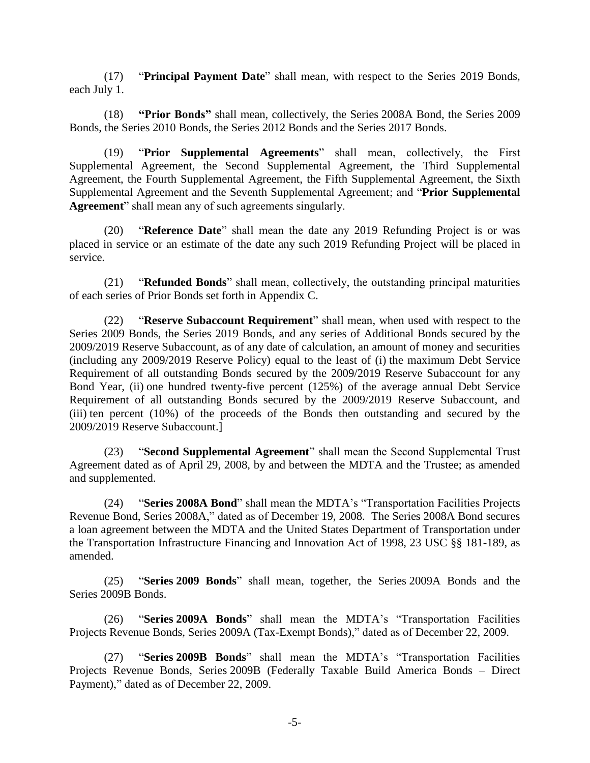(17) "**Principal Payment Date**" shall mean, with respect to the Series 2019 Bonds, each July 1.

(18) **"Prior Bonds"** shall mean, collectively, the Series 2008A Bond, the Series 2009 Bonds, the Series 2010 Bonds, the Series 2012 Bonds and the Series 2017 Bonds.

(19) "**Prior Supplemental Agreements**" shall mean, collectively, the First Supplemental Agreement, the Second Supplemental Agreement, the Third Supplemental Agreement, the Fourth Supplemental Agreement, the Fifth Supplemental Agreement, the Sixth Supplemental Agreement and the Seventh Supplemental Agreement; and "**Prior Supplemental Agreement**" shall mean any of such agreements singularly.

(20) "**Reference Date**" shall mean the date any 2019 Refunding Project is or was placed in service or an estimate of the date any such 2019 Refunding Project will be placed in service.

(21) "**Refunded Bonds**" shall mean, collectively, the outstanding principal maturities of each series of Prior Bonds set forth in Appendix C.

(22) "**Reserve Subaccount Requirement**" shall mean, when used with respect to the Series 2009 Bonds, the Series 2019 Bonds, and any series of Additional Bonds secured by the 2009/2019 Reserve Subaccount, as of any date of calculation, an amount of money and securities (including any 2009/2019 Reserve Policy) equal to the least of (i) the maximum Debt Service Requirement of all outstanding Bonds secured by the 2009/2019 Reserve Subaccount for any Bond Year, (ii) one hundred twenty-five percent (125%) of the average annual Debt Service Requirement of all outstanding Bonds secured by the 2009/2019 Reserve Subaccount, and (iii) ten percent (10%) of the proceeds of the Bonds then outstanding and secured by the 2009/2019 Reserve Subaccount.]

(23) "**Second Supplemental Agreement**" shall mean the Second Supplemental Trust Agreement dated as of April 29, 2008, by and between the MDTA and the Trustee; as amended and supplemented.

(24) "**Series 2008A Bond**" shall mean the MDTA's "Transportation Facilities Projects Revenue Bond, Series 2008A," dated as of December 19, 2008. The Series 2008A Bond secures a loan agreement between the MDTA and the United States Department of Transportation under the Transportation Infrastructure Financing and Innovation Act of 1998, 23 USC §§ 181-189, as amended.

(25) "**Series 2009 Bonds**" shall mean, together, the Series 2009A Bonds and the Series 2009B Bonds.

(26) "**Series 2009A Bonds**" shall mean the MDTA's "Transportation Facilities Projects Revenue Bonds, Series 2009A (Tax-Exempt Bonds)," dated as of December 22, 2009.

(27) "**Series 2009B Bonds**" shall mean the MDTA's "Transportation Facilities Projects Revenue Bonds, Series 2009B (Federally Taxable Build America Bonds – Direct Payment)," dated as of December 22, 2009.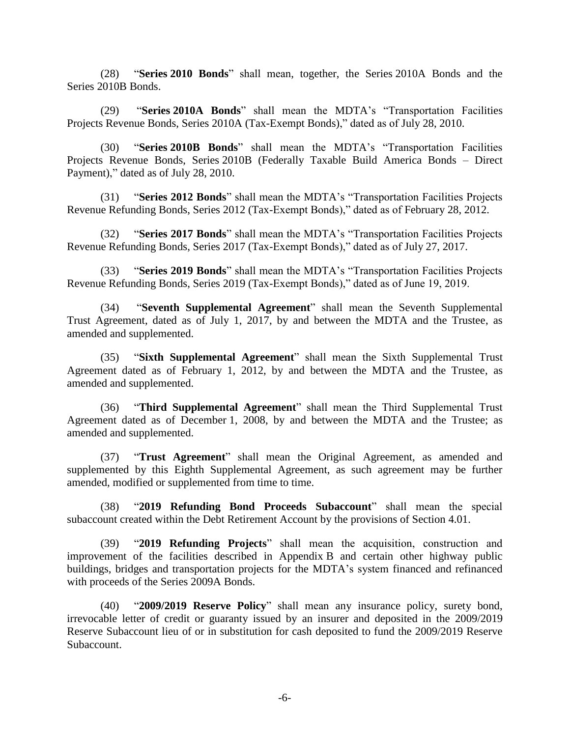(28) "**Series 2010 Bonds**" shall mean, together, the Series 2010A Bonds and the Series 2010B Bonds.

(29) "**Series 2010A Bonds**" shall mean the MDTA's "Transportation Facilities Projects Revenue Bonds, Series 2010A (Tax-Exempt Bonds)," dated as of July 28, 2010.

(30) "**Series 2010B Bonds**" shall mean the MDTA's "Transportation Facilities Projects Revenue Bonds, Series 2010B (Federally Taxable Build America Bonds – Direct Payment)," dated as of July 28, 2010.

(31) "**Series 2012 Bonds**" shall mean the MDTA's "Transportation Facilities Projects Revenue Refunding Bonds, Series 2012 (Tax-Exempt Bonds)," dated as of February 28, 2012.

(32) "**Series 2017 Bonds**" shall mean the MDTA's "Transportation Facilities Projects Revenue Refunding Bonds, Series 2017 (Tax-Exempt Bonds)," dated as of July 27, 2017.

(33) "**Series 2019 Bonds**" shall mean the MDTA's "Transportation Facilities Projects Revenue Refunding Bonds, Series 2019 (Tax-Exempt Bonds)," dated as of June 19, 2019.

(34) "**Seventh Supplemental Agreement**" shall mean the Seventh Supplemental Trust Agreement, dated as of July 1, 2017, by and between the MDTA and the Trustee, as amended and supplemented.

(35) "**Sixth Supplemental Agreement**" shall mean the Sixth Supplemental Trust Agreement dated as of February 1, 2012, by and between the MDTA and the Trustee, as amended and supplemented.

(36) "**Third Supplemental Agreement**" shall mean the Third Supplemental Trust Agreement dated as of December 1, 2008, by and between the MDTA and the Trustee; as amended and supplemented.

(37) "**Trust Agreement**" shall mean the Original Agreement, as amended and supplemented by this Eighth Supplemental Agreement, as such agreement may be further amended, modified or supplemented from time to time.

(38) "**2019 Refunding Bond Proceeds Subaccount**" shall mean the special subaccount created within the Debt Retirement Account by the provisions of Section 4.01.

(39) "**2019 Refunding Projects**" shall mean the acquisition, construction and improvement of the facilities described in Appendix B and certain other highway public buildings, bridges and transportation projects for the MDTA's system financed and refinanced with proceeds of the Series 2009A Bonds.

(40) "**2009/2019 Reserve Policy**" shall mean any insurance policy, surety bond, irrevocable letter of credit or guaranty issued by an insurer and deposited in the 2009/2019 Reserve Subaccount lieu of or in substitution for cash deposited to fund the 2009/2019 Reserve Subaccount.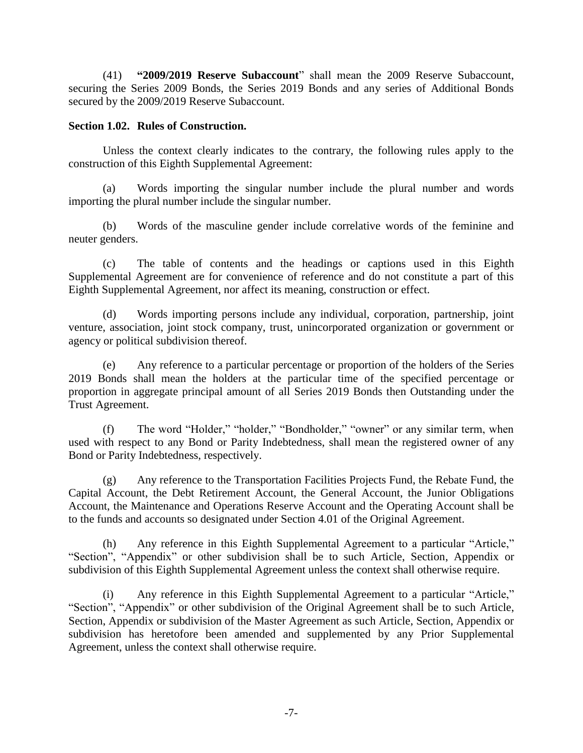(41) **"2009/2019 Reserve Subaccount**" shall mean the 2009 Reserve Subaccount, securing the Series 2009 Bonds, the Series 2019 Bonds and any series of Additional Bonds secured by the 2009/2019 Reserve Subaccount.

**Section 1.02. Rules of Construction.**

Unless the context clearly indicates to the contrary, the following rules apply to the construction of this Eighth Supplemental Agreement:

(a) Words importing the singular number include the plural number and words importing the plural number include the singular number.

(b) Words of the masculine gender include correlative words of the feminine and neuter genders.

(c) The table of contents and the headings or captions used in this Eighth Supplemental Agreement are for convenience of reference and do not constitute a part of this Eighth Supplemental Agreement, nor affect its meaning, construction or effect.

(d) Words importing persons include any individual, corporation, partnership, joint venture, association, joint stock company, trust, unincorporated organization or government or agency or political subdivision thereof.

(e) Any reference to a particular percentage or proportion of the holders of the Series 2019 Bonds shall mean the holders at the particular time of the specified percentage or proportion in aggregate principal amount of all Series 2019 Bonds then Outstanding under the Trust Agreement.

(f) The word "Holder," "holder," "Bondholder," "owner" or any similar term, when used with respect to any Bond or Parity Indebtedness, shall mean the registered owner of any Bond or Parity Indebtedness, respectively.

(g) Any reference to the Transportation Facilities Projects Fund, the Rebate Fund, the Capital Account, the Debt Retirement Account, the General Account, the Junior Obligations Account, the Maintenance and Operations Reserve Account and the Operating Account shall be to the funds and accounts so designated under Section 4.01 of the Original Agreement.

(h) Any reference in this Eighth Supplemental Agreement to a particular "Article," "Section", "Appendix" or other subdivision shall be to such Article, Section, Appendix or subdivision of this Eighth Supplemental Agreement unless the context shall otherwise require.

(i) Any reference in this Eighth Supplemental Agreement to a particular "Article," "Section", "Appendix" or other subdivision of the Original Agreement shall be to such Article, Section, Appendix or subdivision of the Master Agreement as such Article, Section, Appendix or subdivision has heretofore been amended and supplemented by any Prior Supplemental Agreement, unless the context shall otherwise require.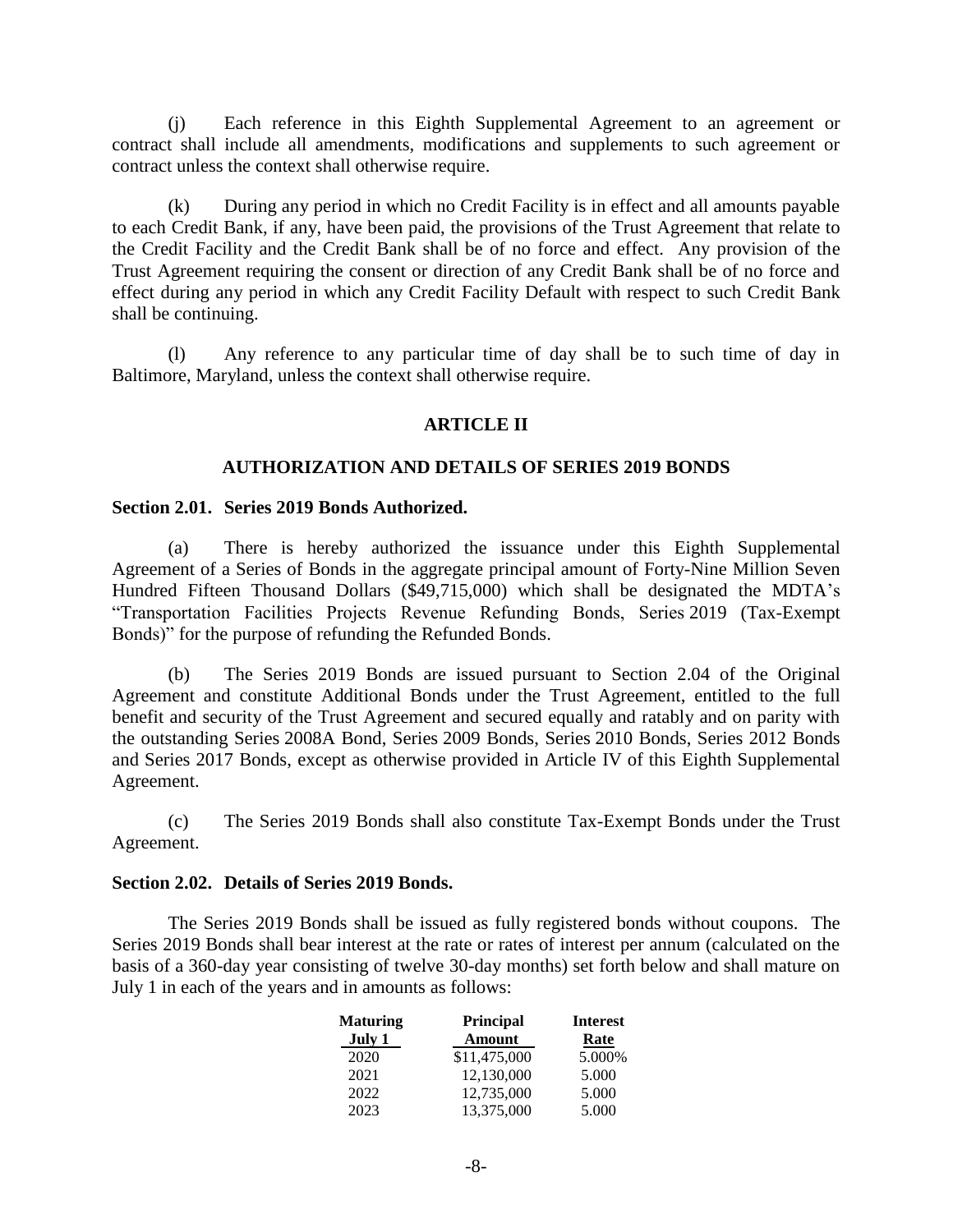(j) Each reference in this Eighth Supplemental Agreement to an agreement or contract shall include all amendments, modifications and supplements to such agreement or contract unless the context shall otherwise require.

(k) During any period in which no Credit Facility is in effect and all amounts payable to each Credit Bank, if any, have been paid, the provisions of the Trust Agreement that relate to the Credit Facility and the Credit Bank shall be of no force and effect. Any provision of the Trust Agreement requiring the consent or direction of any Credit Bank shall be of no force and effect during any period in which any Credit Facility Default with respect to such Credit Bank shall be continuing.

(l) Any reference to any particular time of day shall be to such time of day in Baltimore, Maryland, unless the context shall otherwise require.

## ARTICLE II

## AUTHORIZATION AND DETAILS OF SERIES 2019 BONDS

**Section 2.01. Series 2019 Bonds Authorized.**

(a) There is hereby authorized the issuance under this Eighth Supplemental Agreement of a Series of Bonds in the aggregate principal amount of Forty-Nine Million Seven Hundred Fifteen Thousand Dollars ($49,715,000) which shall be designated the MDTA's "Transportation Facilities Projects Revenue Refunding Bonds, Series 2019 (Tax-Exempt Bonds)" for the purpose of refunding the Refunded Bonds.

(b) The Series 2019 Bonds are issued pursuant to Section 2.04 of the Original Agreement and constitute Additional Bonds under the Trust Agreement, entitled to the full benefit and security of the Trust Agreement and secured equally and ratably and on parity with the outstanding Series 2008A Bond, Series 2009 Bonds, Series 2010 Bonds, Series 2012 Bonds and Series 2017 Bonds, except as otherwise provided in Article IV of this Eighth Supplemental Agreement.

(c) The Series 2019 Bonds shall also constitute Tax-Exempt Bonds under the Trust Agreement.

**Section 2.02. Details of Series 2019 Bonds.**

The Series 2019 Bonds shall be issued as fully registered bonds without coupons. The Series 2019 Bonds shall bear interest at the rate or rates of interest per annum (calculated on the basis of a 360-day year consisting of twelve 30-day months) set forth below and shall mature on July 1 in each of the years and in amounts as follows:

| Maturing July 1 | Principal Amount | Interest Rate |
|---|---|---|
| 2020 | $11,475,000 | 5.000% |
| 2021 | 12,130,000 | 5.000 |
| 2022 | 12,735,000 | 5.000 |
| 2023 | 13,375,000 | 5.000 |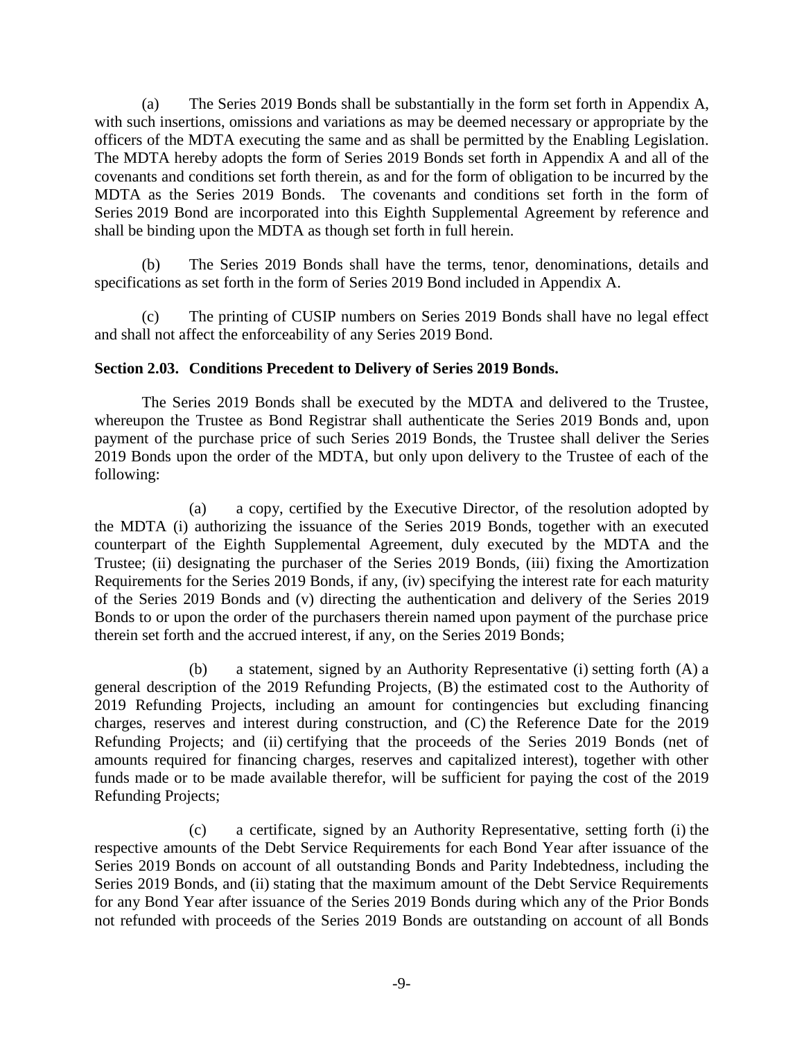(a) The Series 2019 Bonds shall be substantially in the form set forth in Appendix A, with such insertions, omissions and variations as may be deemed necessary or appropriate by the officers of the MDTA executing the same and as shall be permitted by the Enabling Legislation. The MDTA hereby adopts the form of Series 2019 Bonds set forth in Appendix A and all of the covenants and conditions set forth therein, as and for the form of obligation to be incurred by the MDTA as the Series 2019 Bonds. The covenants and conditions set forth in the form of Series 2019 Bond are incorporated into this Eighth Supplemental Agreement by reference and shall be binding upon the MDTA as though set forth in full herein.

(b) The Series 2019 Bonds shall have the terms, tenor, denominations, details and specifications as set forth in the form of Series 2019 Bond included in Appendix A.

(c) The printing of CUSIP numbers on Series 2019 Bonds shall have no legal effect and shall not affect the enforceability of any Series 2019 Bond.

**Section 2.03. Conditions Precedent to Delivery of Series 2019 Bonds.**

The Series 2019 Bonds shall be executed by the MDTA and delivered to the Trustee, whereupon the Trustee as Bond Registrar shall authenticate the Series 2019 Bonds and, upon payment of the purchase price of such Series 2019 Bonds, the Trustee shall deliver the Series 2019 Bonds upon the order of the MDTA, but only upon delivery to the Trustee of each of the following:

(a) a copy, certified by the Executive Director, of the resolution adopted by the MDTA (i) authorizing the issuance of the Series 2019 Bonds, together with an executed counterpart of the Eighth Supplemental Agreement, duly executed by the MDTA and the Trustee; (ii) designating the purchaser of the Series 2019 Bonds, (iii) fixing the Amortization Requirements for the Series 2019 Bonds, if any, (iv) specifying the interest rate for each maturity of the Series 2019 Bonds and (v) directing the authentication and delivery of the Series 2019 Bonds to or upon the order of the purchasers therein named upon payment of the purchase price therein set forth and the accrued interest, if any, on the Series 2019 Bonds;

(b) a statement, signed by an Authority Representative (i) setting forth (A) a general description of the 2019 Refunding Projects, (B) the estimated cost to the Authority of 2019 Refunding Projects, including an amount for contingencies but excluding financing charges, reserves and interest during construction, and (C) the Reference Date for the 2019 Refunding Projects; and (ii) certifying that the proceeds of the Series 2019 Bonds (net of amounts required for financing charges, reserves and capitalized interest), together with other funds made or to be made available therefor, will be sufficient for paying the cost of the 2019 Refunding Projects;

(c) a certificate, signed by an Authority Representative, setting forth (i) the respective amounts of the Debt Service Requirements for each Bond Year after issuance of the Series 2019 Bonds on account of all outstanding Bonds and Parity Indebtedness, including the Series 2019 Bonds, and (ii) stating that the maximum amount of the Debt Service Requirements for any Bond Year after issuance of the Series 2019 Bonds during which any of the Prior Bonds not refunded with proceeds of the Series 2019 Bonds are outstanding on account of all Bonds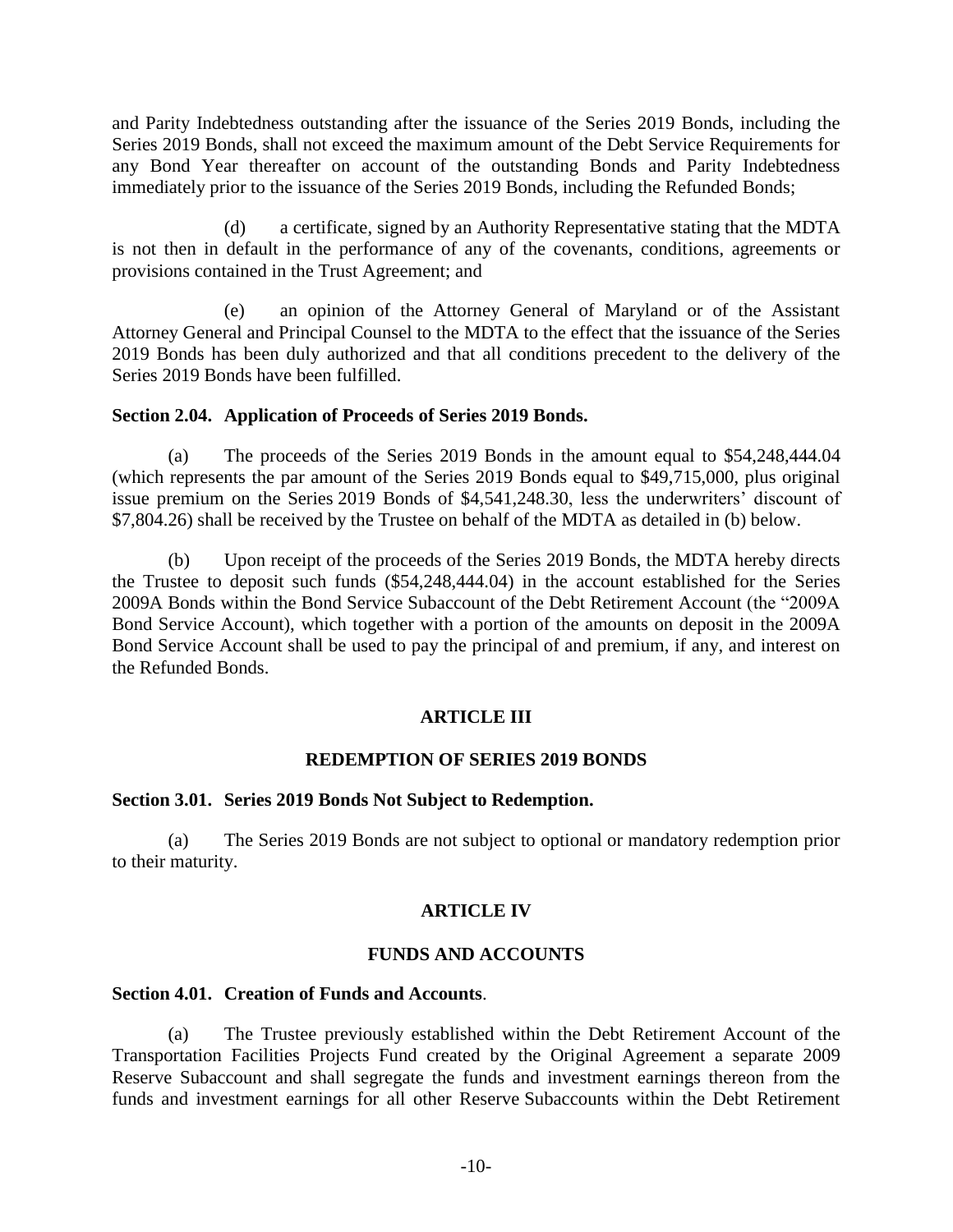and Parity Indebtedness outstanding after the issuance of the Series 2019 Bonds, including the Series 2019 Bonds, shall not exceed the maximum amount of the Debt Service Requirements for any Bond Year thereafter on account of the outstanding Bonds and Parity Indebtedness immediately prior to the issuance of the Series 2019 Bonds, including the Refunded Bonds;

(d) a certificate, signed by an Authority Representative stating that the MDTA is not then in default in the performance of any of the covenants, conditions, agreements or provisions contained in the Trust Agreement; and

(e) an opinion of the Attorney General of Maryland or of the Assistant Attorney General and Principal Counsel to the MDTA to the effect that the issuance of the Series 2019 Bonds has been duly authorized and that all conditions precedent to the delivery of the Series 2019 Bonds have been fulfilled.

**Section 2.04. Application of Proceeds of Series 2019 Bonds.**

(a) The proceeds of the Series 2019 Bonds in the amount equal to $54,248,444.04 (which represents the par amount of the Series 2019 Bonds equal to $49,715,000, plus original issue premium on the Series 2019 Bonds of $4,541,248.30, less the underwriters' discount of $7,804.26) shall be received by the Trustee on behalf of the MDTA as detailed in (b) below.

(b) Upon receipt of the proceeds of the Series 2019 Bonds, the MDTA hereby directs the Trustee to deposit such funds ($54,248,444.04) in the account established for the Series 2009A Bonds within the Bond Service Subaccount of the Debt Retirement Account (the "2009A Bond Service Account), which together with a portion of the amounts on deposit in the 2009A Bond Service Account shall be used to pay the principal of and premium, if any, and interest on the Refunded Bonds.

## ARTICLE III

## REDEMPTION OF SERIES 2019 BONDS

**Section 3.01. Series 2019 Bonds Not Subject to Redemption.**

(a) The Series 2019 Bonds are not subject to optional or mandatory redemption prior to their maturity.

## ARTICLE IV

## FUNDS AND ACCOUNTS

**Section 4.01. Creation of Funds and Accounts**.

(a) The Trustee previously established within the Debt Retirement Account of the Transportation Facilities Projects Fund created by the Original Agreement a separate 2009 Reserve Subaccount and shall segregate the funds and investment earnings thereon from the funds and investment earnings for all other Reserve Subaccounts within the Debt Retirement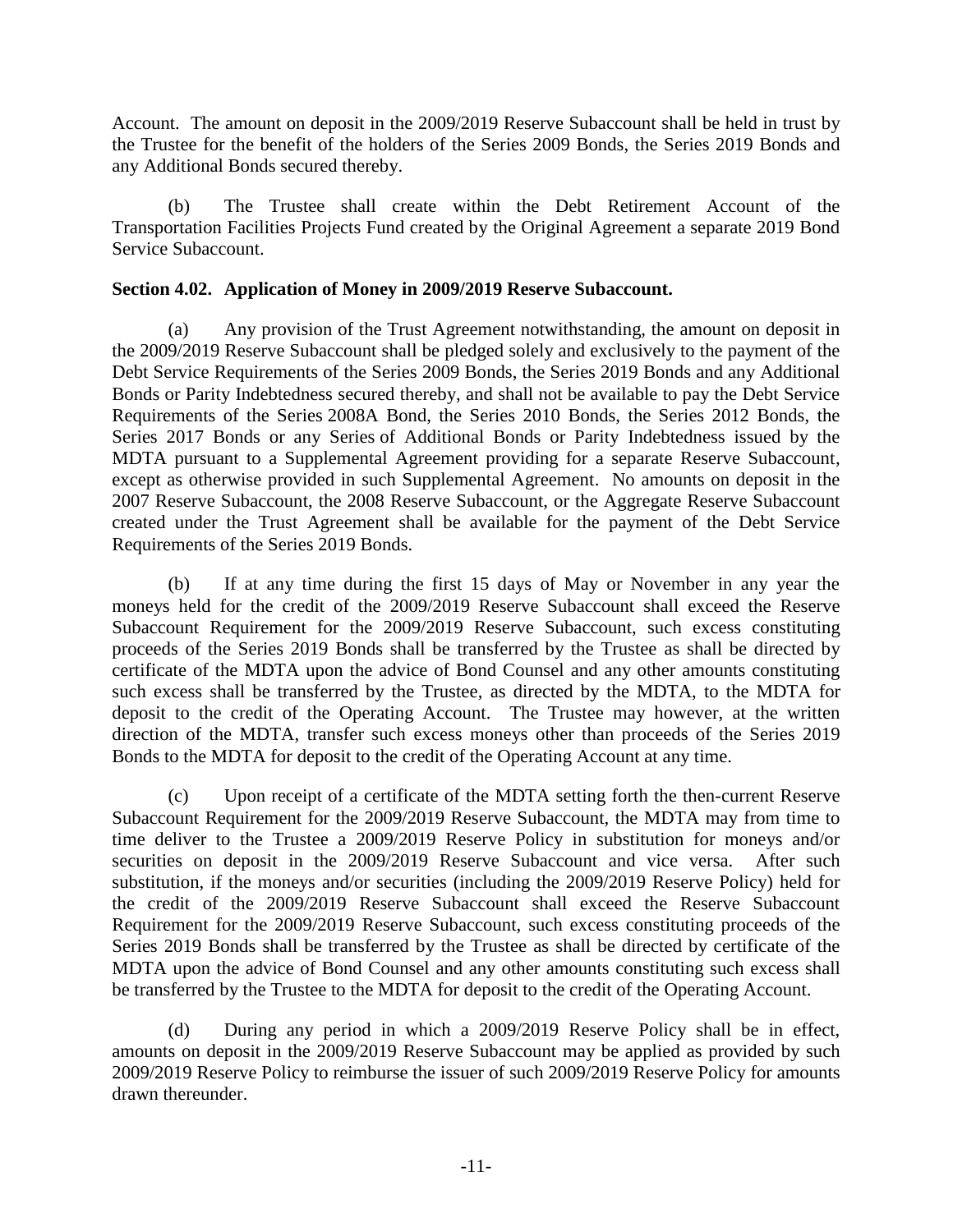Account. The amount on deposit in the 2009/2019 Reserve Subaccount shall be held in trust by the Trustee for the benefit of the holders of the Series 2009 Bonds, the Series 2019 Bonds and any Additional Bonds secured thereby.

(b) The Trustee shall create within the Debt Retirement Account of the Transportation Facilities Projects Fund created by the Original Agreement a separate 2019 Bond Service Subaccount.

**Section 4.02. Application of Money in 2009/2019 Reserve Subaccount.**

(a) Any provision of the Trust Agreement notwithstanding, the amount on deposit in the 2009/2019 Reserve Subaccount shall be pledged solely and exclusively to the payment of the Debt Service Requirements of the Series 2009 Bonds, the Series 2019 Bonds and any Additional Bonds or Parity Indebtedness secured thereby, and shall not be available to pay the Debt Service Requirements of the Series 2008A Bond, the Series 2010 Bonds, the Series 2012 Bonds, the Series 2017 Bonds or any Series of Additional Bonds or Parity Indebtedness issued by the MDTA pursuant to a Supplemental Agreement providing for a separate Reserve Subaccount, except as otherwise provided in such Supplemental Agreement. No amounts on deposit in the 2007 Reserve Subaccount, the 2008 Reserve Subaccount, or the Aggregate Reserve Subaccount created under the Trust Agreement shall be available for the payment of the Debt Service Requirements of the Series 2019 Bonds.

(b) If at any time during the first 15 days of May or November in any year the moneys held for the credit of the 2009/2019 Reserve Subaccount shall exceed the Reserve Subaccount Requirement for the 2009/2019 Reserve Subaccount, such excess constituting proceeds of the Series 2019 Bonds shall be transferred by the Trustee as shall be directed by certificate of the MDTA upon the advice of Bond Counsel and any other amounts constituting such excess shall be transferred by the Trustee, as directed by the MDTA, to the MDTA for deposit to the credit of the Operating Account. The Trustee may however, at the written direction of the MDTA, transfer such excess moneys other than proceeds of the Series 2019 Bonds to the MDTA for deposit to the credit of the Operating Account at any time.

(c) Upon receipt of a certificate of the MDTA setting forth the then-current Reserve Subaccount Requirement for the 2009/2019 Reserve Subaccount, the MDTA may from time to time deliver to the Trustee a 2009/2019 Reserve Policy in substitution for moneys and/or securities on deposit in the 2009/2019 Reserve Subaccount and vice versa. After such substitution, if the moneys and/or securities (including the 2009/2019 Reserve Policy) held for the credit of the 2009/2019 Reserve Subaccount shall exceed the Reserve Subaccount Requirement for the 2009/2019 Reserve Subaccount, such excess constituting proceeds of the Series 2019 Bonds shall be transferred by the Trustee as shall be directed by certificate of the MDTA upon the advice of Bond Counsel and any other amounts constituting such excess shall be transferred by the Trustee to the MDTA for deposit to the credit of the Operating Account.

(d) During any period in which a 2009/2019 Reserve Policy shall be in effect, amounts on deposit in the 2009/2019 Reserve Subaccount may be applied as provided by such 2009/2019 Reserve Policy to reimburse the issuer of such 2009/2019 Reserve Policy for amounts drawn thereunder.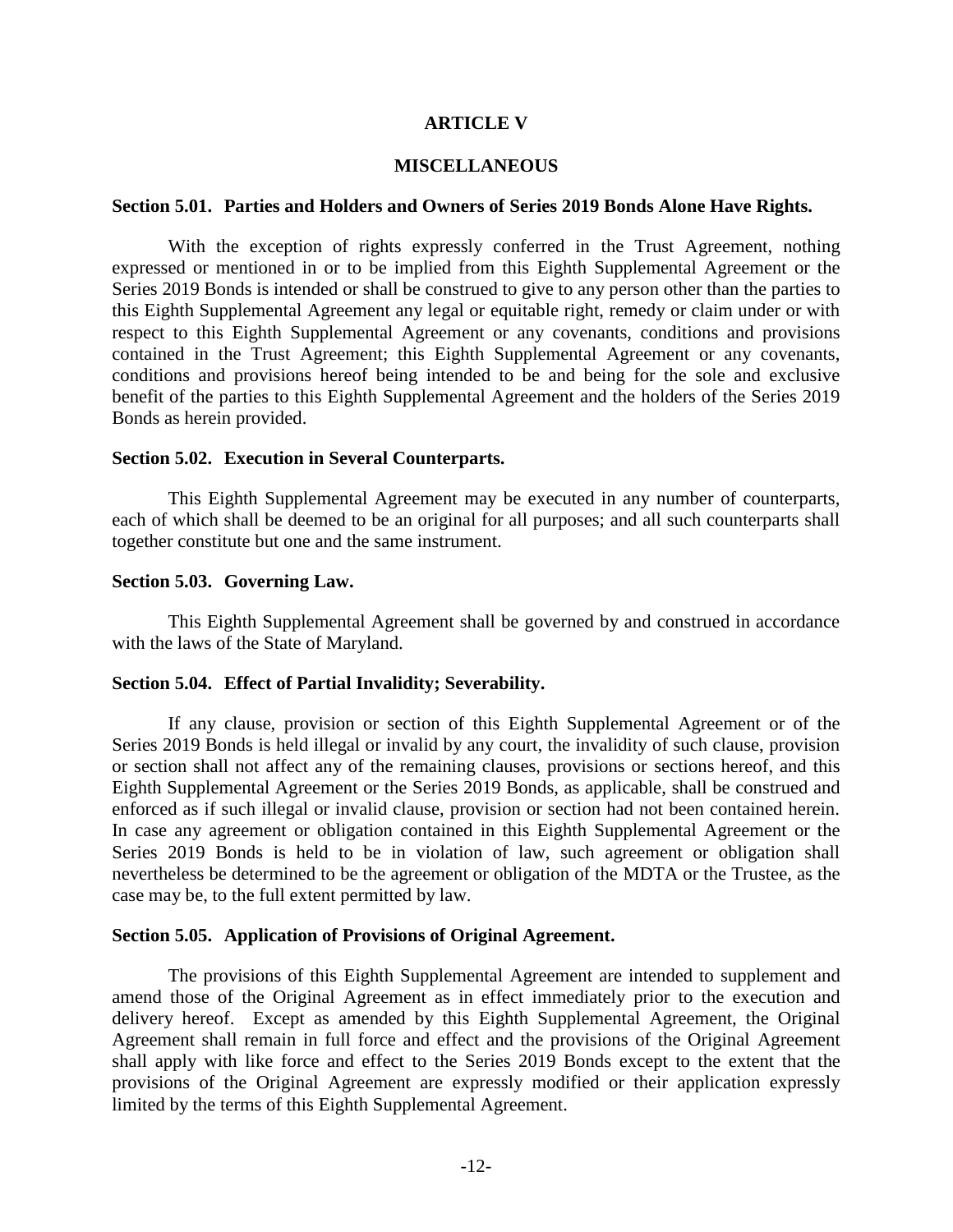# ARTICLE V

# MISCELLANEOUS

**Section 5.01. Parties and Holders and Owners of Series 2019 Bonds Alone Have Rights.**

With the exception of rights expressly conferred in the Trust Agreement, nothing expressed or mentioned in or to be implied from this Eighth Supplemental Agreement or the Series 2019 Bonds is intended or shall be construed to give to any person other than the parties to this Eighth Supplemental Agreement any legal or equitable right, remedy or claim under or with respect to this Eighth Supplemental Agreement or any covenants, conditions and provisions contained in the Trust Agreement; this Eighth Supplemental Agreement or any covenants, conditions and provisions hereof being intended to be and being for the sole and exclusive benefit of the parties to this Eighth Supplemental Agreement and the holders of the Series 2019 Bonds as herein provided.

**Section 5.02. Execution in Several Counterparts.**

This Eighth Supplemental Agreement may be executed in any number of counterparts, each of which shall be deemed to be an original for all purposes; and all such counterparts shall together constitute but one and the same instrument.

**Section 5.03. Governing Law.**

This Eighth Supplemental Agreement shall be governed by and construed in accordance with the laws of the State of Maryland.

**Section 5.04. Effect of Partial Invalidity; Severability.**

If any clause, provision or section of this Eighth Supplemental Agreement or of the Series 2019 Bonds is held illegal or invalid by any court, the invalidity of such clause, provision or section shall not affect any of the remaining clauses, provisions or sections hereof, and this Eighth Supplemental Agreement or the Series 2019 Bonds, as applicable, shall be construed and enforced as if such illegal or invalid clause, provision or section had not been contained herein. In case any agreement or obligation contained in this Eighth Supplemental Agreement or the Series 2019 Bonds is held to be in violation of law, such agreement or obligation shall nevertheless be determined to be the agreement or obligation of the MDTA or the Trustee, as the case may be, to the full extent permitted by law.

**Section 5.05. Application of Provisions of Original Agreement.**

The provisions of this Eighth Supplemental Agreement are intended to supplement and amend those of the Original Agreement as in effect immediately prior to the execution and delivery hereof. Except as amended by this Eighth Supplemental Agreement, the Original Agreement shall remain in full force and effect and the provisions of the Original Agreement shall apply with like force and effect to the Series 2019 Bonds except to the extent that the provisions of the Original Agreement are expressly modified or their application expressly limited by the terms of this Eighth Supplemental Agreement.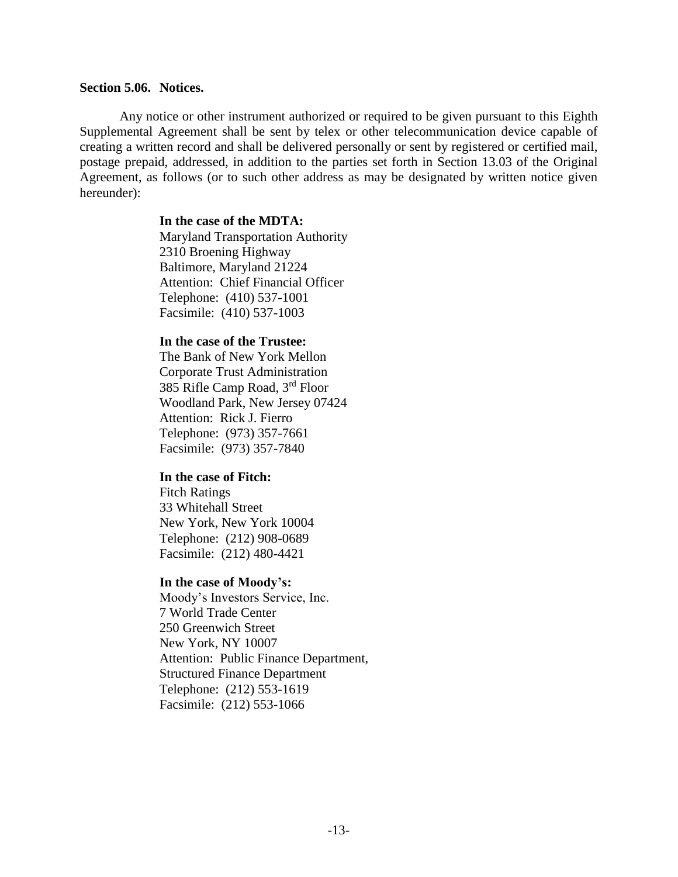**Section 5.06. Notices.**

Any notice or other instrument authorized or required to be given pursuant to this Eighth Supplemental Agreement shall be sent by telex or other telecommunication device capable of creating a written record and shall be delivered personally or sent by registered or certified mail, postage prepaid, addressed, in addition to the parties set forth in Section 13.03 of the Original Agreement, as follows (or to such other address as may be designated by written notice given hereunder):

**In the case of the MDTA:**
Maryland Transportation Authority
2310 Broening Highway
Baltimore, Maryland 21224
Attention: Chief Financial Officer
Telephone: (410) 537-1001
Facsimile: (410) 537-1003

**In the case of the Trustee:**
The Bank of New York Mellon
Corporate Trust Administration
385 Rifle Camp Road, 3rd Floor
Woodland Park, New Jersey 07424
Attention: Rick J. Fierro
Telephone: (973) 357-7661
Facsimile: (973) 357-7840

**In the case of Fitch:**
Fitch Ratings
33 Whitehall Street
New York, New York 10004
Telephone: (212) 908-0689
Facsimile: (212) 480-4421

**In the case of Moody's:**
Moody's Investors Service, Inc.
7 World Trade Center
250 Greenwich Street
New York, NY 10007
Attention: Public Finance Department,
Structured Finance Department
Telephone: (212) 553-1619
Facsimile: (212) 553-1066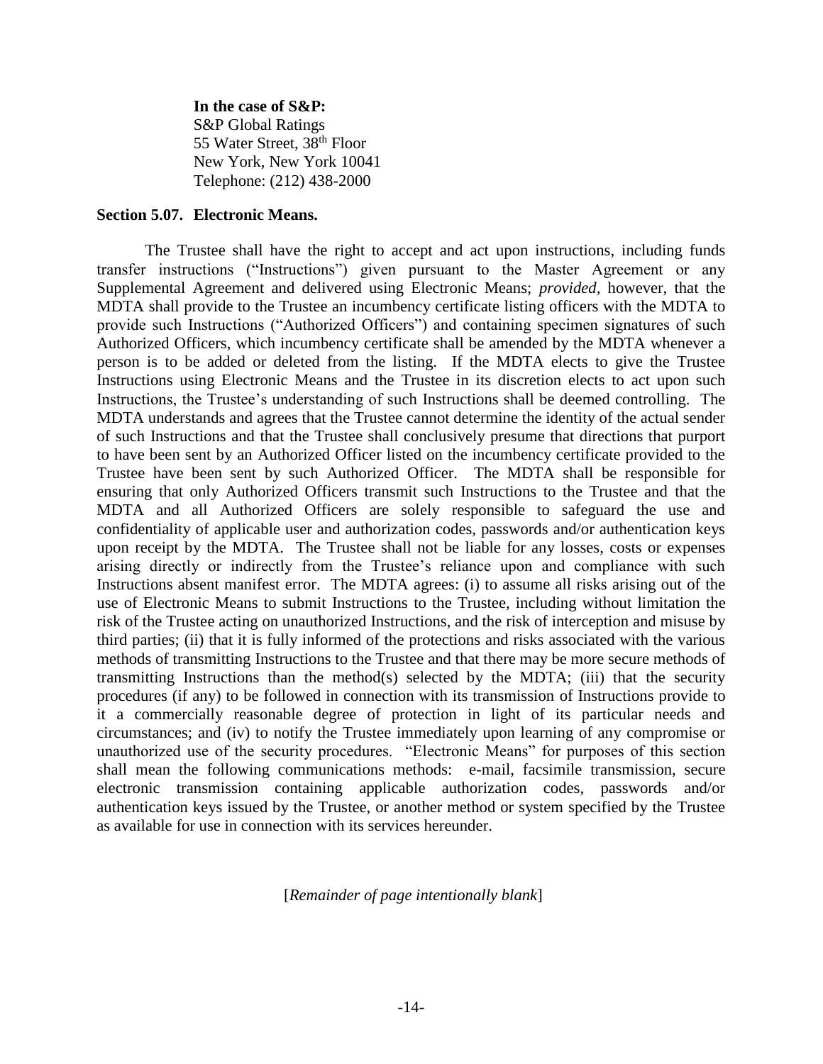**In the case of S&P:**
S&P Global Ratings
55 Water Street, 38th Floor
New York, New York 10041
Telephone: (212) 438-2000

**Section 5.07. Electronic Means.**

The Trustee shall have the right to accept and act upon instructions, including funds transfer instructions ("Instructions") given pursuant to the Master Agreement or any Supplemental Agreement and delivered using Electronic Means; *provided*, however, that the MDTA shall provide to the Trustee an incumbency certificate listing officers with the MDTA to provide such Instructions ("Authorized Officers") and containing specimen signatures of such Authorized Officers, which incumbency certificate shall be amended by the MDTA whenever a person is to be added or deleted from the listing. If the MDTA elects to give the Trustee Instructions using Electronic Means and the Trustee in its discretion elects to act upon such Instructions, the Trustee's understanding of such Instructions shall be deemed controlling. The MDTA understands and agrees that the Trustee cannot determine the identity of the actual sender of such Instructions and that the Trustee shall conclusively presume that directions that purport to have been sent by an Authorized Officer listed on the incumbency certificate provided to the Trustee have been sent by such Authorized Officer. The MDTA shall be responsible for ensuring that only Authorized Officers transmit such Instructions to the Trustee and that the MDTA and all Authorized Officers are solely responsible to safeguard the use and confidentiality of applicable user and authorization codes, passwords and/or authentication keys upon receipt by the MDTA. The Trustee shall not be liable for any losses, costs or expenses arising directly or indirectly from the Trustee's reliance upon and compliance with such Instructions absent manifest error. The MDTA agrees: (i) to assume all risks arising out of the use of Electronic Means to submit Instructions to the Trustee, including without limitation the risk of the Trustee acting on unauthorized Instructions, and the risk of interception and misuse by third parties; (ii) that it is fully informed of the protections and risks associated with the various methods of transmitting Instructions to the Trustee and that there may be more secure methods of transmitting Instructions than the method(s) selected by the MDTA; (iii) that the security procedures (if any) to be followed in connection with its transmission of Instructions provide to it a commercially reasonable degree of protection in light of its particular needs and circumstances; and (iv) to notify the Trustee immediately upon learning of any compromise or unauthorized use of the security procedures. "Electronic Means" for purposes of this section shall mean the following communications methods: e-mail, facsimile transmission, secure electronic transmission containing applicable authorization codes, passwords and/or authentication keys issued by the Trustee, or another method or system specified by the Trustee as available for use in connection with its services hereunder.

[*Remainder of page intentionally blank*]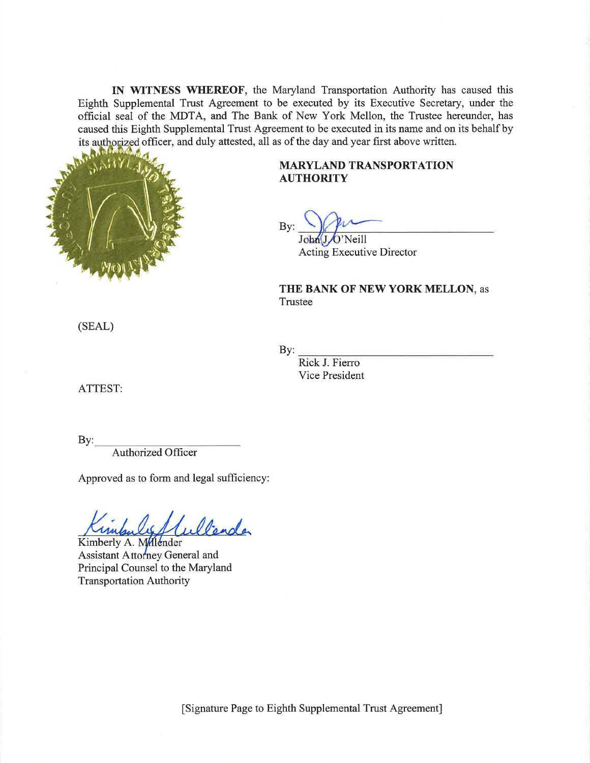**IN WITNESS WHEREOF**, the Maryland Transportation Authority has caused this Eighth Supplemental Trust Agreement to be executed by its Executive Secretary, under the official seal of the MDTA, and The Bank of New York Mellon, the Trustee hereunder, has caused this Eighth Supplemental Trust Agreement to be executed in its name and on its behalf by its authorized officer, and duly attested, all as of the day and year first above written.

**MARYLAND TRANSPORTATION AUTHORITY**

By: ______________________________
John J. O'Neill
Acting Executive Director

**THE BANK OF NEW YORK MELLON**, as Trustee

(SEAL)

By: ______________________________
Rick J. Fierro
Vice President

ATTEST:

By: ______________________________
Authorized Officer

Approved as to form and legal sufficiency:

Kimberly A. Millender
Assistant Attorney General and
Principal Counsel to the Maryland
Transportation Authority

[Signature Page to Eighth Supplemental Trust Agreement]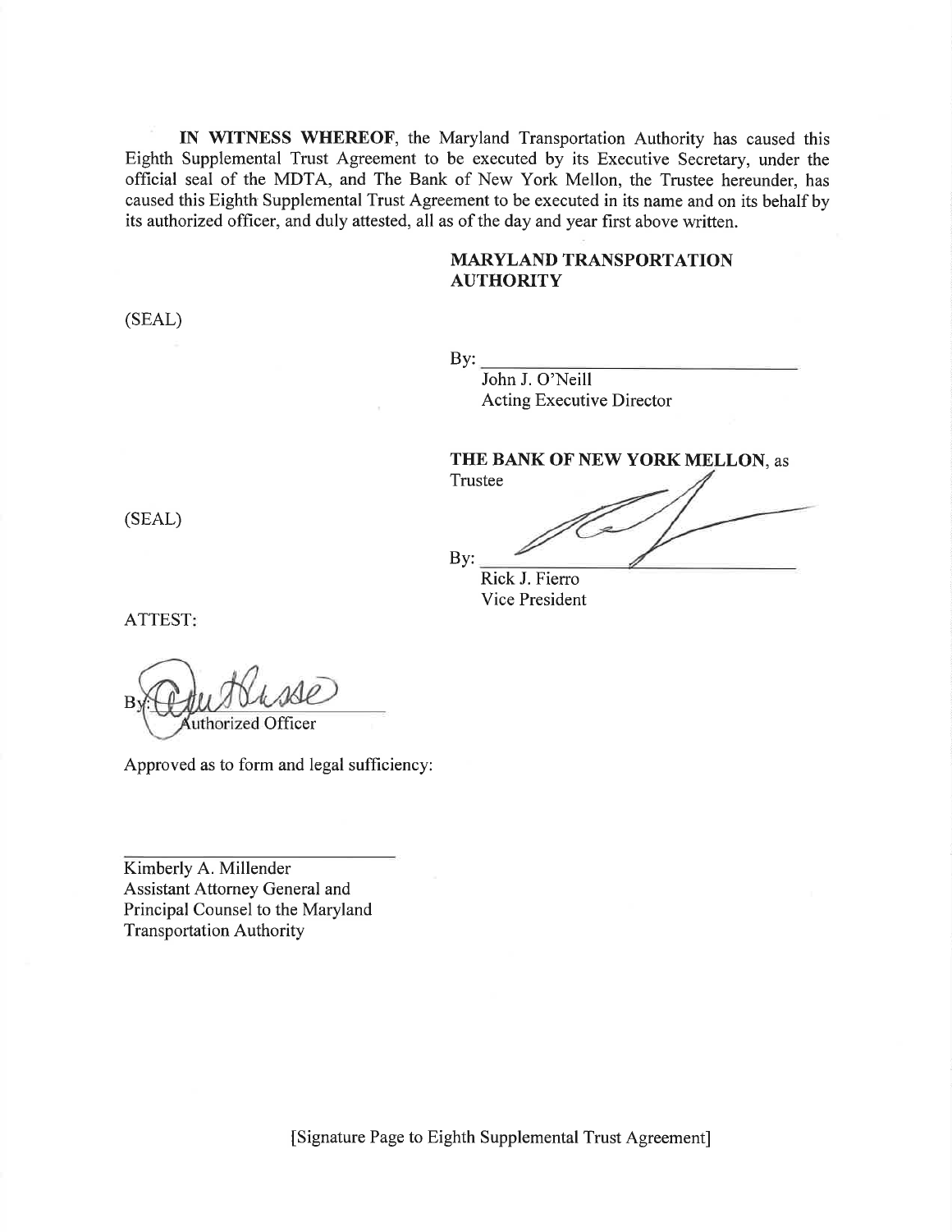**IN WITNESS WHEREOF**, the Maryland Transportation Authority has caused this Eighth Supplemental Trust Agreement to be executed by its Executive Secretary, under the official seal of the MDTA, and The Bank of New York Mellon, the Trustee hereunder, has caused this Eighth Supplemental Trust Agreement to be executed in its name and on its behalf by its authorized officer, and duly attested, all as of the day and year first above written.

**MARYLAND TRANSPORTATION AUTHORITY**

(SEAL)

By: ______________________________
John J. O'Neill
Acting Executive Director

**THE BANK OF NEW YORK MELLON**, as Trustee

(SEAL)

By: ______________________________
Rick J. Fierro
Vice President

ATTEST:

By: ______________________________
Authorized Officer

Approved as to form and legal sufficiency:

______________________________
Kimberly A. Millender
Assistant Attorney General and
Principal Counsel to the Maryland
Transportation Authority

[Signature Page to Eighth Supplemental Trust Agreement]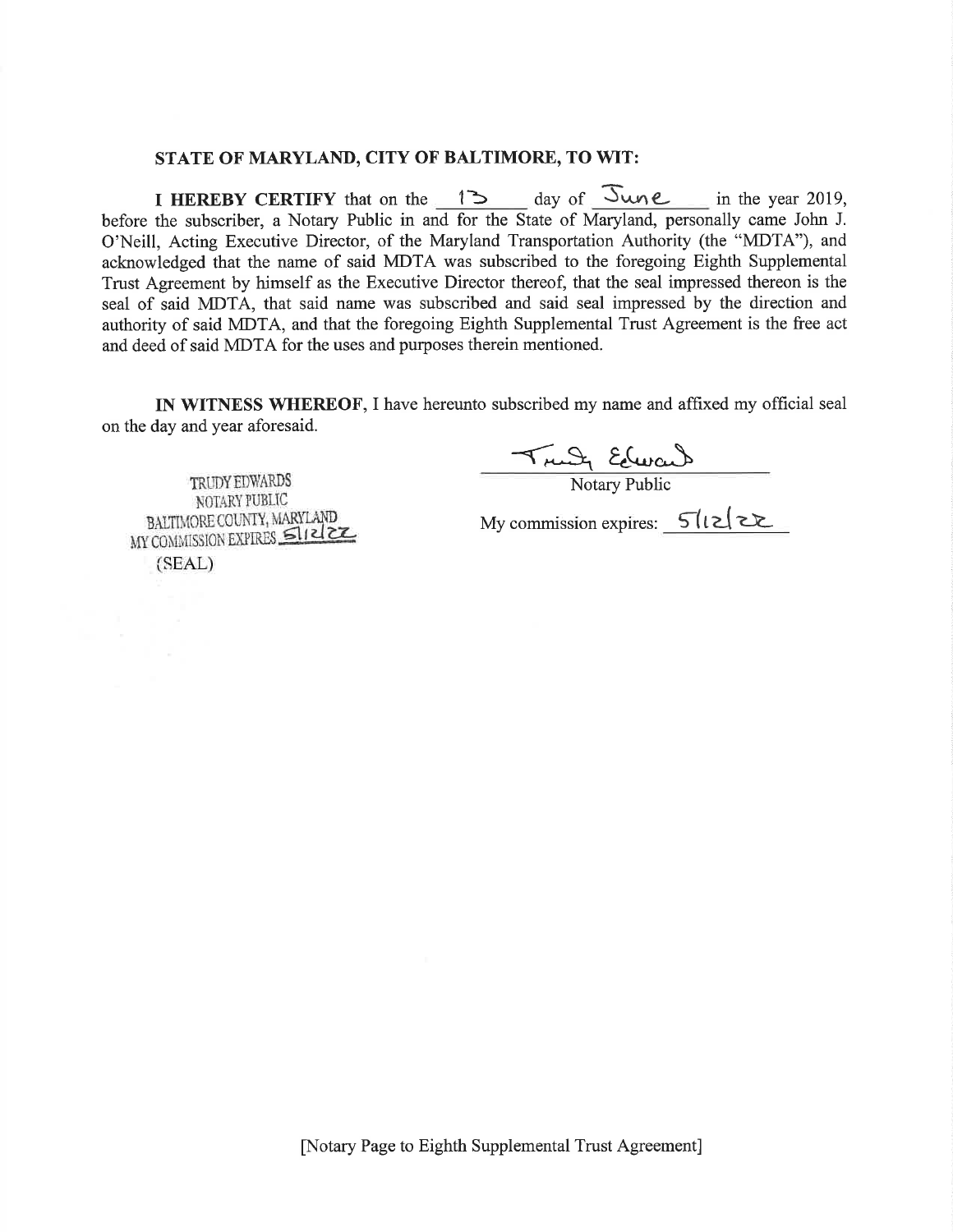**STATE OF MARYLAND, CITY OF BALTIMORE, TO WIT:**

**I HEREBY CERTIFY** that on the 13 day of June in the year 2019, before the subscriber, a Notary Public in and for the State of Maryland, personally came John J. O'Neill, Acting Executive Director, of the Maryland Transportation Authority (the "MDTA"), and acknowledged that the name of said MDTA was subscribed to the foregoing Eighth Supplemental Trust Agreement by himself as the Executive Director thereof, that the seal impressed thereon is the seal of said MDTA, that said name was subscribed and said seal impressed by the direction and authority of said MDTA, and that the foregoing Eighth Supplemental Trust Agreement is the free act and deed of said MDTA for the uses and purposes therein mentioned.

**IN WITNESS WHEREOF**, I have hereunto subscribed my name and affixed my official seal on the day and year aforesaid.

Trudy Edwards
Notary Public

My commission expires: 5/12/22

TRUDY EDWARDS
NOTARY PUBLIC
BALTIMORE COUNTY, MARYLAND
MY COMMISSION EXPIRES 5/12/22
(SEAL)

[Notary Page to Eighth Supplemental Trust Agreement]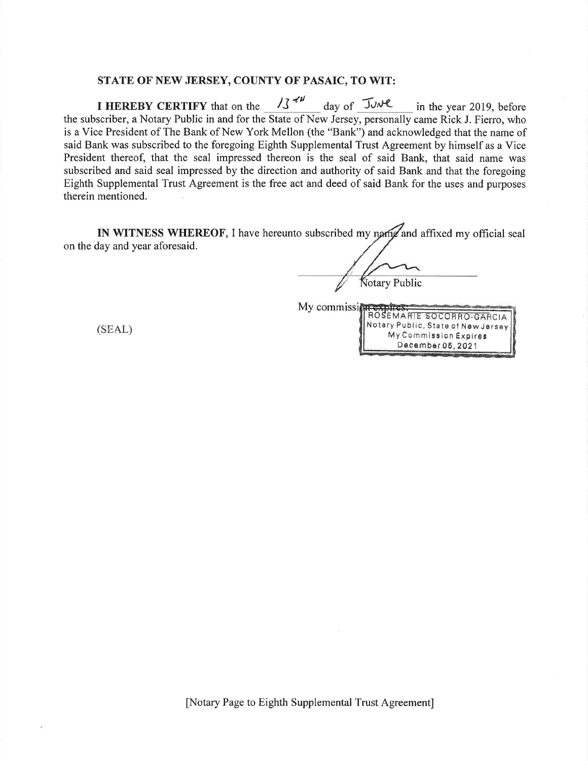**STATE OF NEW JERSEY, COUNTY OF PASAIC, TO WIT:**

**I HEREBY CERTIFY** that on the 13th day of June in the year 2019, before the subscriber, a Notary Public in and for the State of New Jersey, personally came Rick J. Fierro, who is a Vice President of The Bank of New York Mellon (the "Bank") and acknowledged that the name of said Bank was subscribed to the foregoing Eighth Supplemental Trust Agreement by himself as a Vice President thereof, that the seal impressed thereon is the seal of said Bank, that said name was subscribed and said seal impressed by the direction and authority of said Bank and that the foregoing Eighth Supplemental Trust Agreement is the free act and deed of said Bank for the uses and purposes therein mentioned.

**IN WITNESS WHEREOF**, I have hereunto subscribed my name and affixed my official seal on the day and year aforesaid.

Notary Public

My commission expires:

ROSEMARIE SOCORRO-GARCIA
Notary Public, State of New Jersey
My Commission Expires
December 05, 2021

(SEAL)

[Notary Page to Eighth Supplemental Trust Agreement]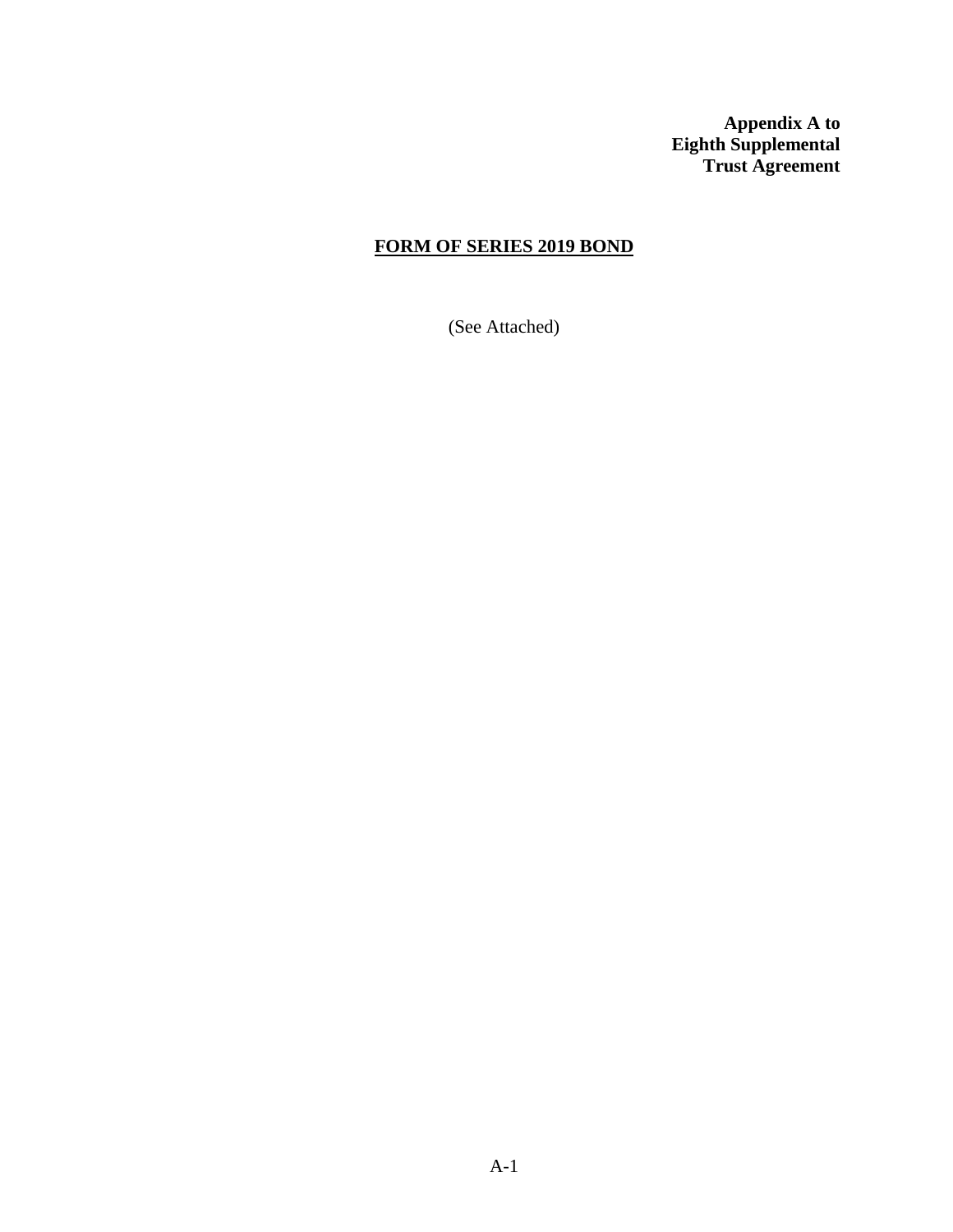**Appendix A to Eighth Supplemental Trust Agreement**

**FORM OF SERIES 2019 BOND**

(See Attached)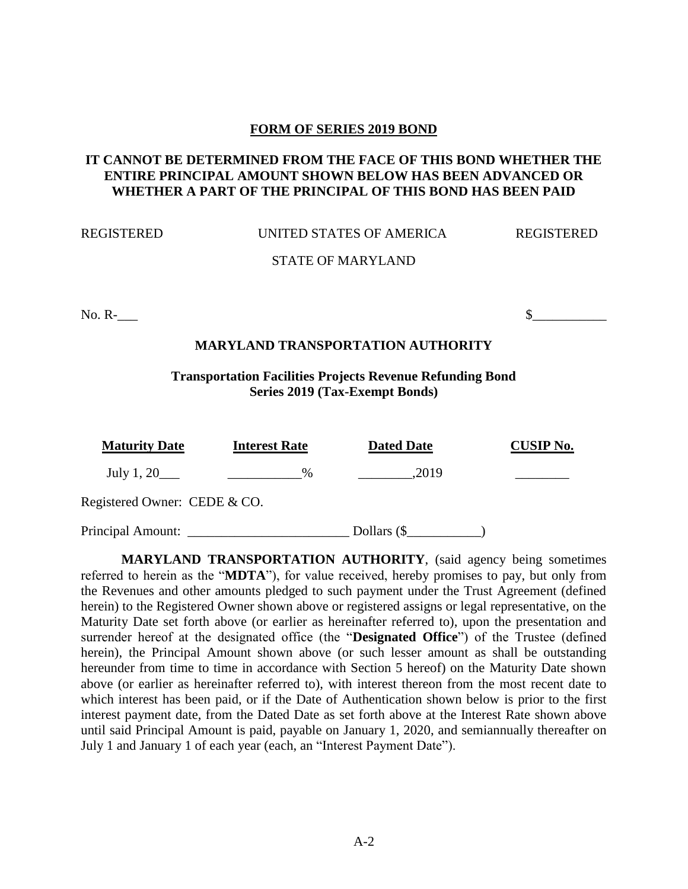**FORM OF SERIES 2019 BOND**

**IT CANNOT BE DETERMINED FROM THE FACE OF THIS BOND WHETHER THE ENTIRE PRINCIPAL AMOUNT SHOWN BELOW HAS BEEN ADVANCED OR WHETHER A PART OF THE PRINCIPAL OF THIS BOND HAS BEEN PAID**

REGISTERED UNITED STATES OF AMERICA REGISTERED

STATE OF MARYLAND

No. R-___ $___________

**MARYLAND TRANSPORTATION AUTHORITY**

**Transportation Facilities Projects Revenue Refunding Bond Series 2019 (Tax-Exempt Bonds)**

| Maturity Date | Interest Rate | Dated Date | CUSIP No. |
|---|---|---|---|
| July 1, 20___ | ___________% | ________,2019 | ________ |

Registered Owner: CEDE & CO.

Principal Amount: ________________________ Dollars ($___________)

**MARYLAND TRANSPORTATION AUTHORITY**, (said agency being sometimes referred to herein as the "**MDTA**"), for value received, hereby promises to pay, but only from the Revenues and other amounts pledged to such payment under the Trust Agreement (defined herein) to the Registered Owner shown above or registered assigns or legal representative, on the Maturity Date set forth above (or earlier as hereinafter referred to), upon the presentation and surrender hereof at the designated office (the "**Designated Office**") of the Trustee (defined herein), the Principal Amount shown above (or such lesser amount as shall be outstanding hereunder from time to time in accordance with Section 5 hereof) on the Maturity Date shown above (or earlier as hereinafter referred to), with interest thereon from the most recent date to which interest has been paid, or if the Date of Authentication shown below is prior to the first interest payment date, from the Dated Date as set forth above at the Interest Rate shown above until said Principal Amount is paid, payable on January 1, 2020, and semiannually thereafter on July 1 and January 1 of each year (each, an "Interest Payment Date").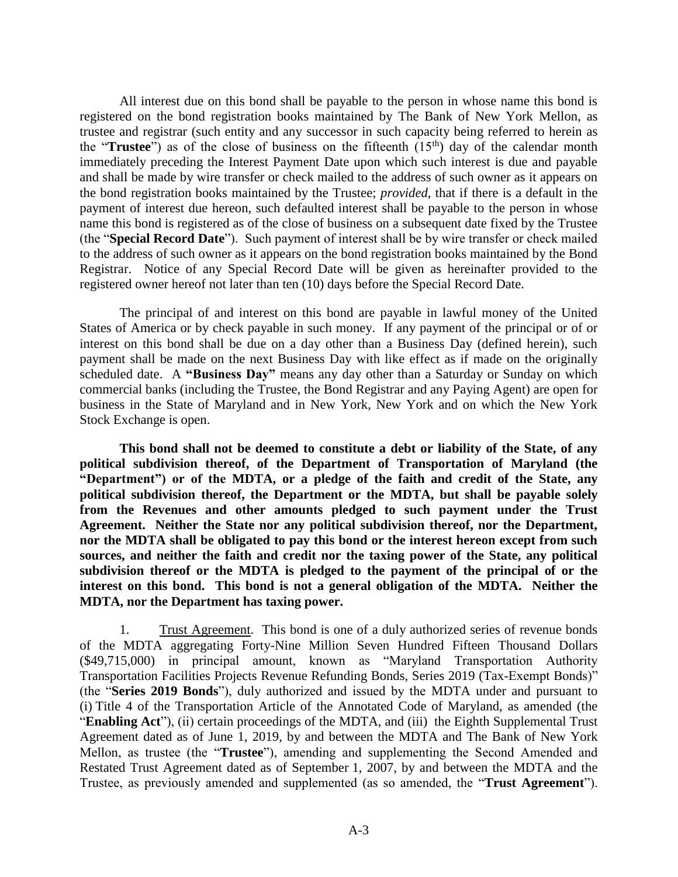All interest due on this bond shall be payable to the person in whose name this bond is registered on the bond registration books maintained by The Bank of New York Mellon, as trustee and registrar (such entity and any successor in such capacity being referred to herein as the "**Trustee**") as of the close of business on the fifteenth (15th) day of the calendar month immediately preceding the Interest Payment Date upon which such interest is due and payable and shall be made by wire transfer or check mailed to the address of such owner as it appears on the bond registration books maintained by the Trustee; *provided*, that if there is a default in the payment of interest due hereon, such defaulted interest shall be payable to the person in whose name this bond is registered as of the close of business on a subsequent date fixed by the Trustee (the "**Special Record Date**"). Such payment of interest shall be by wire transfer or check mailed to the address of such owner as it appears on the bond registration books maintained by the Bond Registrar. Notice of any Special Record Date will be given as hereinafter provided to the registered owner hereof not later than ten (10) days before the Special Record Date.

The principal of and interest on this bond are payable in lawful money of the United States of America or by check payable in such money. If any payment of the principal or of or interest on this bond shall be due on a day other than a Business Day (defined herein), such payment shall be made on the next Business Day with like effect as if made on the originally scheduled date. A **"Business Day"** means any day other than a Saturday or Sunday on which commercial banks (including the Trustee, the Bond Registrar and any Paying Agent) are open for business in the State of Maryland and in New York, New York and on which the New York Stock Exchange is open.

**This bond shall not be deemed to constitute a debt or liability of the State, of any political subdivision thereof, of the Department of Transportation of Maryland (the "Department") or of the MDTA, or a pledge of the faith and credit of the State, any political subdivision thereof, the Department or the MDTA, but shall be payable solely from the Revenues and other amounts pledged to such payment under the Trust Agreement. Neither the State nor any political subdivision thereof, nor the Department, nor the MDTA shall be obligated to pay this bond or the interest hereon except from such sources, and neither the faith and credit nor the taxing power of the State, any political subdivision thereof or the MDTA is pledged to the payment of the principal of or the interest on this bond. This bond is not a general obligation of the MDTA. Neither the MDTA, nor the Department has taxing power.**

1. Trust Agreement. This bond is one of a duly authorized series of revenue bonds of the MDTA aggregating Forty-Nine Million Seven Hundred Fifteen Thousand Dollars ($49,715,000) in principal amount, known as "Maryland Transportation Authority Transportation Facilities Projects Revenue Refunding Bonds, Series 2019 (Tax-Exempt Bonds)" (the "**Series 2019 Bonds**"), duly authorized and issued by the MDTA under and pursuant to (i) Title 4 of the Transportation Article of the Annotated Code of Maryland, as amended (the "**Enabling Act**"), (ii) certain proceedings of the MDTA, and (iii) the Eighth Supplemental Trust Agreement dated as of June 1, 2019, by and between the MDTA and The Bank of New York Mellon, as trustee (the "**Trustee**"), amending and supplementing the Second Amended and Restated Trust Agreement dated as of September 1, 2007, by and between the MDTA and the Trustee, as previously amended and supplemented (as so amended, the "**Trust Agreement**").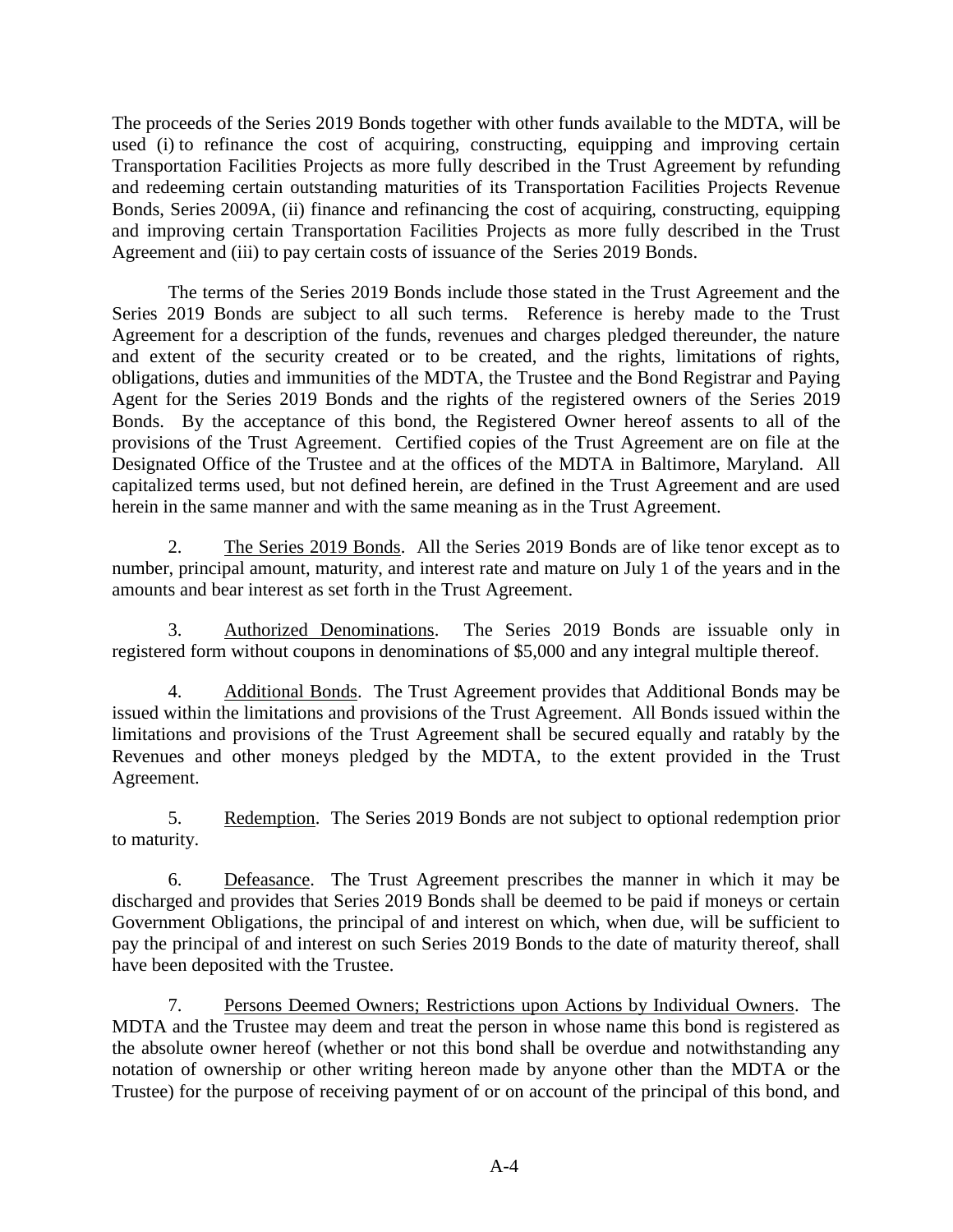The proceeds of the Series 2019 Bonds together with other funds available to the MDTA, will be used (i) to refinance the cost of acquiring, constructing, equipping and improving certain Transportation Facilities Projects as more fully described in the Trust Agreement by refunding and redeeming certain outstanding maturities of its Transportation Facilities Projects Revenue Bonds, Series 2009A, (ii) finance and refinancing the cost of acquiring, constructing, equipping and improving certain Transportation Facilities Projects as more fully described in the Trust Agreement and (iii) to pay certain costs of issuance of the Series 2019 Bonds.

The terms of the Series 2019 Bonds include those stated in the Trust Agreement and the Series 2019 Bonds are subject to all such terms. Reference is hereby made to the Trust Agreement for a description of the funds, revenues and charges pledged thereunder, the nature and extent of the security created or to be created, and the rights, limitations of rights, obligations, duties and immunities of the MDTA, the Trustee and the Bond Registrar and Paying Agent for the Series 2019 Bonds and the rights of the registered owners of the Series 2019 Bonds. By the acceptance of this bond, the Registered Owner hereof assents to all of the provisions of the Trust Agreement. Certified copies of the Trust Agreement are on file at the Designated Office of the Trustee and at the offices of the MDTA in Baltimore, Maryland. All capitalized terms used, but not defined herein, are defined in the Trust Agreement and are used herein in the same manner and with the same meaning as in the Trust Agreement.

2. The Series 2019 Bonds. All the Series 2019 Bonds are of like tenor except as to number, principal amount, maturity, and interest rate and mature on July 1 of the years and in the amounts and bear interest as set forth in the Trust Agreement.

3. Authorized Denominations. The Series 2019 Bonds are issuable only in registered form without coupons in denominations of $5,000 and any integral multiple thereof.

4. Additional Bonds. The Trust Agreement provides that Additional Bonds may be issued within the limitations and provisions of the Trust Agreement. All Bonds issued within the limitations and provisions of the Trust Agreement shall be secured equally and ratably by the Revenues and other moneys pledged by the MDTA, to the extent provided in the Trust Agreement.

5. Redemption. The Series 2019 Bonds are not subject to optional redemption prior to maturity.

6. Defeasance. The Trust Agreement prescribes the manner in which it may be discharged and provides that Series 2019 Bonds shall be deemed to be paid if moneys or certain Government Obligations, the principal of and interest on which, when due, will be sufficient to pay the principal of and interest on such Series 2019 Bonds to the date of maturity thereof, shall have been deposited with the Trustee.

7. Persons Deemed Owners; Restrictions upon Actions by Individual Owners. The MDTA and the Trustee may deem and treat the person in whose name this bond is registered as the absolute owner hereof (whether or not this bond shall be overdue and notwithstanding any notation of ownership or other writing hereon made by anyone other than the MDTA or the Trustee) for the purpose of receiving payment of or on account of the principal of this bond, and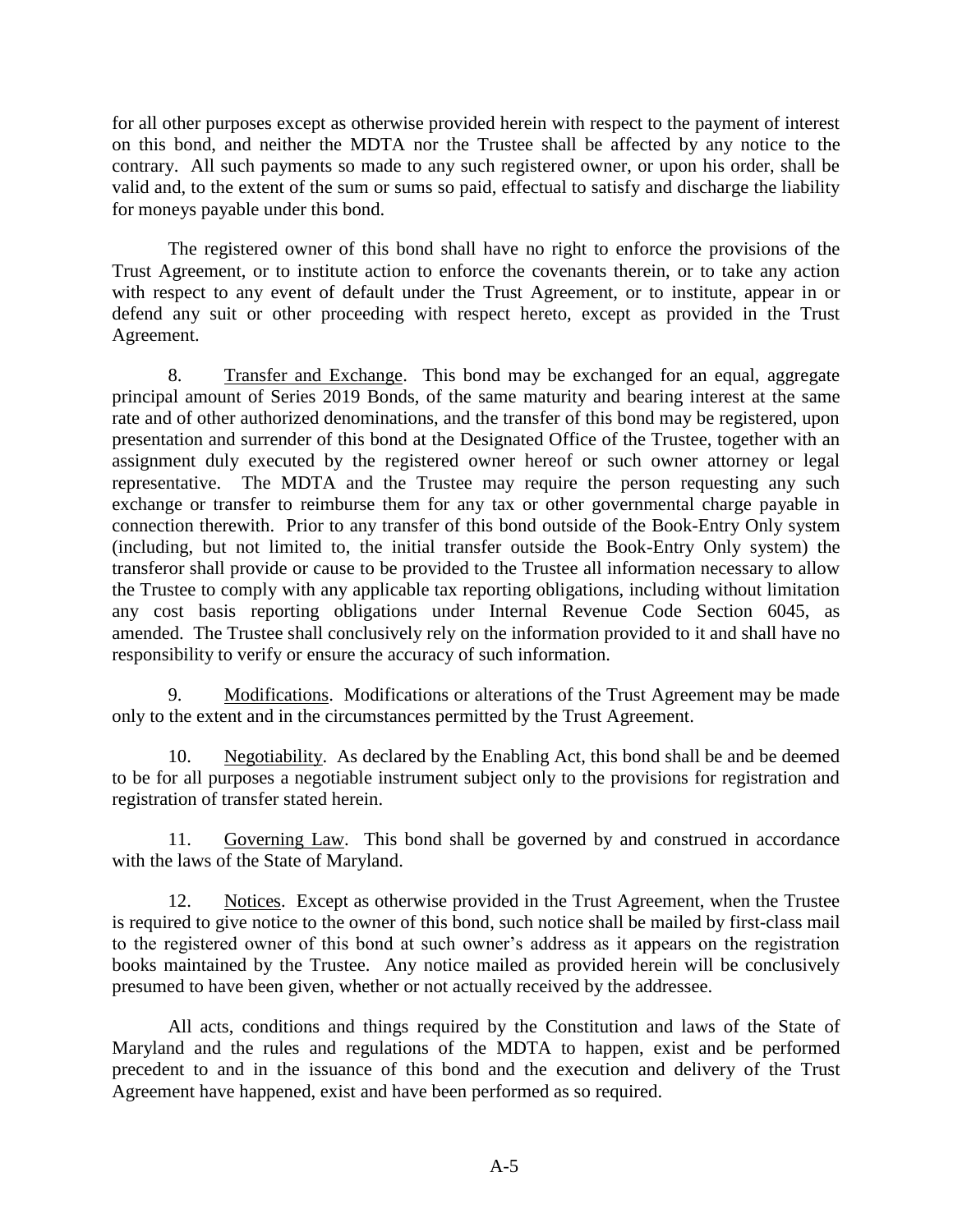for all other purposes except as otherwise provided herein with respect to the payment of interest on this bond, and neither the MDTA nor the Trustee shall be affected by any notice to the contrary. All such payments so made to any such registered owner, or upon his order, shall be valid and, to the extent of the sum or sums so paid, effectual to satisfy and discharge the liability for moneys payable under this bond.

The registered owner of this bond shall have no right to enforce the provisions of the Trust Agreement, or to institute action to enforce the covenants therein, or to take any action with respect to any event of default under the Trust Agreement, or to institute, appear in or defend any suit or other proceeding with respect hereto, except as provided in the Trust Agreement.

8. Transfer and Exchange. This bond may be exchanged for an equal, aggregate principal amount of Series 2019 Bonds, of the same maturity and bearing interest at the same rate and of other authorized denominations, and the transfer of this bond may be registered, upon presentation and surrender of this bond at the Designated Office of the Trustee, together with an assignment duly executed by the registered owner hereof or such owner attorney or legal representative. The MDTA and the Trustee may require the person requesting any such exchange or transfer to reimburse them for any tax or other governmental charge payable in connection therewith. Prior to any transfer of this bond outside of the Book-Entry Only system (including, but not limited to, the initial transfer outside the Book-Entry Only system) the transferor shall provide or cause to be provided to the Trustee all information necessary to allow the Trustee to comply with any applicable tax reporting obligations, including without limitation any cost basis reporting obligations under Internal Revenue Code Section 6045, as amended. The Trustee shall conclusively rely on the information provided to it and shall have no responsibility to verify or ensure the accuracy of such information.

9. Modifications. Modifications or alterations of the Trust Agreement may be made only to the extent and in the circumstances permitted by the Trust Agreement.

10. Negotiability. As declared by the Enabling Act, this bond shall be and be deemed to be for all purposes a negotiable instrument subject only to the provisions for registration and registration of transfer stated herein.

11. Governing Law. This bond shall be governed by and construed in accordance with the laws of the State of Maryland.

12. Notices. Except as otherwise provided in the Trust Agreement, when the Trustee is required to give notice to the owner of this bond, such notice shall be mailed by first-class mail to the registered owner of this bond at such owner's address as it appears on the registration books maintained by the Trustee. Any notice mailed as provided herein will be conclusively presumed to have been given, whether or not actually received by the addressee.

All acts, conditions and things required by the Constitution and laws of the State of Maryland and the rules and regulations of the MDTA to happen, exist and be performed precedent to and in the issuance of this bond and the execution and delivery of the Trust Agreement have happened, exist and have been performed as so required.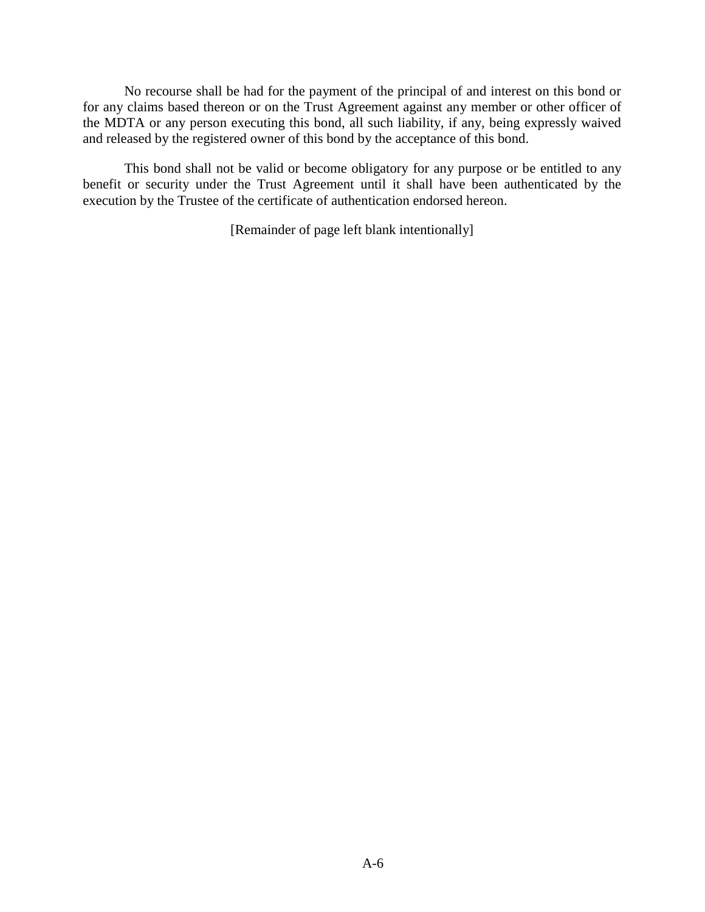No recourse shall be had for the payment of the principal of and interest on this bond or for any claims based thereon or on the Trust Agreement against any member or other officer of the MDTA or any person executing this bond, all such liability, if any, being expressly waived and released by the registered owner of this bond by the acceptance of this bond.

This bond shall not be valid or become obligatory for any purpose or be entitled to any benefit or security under the Trust Agreement until it shall have been authenticated by the execution by the Trustee of the certificate of authentication endorsed hereon.

[Remainder of page left blank intentionally]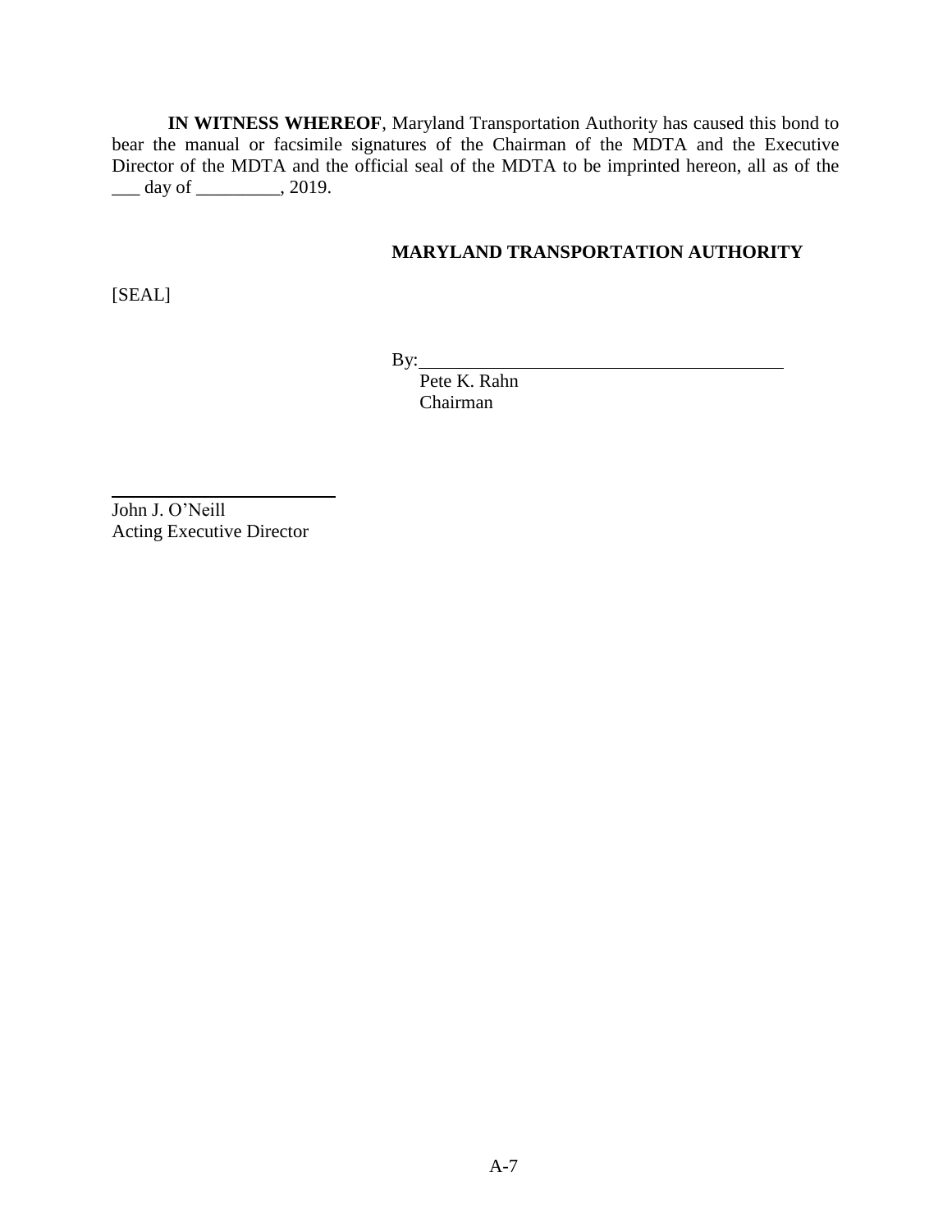**IN WITNESS WHEREOF**, Maryland Transportation Authority has caused this bond to bear the manual or facsimile signatures of the Chairman of the MDTA and the Executive Director of the MDTA and the official seal of the MDTA to be imprinted hereon, all as of the ___ day of _________, 2019.

**MARYLAND TRANSPORTATION AUTHORITY**

[SEAL]

By:________________________________________
Pete K. Rahn
Chairman

___________________________
John J. O'Neill
Acting Executive Director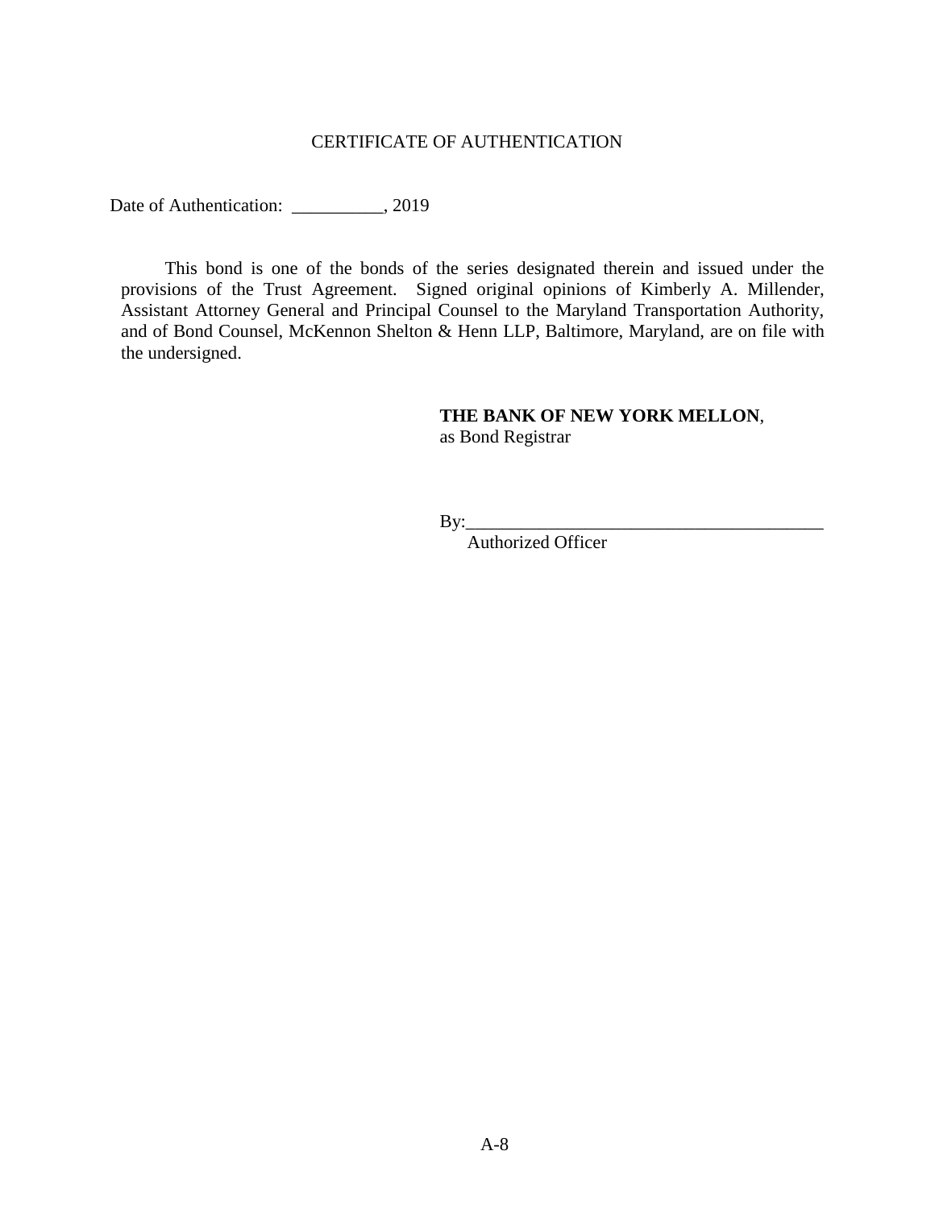CERTIFICATE OF AUTHENTICATION

Date of Authentication: __________, 2019

This bond is one of the bonds of the series designated therein and issued under the provisions of the Trust Agreement. Signed original opinions of Kimberly A. Millender, Assistant Attorney General and Principal Counsel to the Maryland Transportation Authority, and of Bond Counsel, McKennon Shelton & Henn LLP, Baltimore, Maryland, are on file with the undersigned.

**THE BANK OF NEW YORK MELLON**,
as Bond Registrar

By:________________________________________
Authorized Officer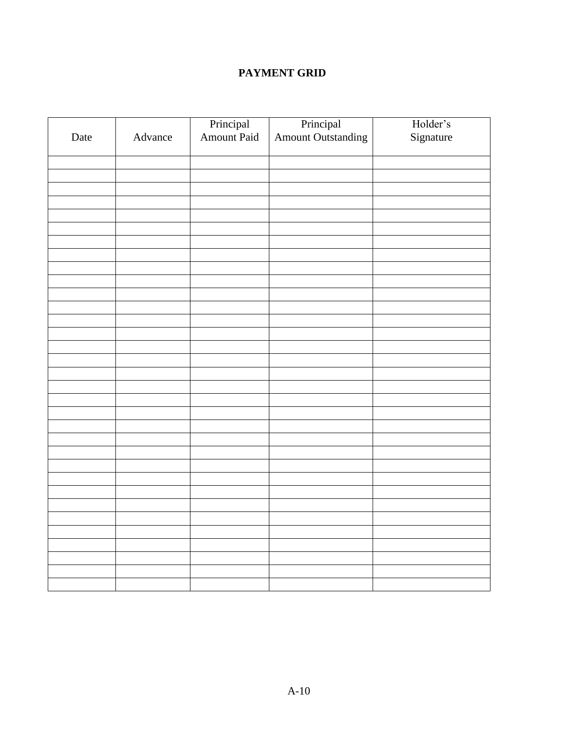**PAYMENT GRID**

| Date | Advance | Principal Amount Paid | Principal Amount Outstanding | Holder's Signature |
|---|---|---|---|---|
| | | | | |
| | | | | |
| | | | | |
| | | | | |
| | | | | |
| | | | | |
| | | | | |
| | | | | |
| | | | | |
| | | | | |
| | | | | |
| | | | | |
| | | | | |
| | | | | |
| | | | | |
| | | | | |
| | | | | |
| | | | | |
| | | | | |
| | | | | |
| | | | | |
| | | | | |
| | | | | |
| | | | | |
| | | | | |
| | | | | |
| | | | | |
| | | | | |
| | | | | |
| | | | | |
| | | | | |
| | | | | |
| | | | | |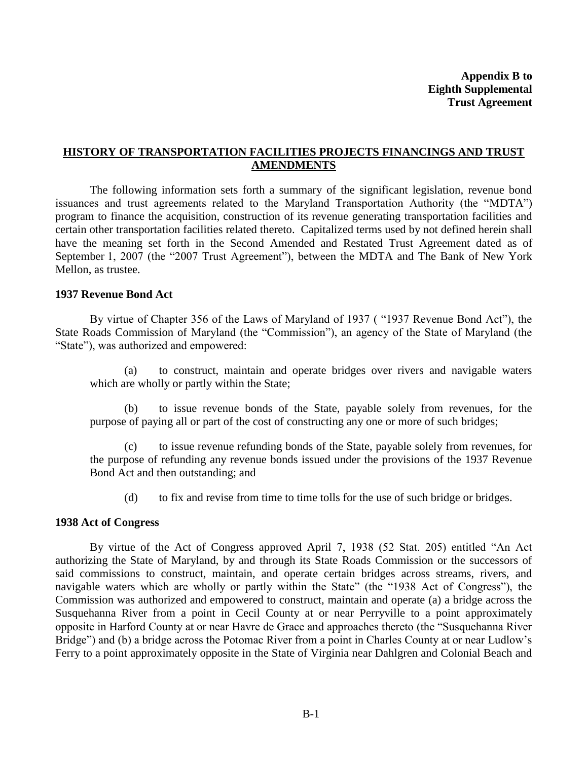**Appendix B to Eighth Supplemental Trust Agreement**

## HISTORY OF TRANSPORTATION FACILITIES PROJECTS FINANCINGS AND TRUST AMENDMENTS

The following information sets forth a summary of the significant legislation, revenue bond issuances and trust agreements related to the Maryland Transportation Authority (the "MDTA") program to finance the acquisition, construction of its revenue generating transportation facilities and certain other transportation facilities related thereto. Capitalized terms used by not defined herein shall have the meaning set forth in the Second Amended and Restated Trust Agreement dated as of September 1, 2007 (the "2007 Trust Agreement"), between the MDTA and The Bank of New York Mellon, as trustee.

### 1937 Revenue Bond Act

By virtue of Chapter 356 of the Laws of Maryland of 1937 ( "1937 Revenue Bond Act"), the State Roads Commission of Maryland (the "Commission"), an agency of the State of Maryland (the "State"), was authorized and empowered:

(a) to construct, maintain and operate bridges over rivers and navigable waters which are wholly or partly within the State;

(b) to issue revenue bonds of the State, payable solely from revenues, for the purpose of paying all or part of the cost of constructing any one or more of such bridges;

(c) to issue revenue refunding bonds of the State, payable solely from revenues, for the purpose of refunding any revenue bonds issued under the provisions of the 1937 Revenue Bond Act and then outstanding; and

(d) to fix and revise from time to time tolls for the use of such bridge or bridges.

### 1938 Act of Congress

By virtue of the Act of Congress approved April 7, 1938 (52 Stat. 205) entitled "An Act authorizing the State of Maryland, by and through its State Roads Commission or the successors of said commissions to construct, maintain, and operate certain bridges across streams, rivers, and navigable waters which are wholly or partly within the State" (the "1938 Act of Congress"), the Commission was authorized and empowered to construct, maintain and operate (a) a bridge across the Susquehanna River from a point in Cecil County at or near Perryville to a point approximately opposite in Harford County at or near Havre de Grace and approaches thereto (the "Susquehanna River Bridge") and (b) a bridge across the Potomac River from a point in Charles County at or near Ludlow's Ferry to a point approximately opposite in the State of Virginia near Dahlgren and Colonial Beach and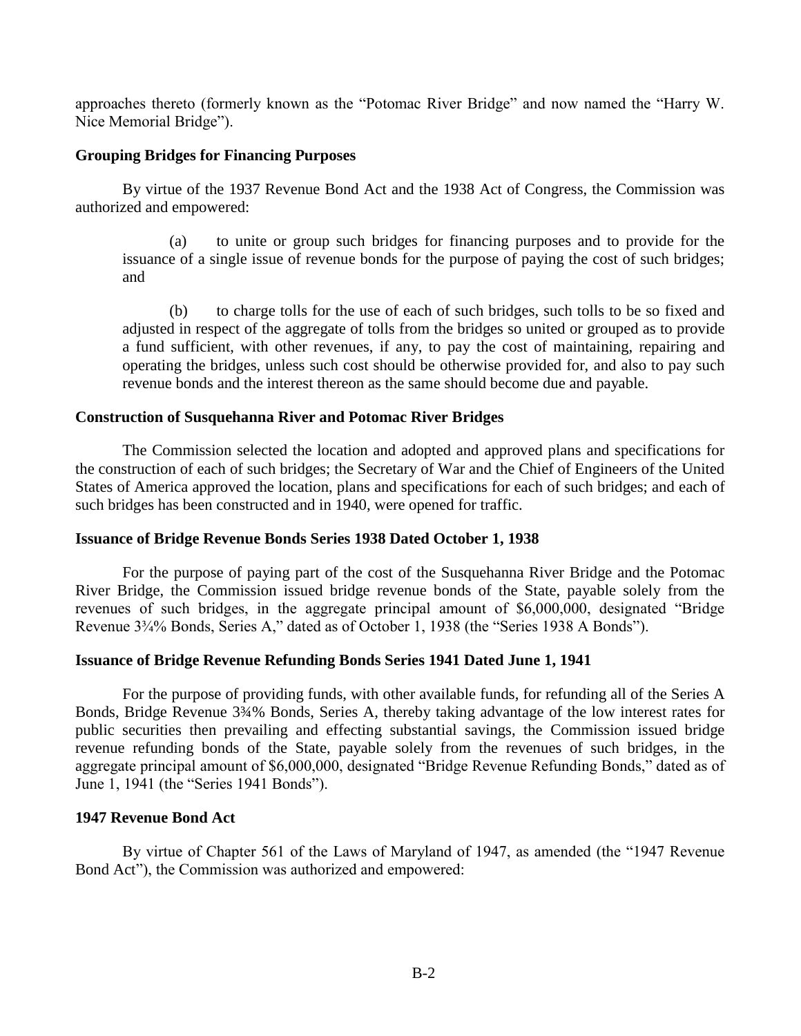approaches thereto (formerly known as the "Potomac River Bridge" and now named the "Harry W. Nice Memorial Bridge").

**Grouping Bridges for Financing Purposes**

By virtue of the 1937 Revenue Bond Act and the 1938 Act of Congress, the Commission was authorized and empowered:

(a) to unite or group such bridges for financing purposes and to provide for the issuance of a single issue of revenue bonds for the purpose of paying the cost of such bridges; and

(b) to charge tolls for the use of each of such bridges, such tolls to be so fixed and adjusted in respect of the aggregate of tolls from the bridges so united or grouped as to provide a fund sufficient, with other revenues, if any, to pay the cost of maintaining, repairing and operating the bridges, unless such cost should be otherwise provided for, and also to pay such revenue bonds and the interest thereon as the same should become due and payable.

**Construction of Susquehanna River and Potomac River Bridges**

The Commission selected the location and adopted and approved plans and specifications for the construction of each of such bridges; the Secretary of War and the Chief of Engineers of the United States of America approved the location, plans and specifications for each of such bridges; and each of such bridges has been constructed and in 1940, were opened for traffic.

**Issuance of Bridge Revenue Bonds Series 1938 Dated October 1, 1938**

For the purpose of paying part of the cost of the Susquehanna River Bridge and the Potomac River Bridge, the Commission issued bridge revenue bonds of the State, payable solely from the revenues of such bridges, in the aggregate principal amount of $6,000,000, designated "Bridge Revenue 3¾% Bonds, Series A," dated as of October 1, 1938 (the "Series 1938 A Bonds").

**Issuance of Bridge Revenue Refunding Bonds Series 1941 Dated June 1, 1941**

For the purpose of providing funds, with other available funds, for refunding all of the Series A Bonds, Bridge Revenue 3¾% Bonds, Series A, thereby taking advantage of the low interest rates for public securities then prevailing and effecting substantial savings, the Commission issued bridge revenue refunding bonds of the State, payable solely from the revenues of such bridges, in the aggregate principal amount of $6,000,000, designated "Bridge Revenue Refunding Bonds," dated as of June 1, 1941 (the "Series 1941 Bonds").

**1947 Revenue Bond Act**

By virtue of Chapter 561 of the Laws of Maryland of 1947, as amended (the "1947 Revenue Bond Act"), the Commission was authorized and empowered: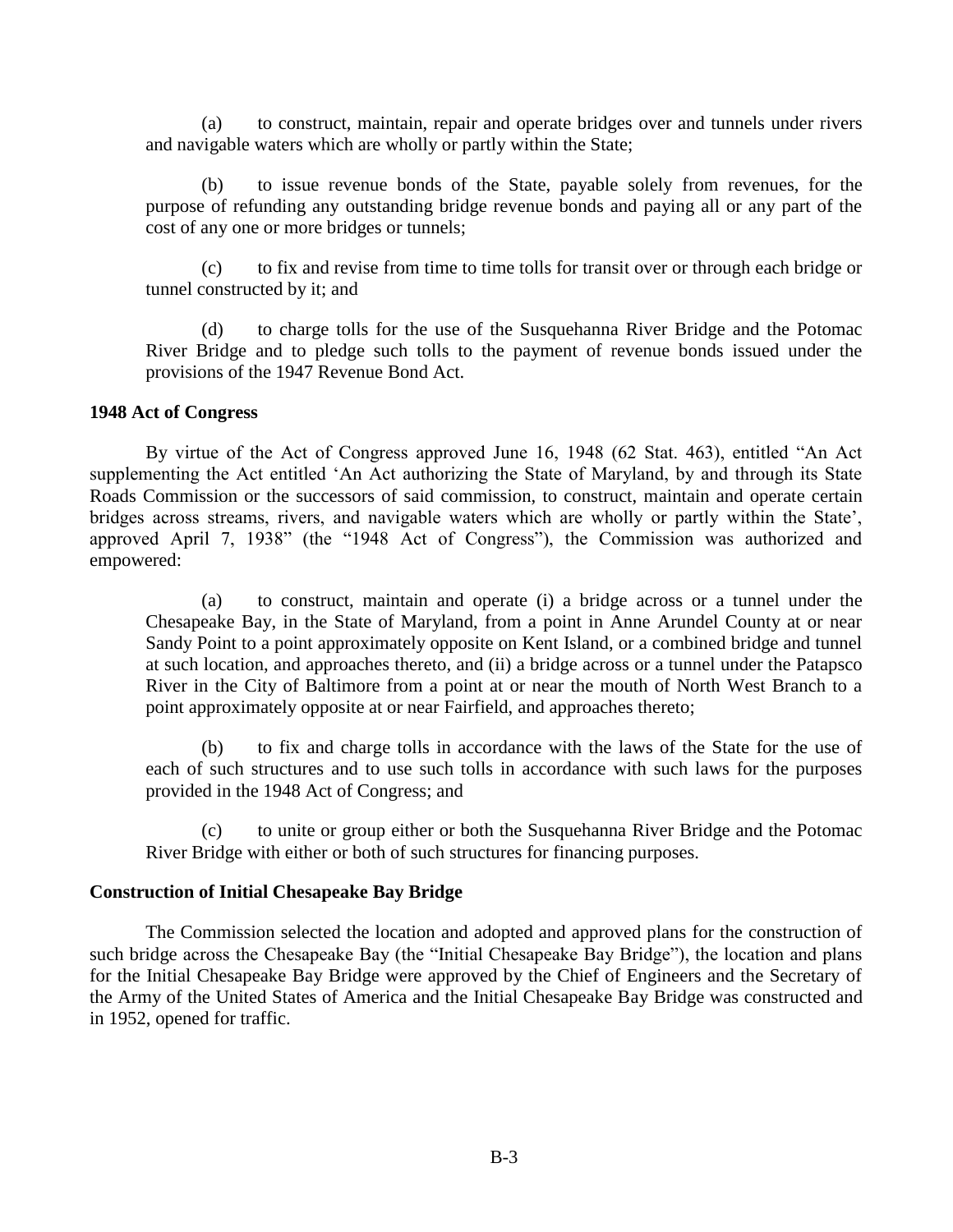(a) to construct, maintain, repair and operate bridges over and tunnels under rivers and navigable waters which are wholly or partly within the State;

(b) to issue revenue bonds of the State, payable solely from revenues, for the purpose of refunding any outstanding bridge revenue bonds and paying all or any part of the cost of any one or more bridges or tunnels;

(c) to fix and revise from time to time tolls for transit over or through each bridge or tunnel constructed by it; and

(d) to charge tolls for the use of the Susquehanna River Bridge and the Potomac River Bridge and to pledge such tolls to the payment of revenue bonds issued under the provisions of the 1947 Revenue Bond Act.

**1948 Act of Congress**

By virtue of the Act of Congress approved June 16, 1948 (62 Stat. 463), entitled "An Act supplementing the Act entitled 'An Act authorizing the State of Maryland, by and through its State Roads Commission or the successors of said commission, to construct, maintain and operate certain bridges across streams, rivers, and navigable waters which are wholly or partly within the State', approved April 7, 1938" (the "1948 Act of Congress"), the Commission was authorized and empowered:

(a) to construct, maintain and operate (i) a bridge across or a tunnel under the Chesapeake Bay, in the State of Maryland, from a point in Anne Arundel County at or near Sandy Point to a point approximately opposite on Kent Island, or a combined bridge and tunnel at such location, and approaches thereto, and (ii) a bridge across or a tunnel under the Patapsco River in the City of Baltimore from a point at or near the mouth of North West Branch to a point approximately opposite at or near Fairfield, and approaches thereto;

(b) to fix and charge tolls in accordance with the laws of the State for the use of each of such structures and to use such tolls in accordance with such laws for the purposes provided in the 1948 Act of Congress; and

(c) to unite or group either or both the Susquehanna River Bridge and the Potomac River Bridge with either or both of such structures for financing purposes.

**Construction of Initial Chesapeake Bay Bridge**

The Commission selected the location and adopted and approved plans for the construction of such bridge across the Chesapeake Bay (the "Initial Chesapeake Bay Bridge"), the location and plans for the Initial Chesapeake Bay Bridge were approved by the Chief of Engineers and the Secretary of the Army of the United States of America and the Initial Chesapeake Bay Bridge was constructed and in 1952, opened for traffic.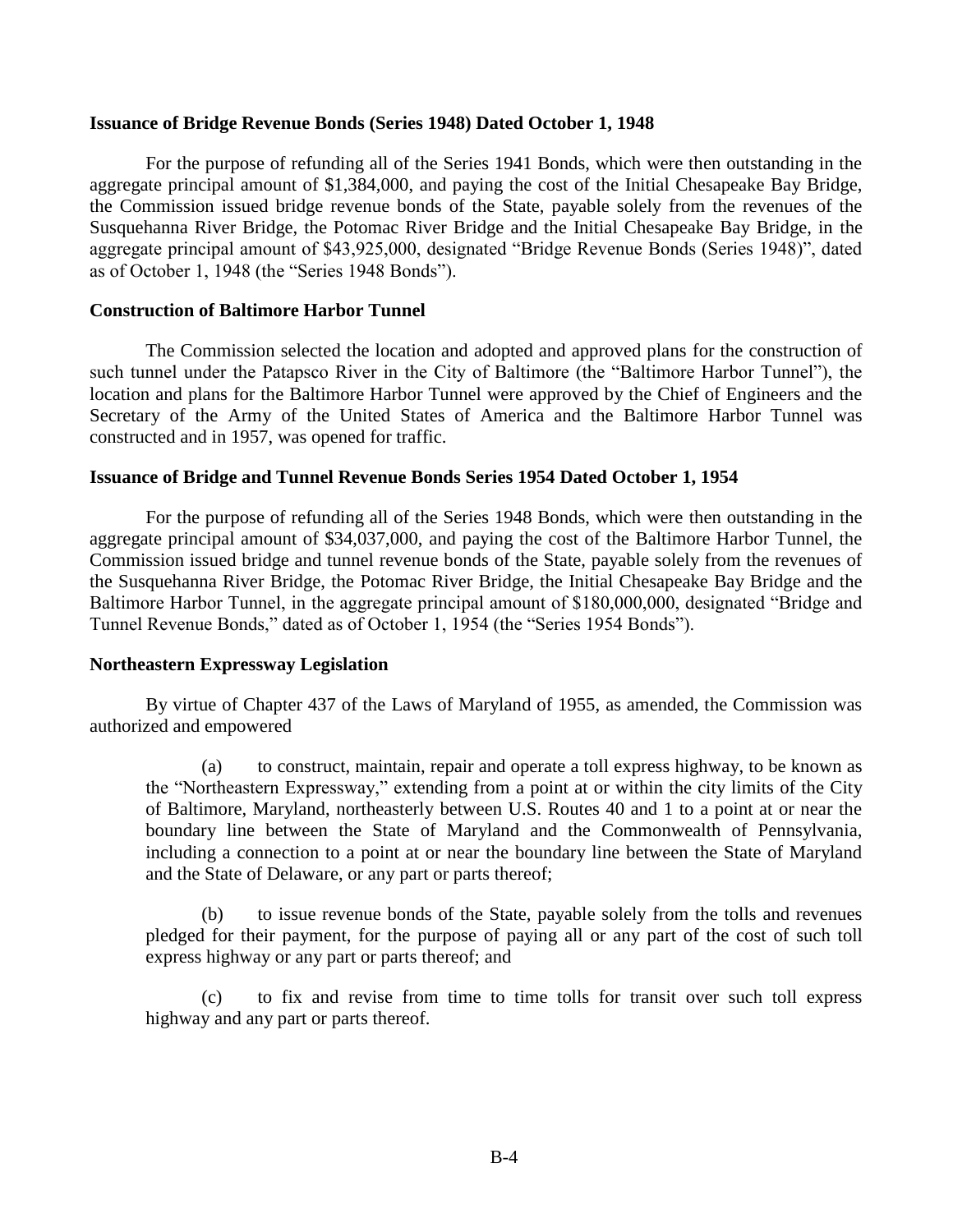**Issuance of Bridge Revenue Bonds (Series 1948) Dated October 1, 1948**

For the purpose of refunding all of the Series 1941 Bonds, which were then outstanding in the aggregate principal amount of $1,384,000, and paying the cost of the Initial Chesapeake Bay Bridge, the Commission issued bridge revenue bonds of the State, payable solely from the revenues of the Susquehanna River Bridge, the Potomac River Bridge and the Initial Chesapeake Bay Bridge, in the aggregate principal amount of $43,925,000, designated "Bridge Revenue Bonds (Series 1948)", dated as of October 1, 1948 (the "Series 1948 Bonds").

**Construction of Baltimore Harbor Tunnel**

The Commission selected the location and adopted and approved plans for the construction of such tunnel under the Patapsco River in the City of Baltimore (the "Baltimore Harbor Tunnel"), the location and plans for the Baltimore Harbor Tunnel were approved by the Chief of Engineers and the Secretary of the Army of the United States of America and the Baltimore Harbor Tunnel was constructed and in 1957, was opened for traffic.

**Issuance of Bridge and Tunnel Revenue Bonds Series 1954 Dated October 1, 1954**

For the purpose of refunding all of the Series 1948 Bonds, which were then outstanding in the aggregate principal amount of $34,037,000, and paying the cost of the Baltimore Harbor Tunnel, the Commission issued bridge and tunnel revenue bonds of the State, payable solely from the revenues of the Susquehanna River Bridge, the Potomac River Bridge, the Initial Chesapeake Bay Bridge and the Baltimore Harbor Tunnel, in the aggregate principal amount of $180,000,000, designated "Bridge and Tunnel Revenue Bonds," dated as of October 1, 1954 (the "Series 1954 Bonds").

**Northeastern Expressway Legislation**

By virtue of Chapter 437 of the Laws of Maryland of 1955, as amended, the Commission was authorized and empowered

(a) to construct, maintain, repair and operate a toll express highway, to be known as the "Northeastern Expressway," extending from a point at or within the city limits of the City of Baltimore, Maryland, northeasterly between U.S. Routes 40 and 1 to a point at or near the boundary line between the State of Maryland and the Commonwealth of Pennsylvania, including a connection to a point at or near the boundary line between the State of Maryland and the State of Delaware, or any part or parts thereof;

(b) to issue revenue bonds of the State, payable solely from the tolls and revenues pledged for their payment, for the purpose of paying all or any part of the cost of such toll express highway or any part or parts thereof; and

(c) to fix and revise from time to time tolls for transit over such toll express highway and any part or parts thereof.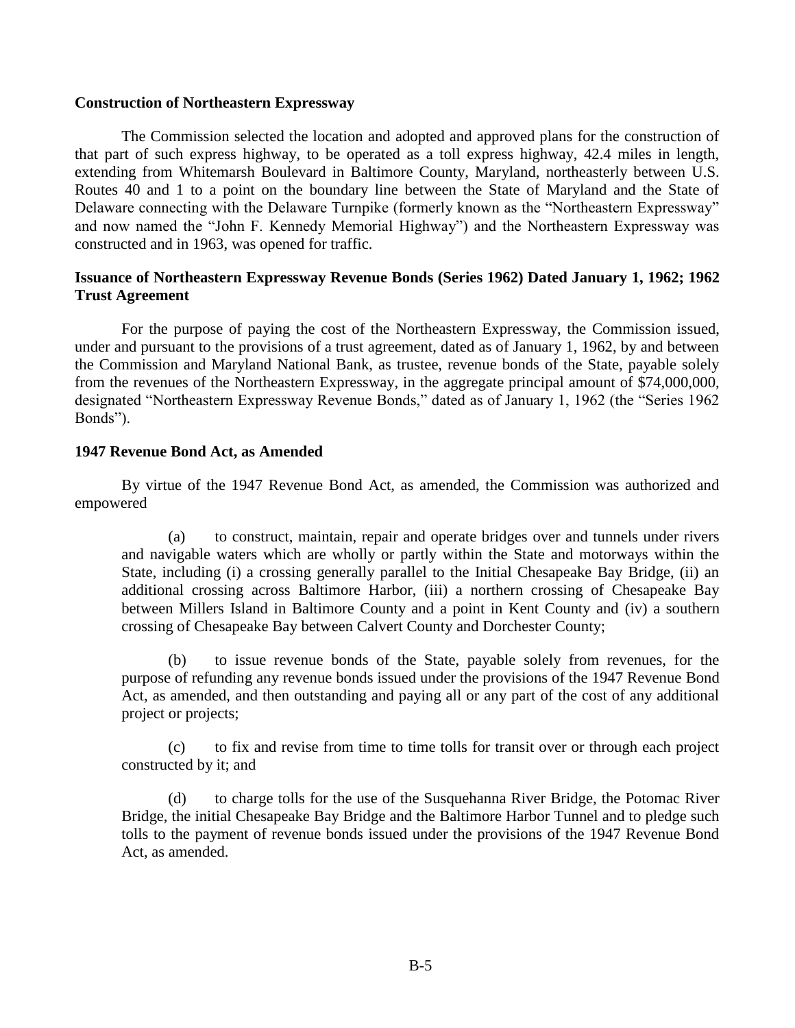**Construction of Northeastern Expressway**

The Commission selected the location and adopted and approved plans for the construction of that part of such express highway, to be operated as a toll express highway, 42.4 miles in length, extending from Whitemarsh Boulevard in Baltimore County, Maryland, northeasterly between U.S. Routes 40 and 1 to a point on the boundary line between the State of Maryland and the State of Delaware connecting with the Delaware Turnpike (formerly known as the "Northeastern Expressway" and now named the "John F. Kennedy Memorial Highway") and the Northeastern Expressway was constructed and in 1963, was opened for traffic.

**Issuance of Northeastern Expressway Revenue Bonds (Series 1962) Dated January 1, 1962; 1962 Trust Agreement**

For the purpose of paying the cost of the Northeastern Expressway, the Commission issued, under and pursuant to the provisions of a trust agreement, dated as of January 1, 1962, by and between the Commission and Maryland National Bank, as trustee, revenue bonds of the State, payable solely from the revenues of the Northeastern Expressway, in the aggregate principal amount of $74,000,000, designated "Northeastern Expressway Revenue Bonds," dated as of January 1, 1962 (the "Series 1962 Bonds").

**1947 Revenue Bond Act, as Amended**

By virtue of the 1947 Revenue Bond Act, as amended, the Commission was authorized and empowered

(a) to construct, maintain, repair and operate bridges over and tunnels under rivers and navigable waters which are wholly or partly within the State and motorways within the State, including (i) a crossing generally parallel to the Initial Chesapeake Bay Bridge, (ii) an additional crossing across Baltimore Harbor, (iii) a northern crossing of Chesapeake Bay between Millers Island in Baltimore County and a point in Kent County and (iv) a southern crossing of Chesapeake Bay between Calvert County and Dorchester County;

(b) to issue revenue bonds of the State, payable solely from revenues, for the purpose of refunding any revenue bonds issued under the provisions of the 1947 Revenue Bond Act, as amended, and then outstanding and paying all or any part of the cost of any additional project or projects;

(c) to fix and revise from time to time tolls for transit over or through each project constructed by it; and

(d) to charge tolls for the use of the Susquehanna River Bridge, the Potomac River Bridge, the initial Chesapeake Bay Bridge and the Baltimore Harbor Tunnel and to pledge such tolls to the payment of revenue bonds issued under the provisions of the 1947 Revenue Bond Act, as amended.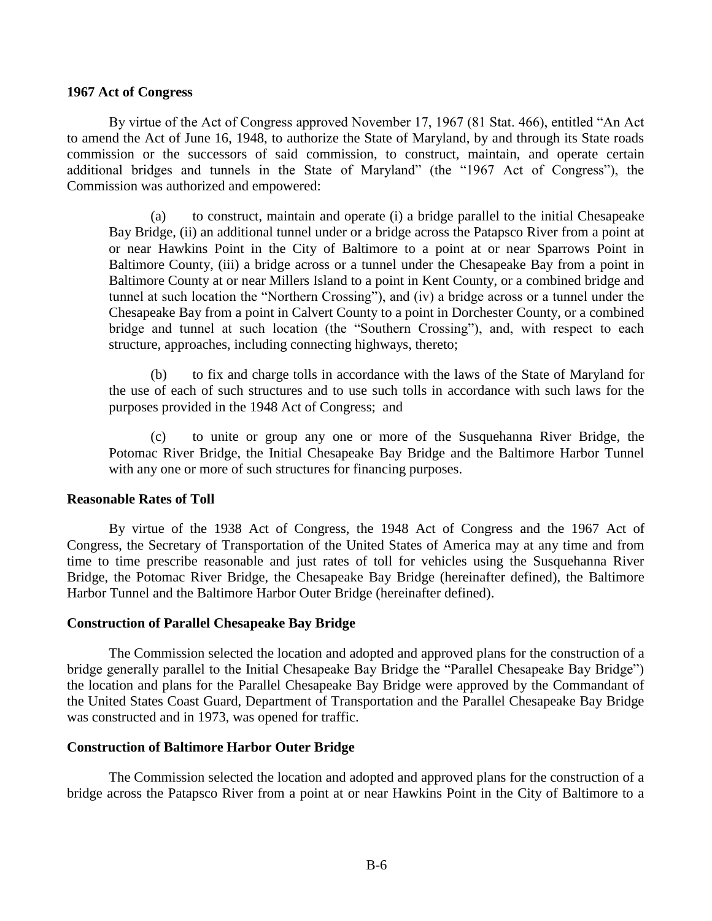**1967 Act of Congress**

By virtue of the Act of Congress approved November 17, 1967 (81 Stat. 466), entitled "An Act to amend the Act of June 16, 1948, to authorize the State of Maryland, by and through its State roads commission or the successors of said commission, to construct, maintain, and operate certain additional bridges and tunnels in the State of Maryland" (the "1967 Act of Congress"), the Commission was authorized and empowered:

(a) to construct, maintain and operate (i) a bridge parallel to the initial Chesapeake Bay Bridge, (ii) an additional tunnel under or a bridge across the Patapsco River from a point at or near Hawkins Point in the City of Baltimore to a point at or near Sparrows Point in Baltimore County, (iii) a bridge across or a tunnel under the Chesapeake Bay from a point in Baltimore County at or near Millers Island to a point in Kent County, or a combined bridge and tunnel at such location the "Northern Crossing"), and (iv) a bridge across or a tunnel under the Chesapeake Bay from a point in Calvert County to a point in Dorchester County, or a combined bridge and tunnel at such location (the "Southern Crossing"), and, with respect to each structure, approaches, including connecting highways, thereto;

(b) to fix and charge tolls in accordance with the laws of the State of Maryland for the use of each of such structures and to use such tolls in accordance with such laws for the purposes provided in the 1948 Act of Congress; and

(c) to unite or group any one or more of the Susquehanna River Bridge, the Potomac River Bridge, the Initial Chesapeake Bay Bridge and the Baltimore Harbor Tunnel with any one or more of such structures for financing purposes.

**Reasonable Rates of Toll**

By virtue of the 1938 Act of Congress, the 1948 Act of Congress and the 1967 Act of Congress, the Secretary of Transportation of the United States of America may at any time and from time to time prescribe reasonable and just rates of toll for vehicles using the Susquehanna River Bridge, the Potomac River Bridge, the Chesapeake Bay Bridge (hereinafter defined), the Baltimore Harbor Tunnel and the Baltimore Harbor Outer Bridge (hereinafter defined).

**Construction of Parallel Chesapeake Bay Bridge**

The Commission selected the location and adopted and approved plans for the construction of a bridge generally parallel to the Initial Chesapeake Bay Bridge the "Parallel Chesapeake Bay Bridge") the location and plans for the Parallel Chesapeake Bay Bridge were approved by the Commandant of the United States Coast Guard, Department of Transportation and the Parallel Chesapeake Bay Bridge was constructed and in 1973, was opened for traffic.

**Construction of Baltimore Harbor Outer Bridge**

The Commission selected the location and adopted and approved plans for the construction of a bridge across the Patapsco River from a point at or near Hawkins Point in the City of Baltimore to a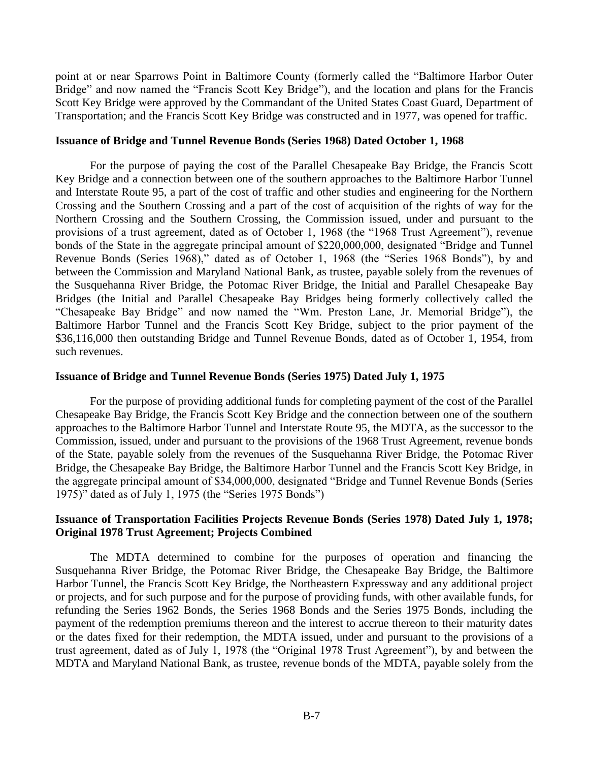point at or near Sparrows Point in Baltimore County (formerly called the "Baltimore Harbor Outer Bridge" and now named the "Francis Scott Key Bridge"), and the location and plans for the Francis Scott Key Bridge were approved by the Commandant of the United States Coast Guard, Department of Transportation; and the Francis Scott Key Bridge was constructed and in 1977, was opened for traffic.

**Issuance of Bridge and Tunnel Revenue Bonds (Series 1968) Dated October 1, 1968**

For the purpose of paying the cost of the Parallel Chesapeake Bay Bridge, the Francis Scott Key Bridge and a connection between one of the southern approaches to the Baltimore Harbor Tunnel and Interstate Route 95, a part of the cost of traffic and other studies and engineering for the Northern Crossing and the Southern Crossing and a part of the cost of acquisition of the rights of way for the Northern Crossing and the Southern Crossing, the Commission issued, under and pursuant to the provisions of a trust agreement, dated as of October 1, 1968 (the "1968 Trust Agreement"), revenue bonds of the State in the aggregate principal amount of $220,000,000, designated "Bridge and Tunnel Revenue Bonds (Series 1968)," dated as of October 1, 1968 (the "Series 1968 Bonds"), by and between the Commission and Maryland National Bank, as trustee, payable solely from the revenues of the Susquehanna River Bridge, the Potomac River Bridge, the Initial and Parallel Chesapeake Bay Bridges (the Initial and Parallel Chesapeake Bay Bridges being formerly collectively called the "Chesapeake Bay Bridge" and now named the "Wm. Preston Lane, Jr. Memorial Bridge"), the Baltimore Harbor Tunnel and the Francis Scott Key Bridge, subject to the prior payment of the $36,116,000 then outstanding Bridge and Tunnel Revenue Bonds, dated as of October 1, 1954, from such revenues.

**Issuance of Bridge and Tunnel Revenue Bonds (Series 1975) Dated July 1, 1975**

For the purpose of providing additional funds for completing payment of the cost of the Parallel Chesapeake Bay Bridge, the Francis Scott Key Bridge and the connection between one of the southern approaches to the Baltimore Harbor Tunnel and Interstate Route 95, the MDTA, as the successor to the Commission, issued, under and pursuant to the provisions of the 1968 Trust Agreement, revenue bonds of the State, payable solely from the revenues of the Susquehanna River Bridge, the Potomac River Bridge, the Chesapeake Bay Bridge, the Baltimore Harbor Tunnel and the Francis Scott Key Bridge, in the aggregate principal amount of $34,000,000, designated "Bridge and Tunnel Revenue Bonds (Series 1975)" dated as of July 1, 1975 (the "Series 1975 Bonds")

**Issuance of Transportation Facilities Projects Revenue Bonds (Series 1978) Dated July 1, 1978; Original 1978 Trust Agreement; Projects Combined**

The MDTA determined to combine for the purposes of operation and financing the Susquehanna River Bridge, the Potomac River Bridge, the Chesapeake Bay Bridge, the Baltimore Harbor Tunnel, the Francis Scott Key Bridge, the Northeastern Expressway and any additional project or projects, and for such purpose and for the purpose of providing funds, with other available funds, for refunding the Series 1962 Bonds, the Series 1968 Bonds and the Series 1975 Bonds, including the payment of the redemption premiums thereon and the interest to accrue thereon to their maturity dates or the dates fixed for their redemption, the MDTA issued, under and pursuant to the provisions of a trust agreement, dated as of July 1, 1978 (the "Original 1978 Trust Agreement"), by and between the MDTA and Maryland National Bank, as trustee, revenue bonds of the MDTA, payable solely from the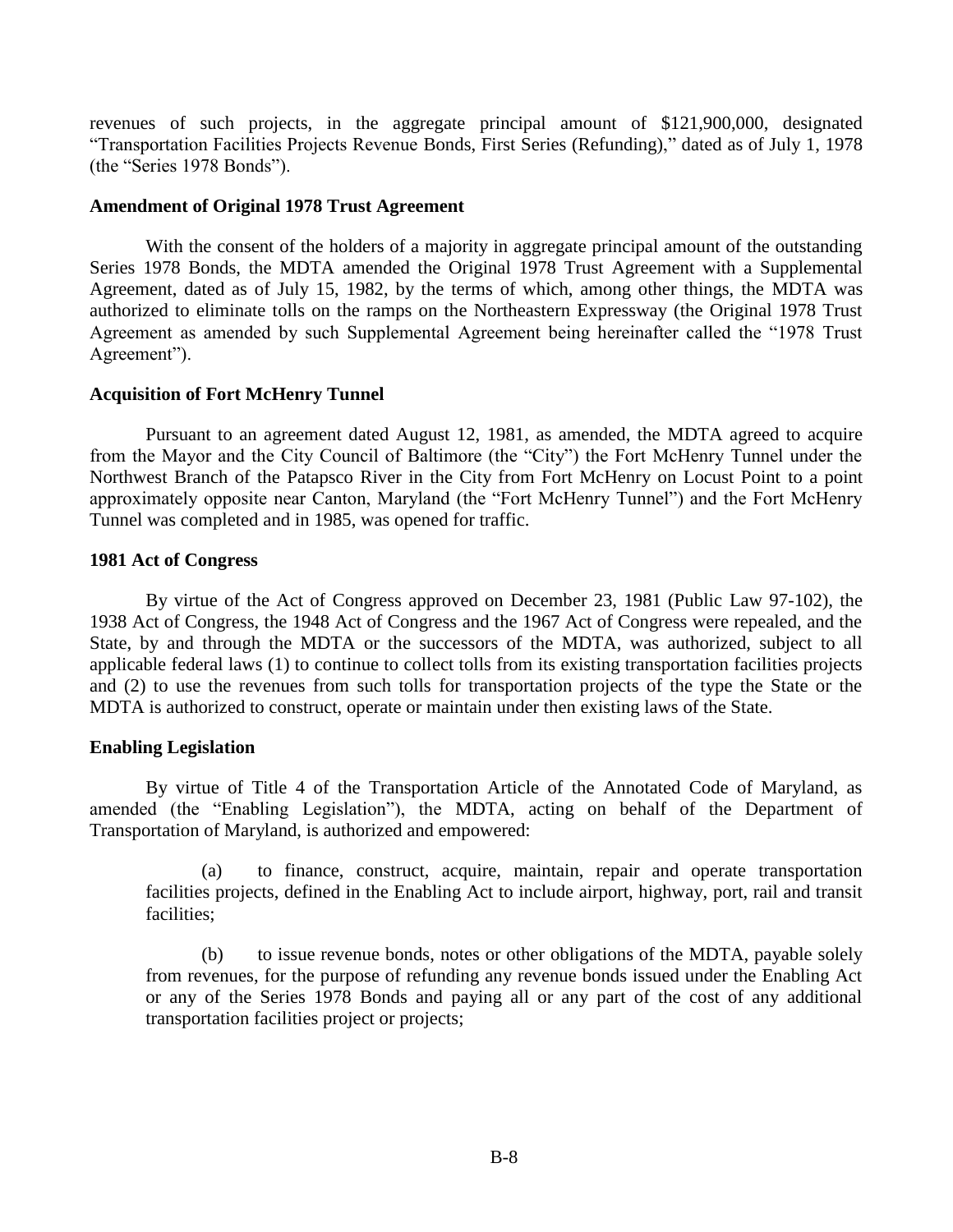revenues of such projects, in the aggregate principal amount of $121,900,000, designated "Transportation Facilities Projects Revenue Bonds, First Series (Refunding)," dated as of July 1, 1978 (the "Series 1978 Bonds").

**Amendment of Original 1978 Trust Agreement**

With the consent of the holders of a majority in aggregate principal amount of the outstanding Series 1978 Bonds, the MDTA amended the Original 1978 Trust Agreement with a Supplemental Agreement, dated as of July 15, 1982, by the terms of which, among other things, the MDTA was authorized to eliminate tolls on the ramps on the Northeastern Expressway (the Original 1978 Trust Agreement as amended by such Supplemental Agreement being hereinafter called the "1978 Trust Agreement").

**Acquisition of Fort McHenry Tunnel**

Pursuant to an agreement dated August 12, 1981, as amended, the MDTA agreed to acquire from the Mayor and the City Council of Baltimore (the "City") the Fort McHenry Tunnel under the Northwest Branch of the Patapsco River in the City from Fort McHenry on Locust Point to a point approximately opposite near Canton, Maryland (the "Fort McHenry Tunnel") and the Fort McHenry Tunnel was completed and in 1985, was opened for traffic.

**1981 Act of Congress**

By virtue of the Act of Congress approved on December 23, 1981 (Public Law 97-102), the 1938 Act of Congress, the 1948 Act of Congress and the 1967 Act of Congress were repealed, and the State, by and through the MDTA or the successors of the MDTA, was authorized, subject to all applicable federal laws (1) to continue to collect tolls from its existing transportation facilities projects and (2) to use the revenues from such tolls for transportation projects of the type the State or the MDTA is authorized to construct, operate or maintain under then existing laws of the State.

**Enabling Legislation**

By virtue of Title 4 of the Transportation Article of the Annotated Code of Maryland, as amended (the "Enabling Legislation"), the MDTA, acting on behalf of the Department of Transportation of Maryland, is authorized and empowered:

(a) to finance, construct, acquire, maintain, repair and operate transportation facilities projects, defined in the Enabling Act to include airport, highway, port, rail and transit facilities;

(b) to issue revenue bonds, notes or other obligations of the MDTA, payable solely from revenues, for the purpose of refunding any revenue bonds issued under the Enabling Act or any of the Series 1978 Bonds and paying all or any part of the cost of any additional transportation facilities project or projects;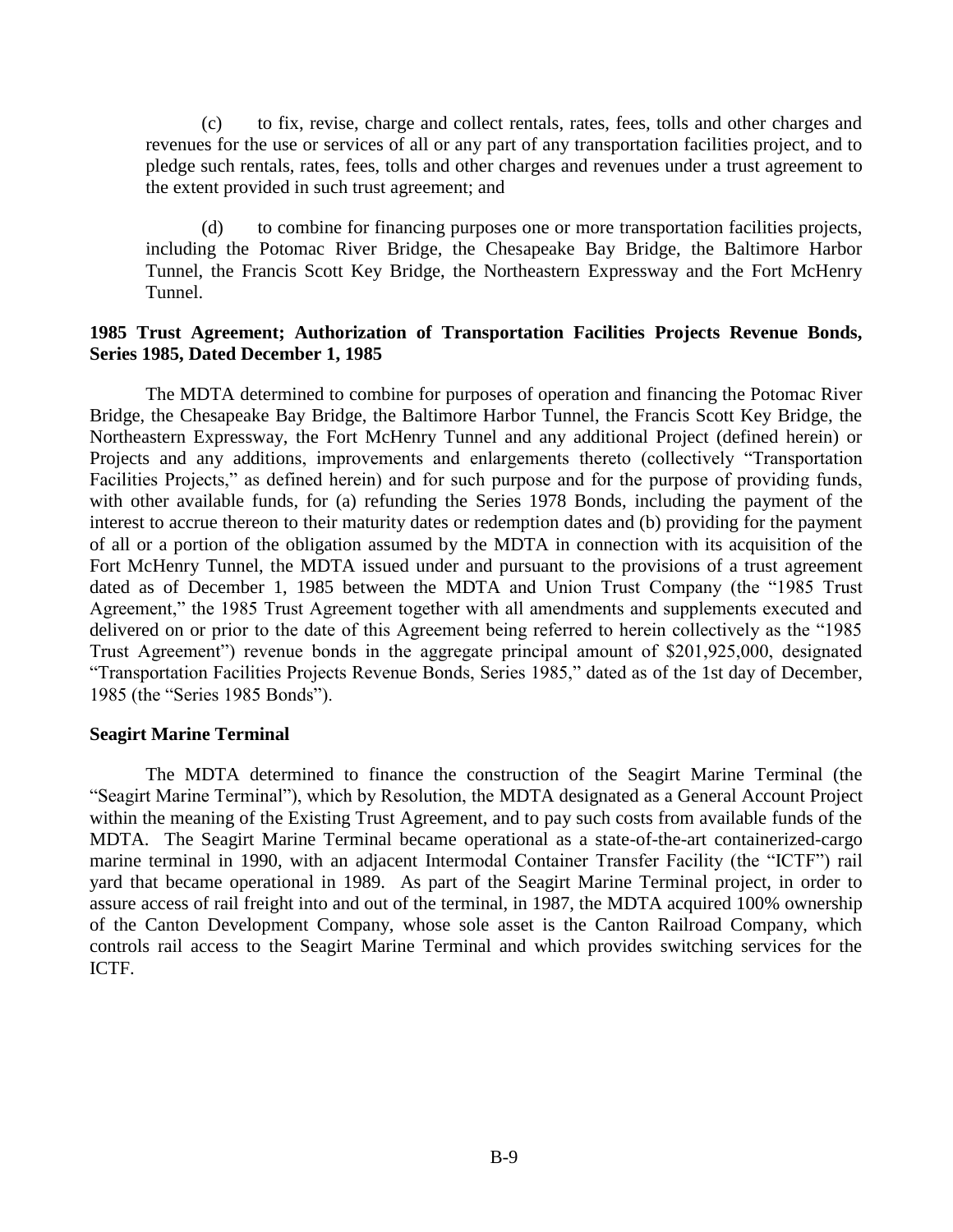(c) to fix, revise, charge and collect rentals, rates, fees, tolls and other charges and revenues for the use or services of all or any part of any transportation facilities project, and to pledge such rentals, rates, fees, tolls and other charges and revenues under a trust agreement to the extent provided in such trust agreement; and

(d) to combine for financing purposes one or more transportation facilities projects, including the Potomac River Bridge, the Chesapeake Bay Bridge, the Baltimore Harbor Tunnel, the Francis Scott Key Bridge, the Northeastern Expressway and the Fort McHenry Tunnel.

**1985 Trust Agreement; Authorization of Transportation Facilities Projects Revenue Bonds, Series 1985, Dated December 1, 1985**

The MDTA determined to combine for purposes of operation and financing the Potomac River Bridge, the Chesapeake Bay Bridge, the Baltimore Harbor Tunnel, the Francis Scott Key Bridge, the Northeastern Expressway, the Fort McHenry Tunnel and any additional Project (defined herein) or Projects and any additions, improvements and enlargements thereto (collectively "Transportation Facilities Projects," as defined herein) and for such purpose and for the purpose of providing funds, with other available funds, for (a) refunding the Series 1978 Bonds, including the payment of the interest to accrue thereon to their maturity dates or redemption dates and (b) providing for the payment of all or a portion of the obligation assumed by the MDTA in connection with its acquisition of the Fort McHenry Tunnel, the MDTA issued under and pursuant to the provisions of a trust agreement dated as of December 1, 1985 between the MDTA and Union Trust Company (the "1985 Trust Agreement," the 1985 Trust Agreement together with all amendments and supplements executed and delivered on or prior to the date of this Agreement being referred to herein collectively as the "1985 Trust Agreement") revenue bonds in the aggregate principal amount of $201,925,000, designated "Transportation Facilities Projects Revenue Bonds, Series 1985," dated as of the 1st day of December, 1985 (the "Series 1985 Bonds").

**Seagirt Marine Terminal**

The MDTA determined to finance the construction of the Seagirt Marine Terminal (the "Seagirt Marine Terminal"), which by Resolution, the MDTA designated as a General Account Project within the meaning of the Existing Trust Agreement, and to pay such costs from available funds of the MDTA. The Seagirt Marine Terminal became operational as a state-of-the-art containerized-cargo marine terminal in 1990, with an adjacent Intermodal Container Transfer Facility (the "ICTF") rail yard that became operational in 1989. As part of the Seagirt Marine Terminal project, in order to assure access of rail freight into and out of the terminal, in 1987, the MDTA acquired 100% ownership of the Canton Development Company, whose sole asset is the Canton Railroad Company, which controls rail access to the Seagirt Marine Terminal and which provides switching services for the ICTF.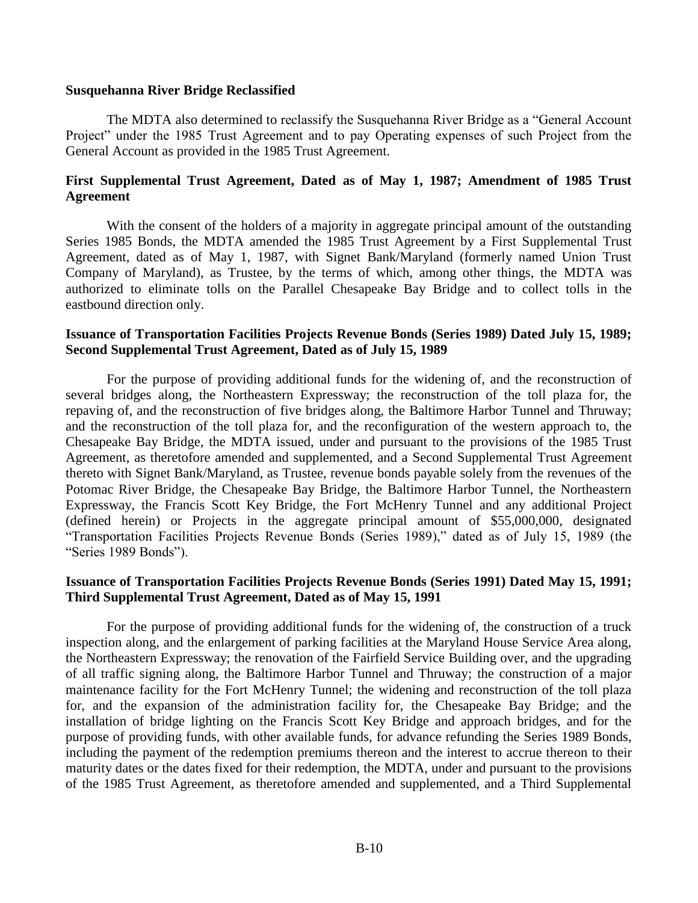**Susquehanna River Bridge Reclassified**

The MDTA also determined to reclassify the Susquehanna River Bridge as a "General Account Project" under the 1985 Trust Agreement and to pay Operating expenses of such Project from the General Account as provided in the 1985 Trust Agreement.

**First Supplemental Trust Agreement, Dated as of May 1, 1987; Amendment of 1985 Trust Agreement**

With the consent of the holders of a majority in aggregate principal amount of the outstanding Series 1985 Bonds, the MDTA amended the 1985 Trust Agreement by a First Supplemental Trust Agreement, dated as of May 1, 1987, with Signet Bank/Maryland (formerly named Union Trust Company of Maryland), as Trustee, by the terms of which, among other things, the MDTA was authorized to eliminate tolls on the Parallel Chesapeake Bay Bridge and to collect tolls in the eastbound direction only.

**Issuance of Transportation Facilities Projects Revenue Bonds (Series 1989) Dated July 15, 1989; Second Supplemental Trust Agreement, Dated as of July 15, 1989**

For the purpose of providing additional funds for the widening of, and the reconstruction of several bridges along, the Northeastern Expressway; the reconstruction of the toll plaza for, the repaving of, and the reconstruction of five bridges along, the Baltimore Harbor Tunnel and Thruway; and the reconstruction of the toll plaza for, and the reconfiguration of the western approach to, the Chesapeake Bay Bridge, the MDTA issued, under and pursuant to the provisions of the 1985 Trust Agreement, as theretofore amended and supplemented, and a Second Supplemental Trust Agreement thereto with Signet Bank/Maryland, as Trustee, revenue bonds payable solely from the revenues of the Potomac River Bridge, the Chesapeake Bay Bridge, the Baltimore Harbor Tunnel, the Northeastern Expressway, the Francis Scott Key Bridge, the Fort McHenry Tunnel and any additional Project (defined herein) or Projects in the aggregate principal amount of $55,000,000, designated "Transportation Facilities Projects Revenue Bonds (Series 1989)," dated as of July 15, 1989 (the "Series 1989 Bonds").

**Issuance of Transportation Facilities Projects Revenue Bonds (Series 1991) Dated May 15, 1991; Third Supplemental Trust Agreement, Dated as of May 15, 1991**

For the purpose of providing additional funds for the widening of, the construction of a truck inspection along, and the enlargement of parking facilities at the Maryland House Service Area along, the Northeastern Expressway; the renovation of the Fairfield Service Building over, and the upgrading of all traffic signing along, the Baltimore Harbor Tunnel and Thruway; the construction of a major maintenance facility for the Fort McHenry Tunnel; the widening and reconstruction of the toll plaza for, and the expansion of the administration facility for, the Chesapeake Bay Bridge; and the installation of bridge lighting on the Francis Scott Key Bridge and approach bridges, and for the purpose of providing funds, with other available funds, for advance refunding the Series 1989 Bonds, including the payment of the redemption premiums thereon and the interest to accrue thereon to their maturity dates or the dates fixed for their redemption, the MDTA, under and pursuant to the provisions of the 1985 Trust Agreement, as theretofore amended and supplemented, and a Third Supplemental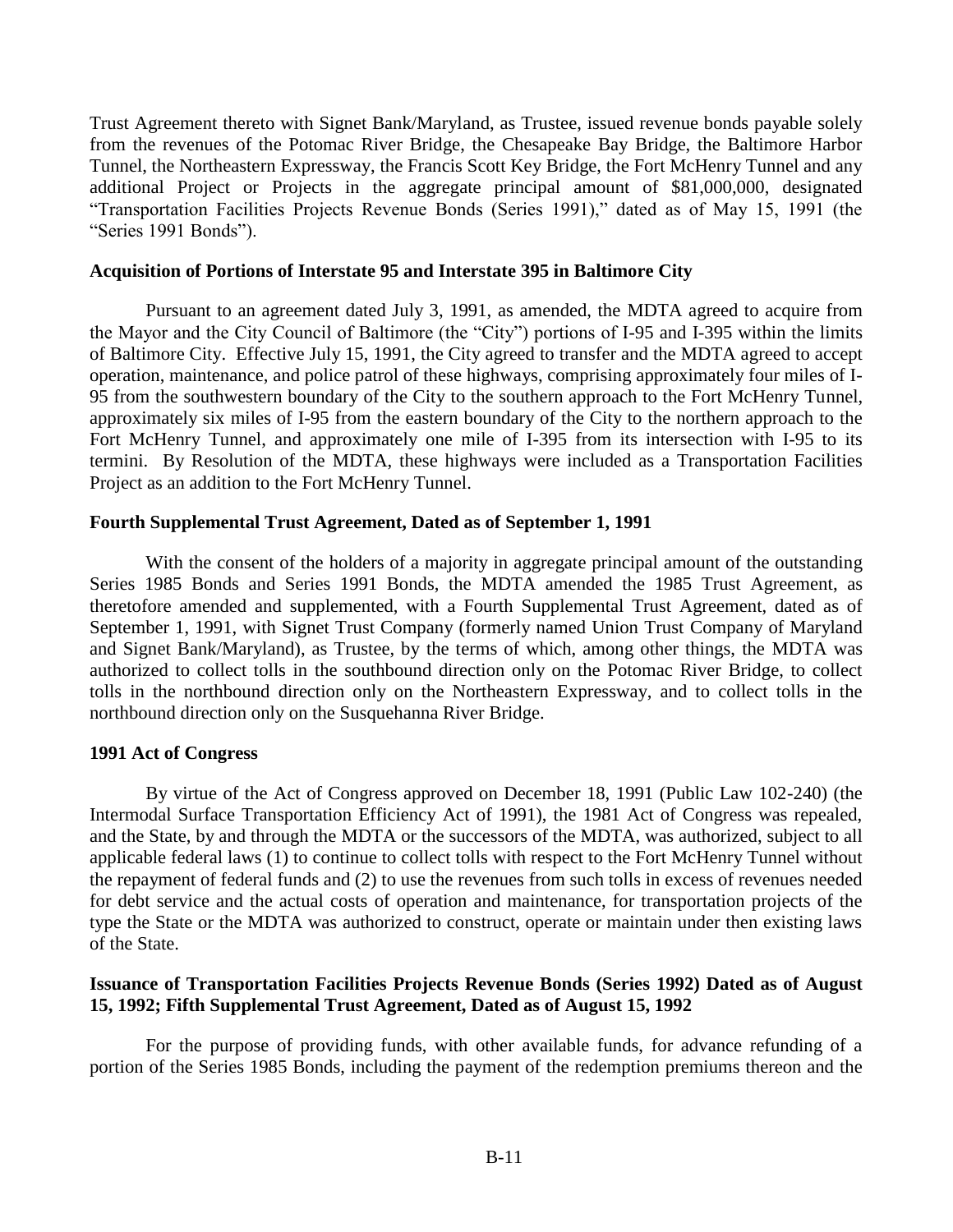Trust Agreement thereto with Signet Bank/Maryland, as Trustee, issued revenue bonds payable solely from the revenues of the Potomac River Bridge, the Chesapeake Bay Bridge, the Baltimore Harbor Tunnel, the Northeastern Expressway, the Francis Scott Key Bridge, the Fort McHenry Tunnel and any additional Project or Projects in the aggregate principal amount of $81,000,000, designated "Transportation Facilities Projects Revenue Bonds (Series 1991)," dated as of May 15, 1991 (the "Series 1991 Bonds").

**Acquisition of Portions of Interstate 95 and Interstate 395 in Baltimore City**

Pursuant to an agreement dated July 3, 1991, as amended, the MDTA agreed to acquire from the Mayor and the City Council of Baltimore (the "City") portions of I-95 and I-395 within the limits of Baltimore City. Effective July 15, 1991, the City agreed to transfer and the MDTA agreed to accept operation, maintenance, and police patrol of these highways, comprising approximately four miles of I-95 from the southwestern boundary of the City to the southern approach to the Fort McHenry Tunnel, approximately six miles of I-95 from the eastern boundary of the City to the northern approach to the Fort McHenry Tunnel, and approximately one mile of I-395 from its intersection with I-95 to its termini. By Resolution of the MDTA, these highways were included as a Transportation Facilities Project as an addition to the Fort McHenry Tunnel.

**Fourth Supplemental Trust Agreement, Dated as of September 1, 1991**

With the consent of the holders of a majority in aggregate principal amount of the outstanding Series 1985 Bonds and Series 1991 Bonds, the MDTA amended the 1985 Trust Agreement, as theretofore amended and supplemented, with a Fourth Supplemental Trust Agreement, dated as of September 1, 1991, with Signet Trust Company (formerly named Union Trust Company of Maryland and Signet Bank/Maryland), as Trustee, by the terms of which, among other things, the MDTA was authorized to collect tolls in the southbound direction only on the Potomac River Bridge, to collect tolls in the northbound direction only on the Northeastern Expressway, and to collect tolls in the northbound direction only on the Susquehanna River Bridge.

**1991 Act of Congress**

By virtue of the Act of Congress approved on December 18, 1991 (Public Law 102-240) (the Intermodal Surface Transportation Efficiency Act of 1991), the 1981 Act of Congress was repealed, and the State, by and through the MDTA or the successors of the MDTA, was authorized, subject to all applicable federal laws (1) to continue to collect tolls with respect to the Fort McHenry Tunnel without the repayment of federal funds and (2) to use the revenues from such tolls in excess of revenues needed for debt service and the actual costs of operation and maintenance, for transportation projects of the type the State or the MDTA was authorized to construct, operate or maintain under then existing laws of the State.

**Issuance of Transportation Facilities Projects Revenue Bonds (Series 1992) Dated as of August 15, 1992; Fifth Supplemental Trust Agreement, Dated as of August 15, 1992**

For the purpose of providing funds, with other available funds, for advance refunding of a portion of the Series 1985 Bonds, including the payment of the redemption premiums thereon and the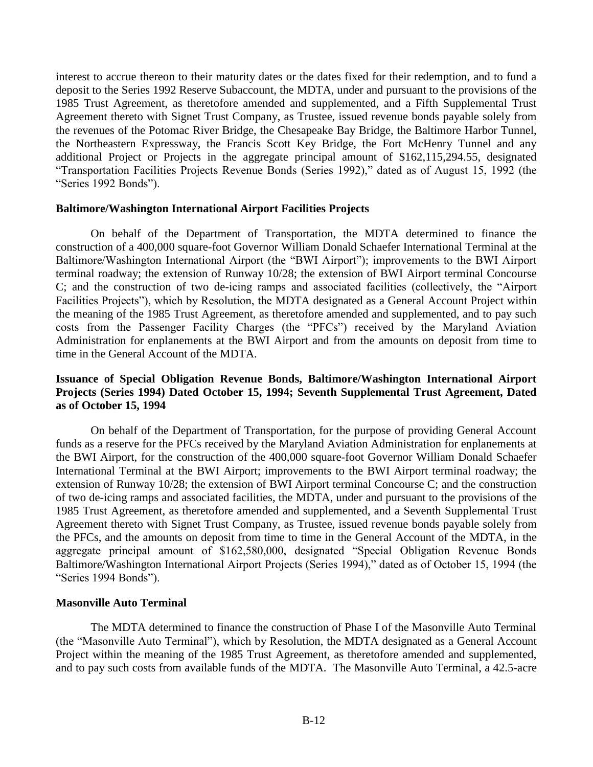interest to accrue thereon to their maturity dates or the dates fixed for their redemption, and to fund a deposit to the Series 1992 Reserve Subaccount, the MDTA, under and pursuant to the provisions of the 1985 Trust Agreement, as theretofore amended and supplemented, and a Fifth Supplemental Trust Agreement thereto with Signet Trust Company, as Trustee, issued revenue bonds payable solely from the revenues of the Potomac River Bridge, the Chesapeake Bay Bridge, the Baltimore Harbor Tunnel, the Northeastern Expressway, the Francis Scott Key Bridge, the Fort McHenry Tunnel and any additional Project or Projects in the aggregate principal amount of $162,115,294.55, designated "Transportation Facilities Projects Revenue Bonds (Series 1992)," dated as of August 15, 1992 (the "Series 1992 Bonds").

**Baltimore/Washington International Airport Facilities Projects**

On behalf of the Department of Transportation, the MDTA determined to finance the construction of a 400,000 square-foot Governor William Donald Schaefer International Terminal at the Baltimore/Washington International Airport (the "BWI Airport"); improvements to the BWI Airport terminal roadway; the extension of Runway 10/28; the extension of BWI Airport terminal Concourse C; and the construction of two de-icing ramps and associated facilities (collectively, the "Airport Facilities Projects"), which by Resolution, the MDTA designated as a General Account Project within the meaning of the 1985 Trust Agreement, as theretofore amended and supplemented, and to pay such costs from the Passenger Facility Charges (the "PFCs") received by the Maryland Aviation Administration for enplanements at the BWI Airport and from the amounts on deposit from time to time in the General Account of the MDTA.

**Issuance of Special Obligation Revenue Bonds, Baltimore/Washington International Airport Projects (Series 1994) Dated October 15, 1994; Seventh Supplemental Trust Agreement, Dated as of October 15, 1994**

On behalf of the Department of Transportation, for the purpose of providing General Account funds as a reserve for the PFCs received by the Maryland Aviation Administration for enplanements at the BWI Airport, for the construction of the 400,000 square-foot Governor William Donald Schaefer International Terminal at the BWI Airport; improvements to the BWI Airport terminal roadway; the extension of Runway 10/28; the extension of BWI Airport terminal Concourse C; and the construction of two de-icing ramps and associated facilities, the MDTA, under and pursuant to the provisions of the 1985 Trust Agreement, as theretofore amended and supplemented, and a Seventh Supplemental Trust Agreement thereto with Signet Trust Company, as Trustee, issued revenue bonds payable solely from the PFCs, and the amounts on deposit from time to time in the General Account of the MDTA, in the aggregate principal amount of $162,580,000, designated "Special Obligation Revenue Bonds Baltimore/Washington International Airport Projects (Series 1994)," dated as of October 15, 1994 (the "Series 1994 Bonds").

**Masonville Auto Terminal**

The MDTA determined to finance the construction of Phase I of the Masonville Auto Terminal (the "Masonville Auto Terminal"), which by Resolution, the MDTA designated as a General Account Project within the meaning of the 1985 Trust Agreement, as theretofore amended and supplemented, and to pay such costs from available funds of the MDTA. The Masonville Auto Terminal, a 42.5-acre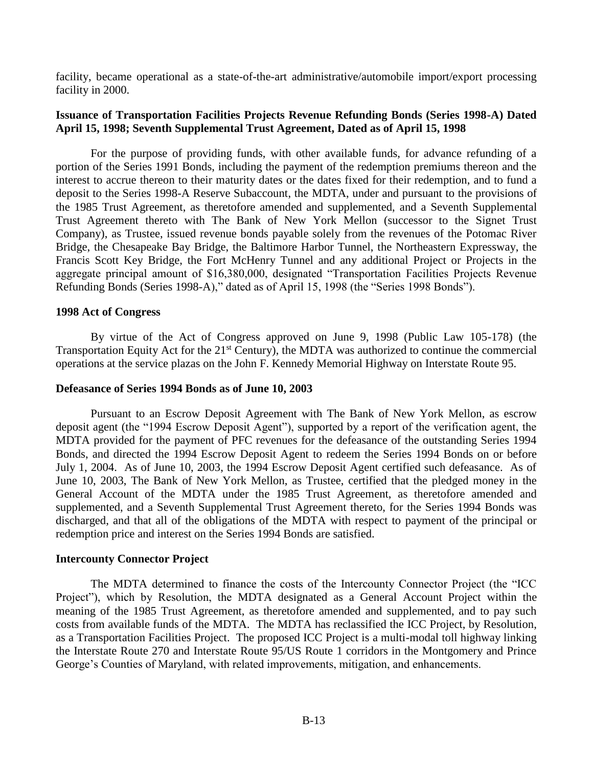facility, became operational as a state-of-the-art administrative/automobile import/export processing facility in 2000.

**Issuance of Transportation Facilities Projects Revenue Refunding Bonds (Series 1998-A) Dated April 15, 1998; Seventh Supplemental Trust Agreement, Dated as of April 15, 1998**

For the purpose of providing funds, with other available funds, for advance refunding of a portion of the Series 1991 Bonds, including the payment of the redemption premiums thereon and the interest to accrue thereon to their maturity dates or the dates fixed for their redemption, and to fund a deposit to the Series 1998-A Reserve Subaccount, the MDTA, under and pursuant to the provisions of the 1985 Trust Agreement, as theretofore amended and supplemented, and a Seventh Supplemental Trust Agreement thereto with The Bank of New York Mellon (successor to the Signet Trust Company), as Trustee, issued revenue bonds payable solely from the revenues of the Potomac River Bridge, the Chesapeake Bay Bridge, the Baltimore Harbor Tunnel, the Northeastern Expressway, the Francis Scott Key Bridge, the Fort McHenry Tunnel and any additional Project or Projects in the aggregate principal amount of $16,380,000, designated "Transportation Facilities Projects Revenue Refunding Bonds (Series 1998-A)," dated as of April 15, 1998 (the "Series 1998 Bonds").

**1998 Act of Congress**

By virtue of the Act of Congress approved on June 9, 1998 (Public Law 105-178) (the Transportation Equity Act for the 21st Century), the MDTA was authorized to continue the commercial operations at the service plazas on the John F. Kennedy Memorial Highway on Interstate Route 95.

**Defeasance of Series 1994 Bonds as of June 10, 2003**

Pursuant to an Escrow Deposit Agreement with The Bank of New York Mellon, as escrow deposit agent (the "1994 Escrow Deposit Agent"), supported by a report of the verification agent, the MDTA provided for the payment of PFC revenues for the defeasance of the outstanding Series 1994 Bonds, and directed the 1994 Escrow Deposit Agent to redeem the Series 1994 Bonds on or before July 1, 2004. As of June 10, 2003, the 1994 Escrow Deposit Agent certified such defeasance. As of June 10, 2003, The Bank of New York Mellon, as Trustee, certified that the pledged money in the General Account of the MDTA under the 1985 Trust Agreement, as theretofore amended and supplemented, and a Seventh Supplemental Trust Agreement thereto, for the Series 1994 Bonds was discharged, and that all of the obligations of the MDTA with respect to payment of the principal or redemption price and interest on the Series 1994 Bonds are satisfied.

**Intercounty Connector Project**

The MDTA determined to finance the costs of the Intercounty Connector Project (the "ICC Project"), which by Resolution, the MDTA designated as a General Account Project within the meaning of the 1985 Trust Agreement, as theretofore amended and supplemented, and to pay such costs from available funds of the MDTA. The MDTA has reclassified the ICC Project, by Resolution, as a Transportation Facilities Project. The proposed ICC Project is a multi-modal toll highway linking the Interstate Route 270 and Interstate Route 95/US Route 1 corridors in the Montgomery and Prince George's Counties of Maryland, with related improvements, mitigation, and enhancements.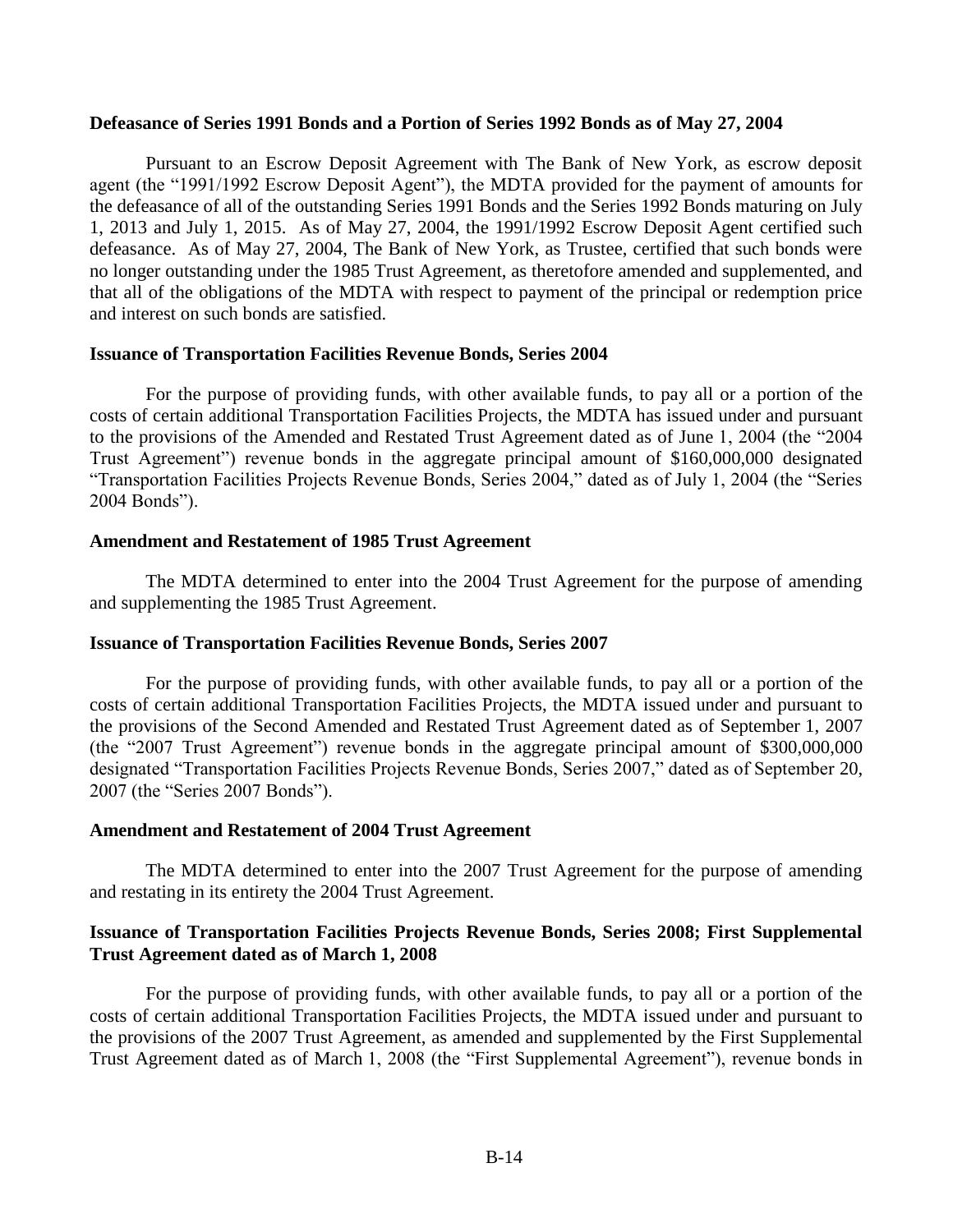**Defeasance of Series 1991 Bonds and a Portion of Series 1992 Bonds as of May 27, 2004**

Pursuant to an Escrow Deposit Agreement with The Bank of New York, as escrow deposit agent (the "1991/1992 Escrow Deposit Agent"), the MDTA provided for the payment of amounts for the defeasance of all of the outstanding Series 1991 Bonds and the Series 1992 Bonds maturing on July 1, 2013 and July 1, 2015. As of May 27, 2004, the 1991/1992 Escrow Deposit Agent certified such defeasance. As of May 27, 2004, The Bank of New York, as Trustee, certified that such bonds were no longer outstanding under the 1985 Trust Agreement, as theretofore amended and supplemented, and that all of the obligations of the MDTA with respect to payment of the principal or redemption price and interest on such bonds are satisfied.

**Issuance of Transportation Facilities Revenue Bonds, Series 2004**

For the purpose of providing funds, with other available funds, to pay all or a portion of the costs of certain additional Transportation Facilities Projects, the MDTA has issued under and pursuant to the provisions of the Amended and Restated Trust Agreement dated as of June 1, 2004 (the "2004 Trust Agreement") revenue bonds in the aggregate principal amount of $160,000,000 designated "Transportation Facilities Projects Revenue Bonds, Series 2004," dated as of July 1, 2004 (the "Series 2004 Bonds").

**Amendment and Restatement of 1985 Trust Agreement**

The MDTA determined to enter into the 2004 Trust Agreement for the purpose of amending and supplementing the 1985 Trust Agreement.

**Issuance of Transportation Facilities Revenue Bonds, Series 2007**

For the purpose of providing funds, with other available funds, to pay all or a portion of the costs of certain additional Transportation Facilities Projects, the MDTA issued under and pursuant to the provisions of the Second Amended and Restated Trust Agreement dated as of September 1, 2007 (the "2007 Trust Agreement") revenue bonds in the aggregate principal amount of $300,000,000 designated "Transportation Facilities Projects Revenue Bonds, Series 2007," dated as of September 20, 2007 (the "Series 2007 Bonds").

**Amendment and Restatement of 2004 Trust Agreement**

The MDTA determined to enter into the 2007 Trust Agreement for the purpose of amending and restating in its entirety the 2004 Trust Agreement.

**Issuance of Transportation Facilities Projects Revenue Bonds, Series 2008; First Supplemental Trust Agreement dated as of March 1, 2008**

For the purpose of providing funds, with other available funds, to pay all or a portion of the costs of certain additional Transportation Facilities Projects, the MDTA issued under and pursuant to the provisions of the 2007 Trust Agreement, as amended and supplemented by the First Supplemental Trust Agreement dated as of March 1, 2008 (the "First Supplemental Agreement"), revenue bonds in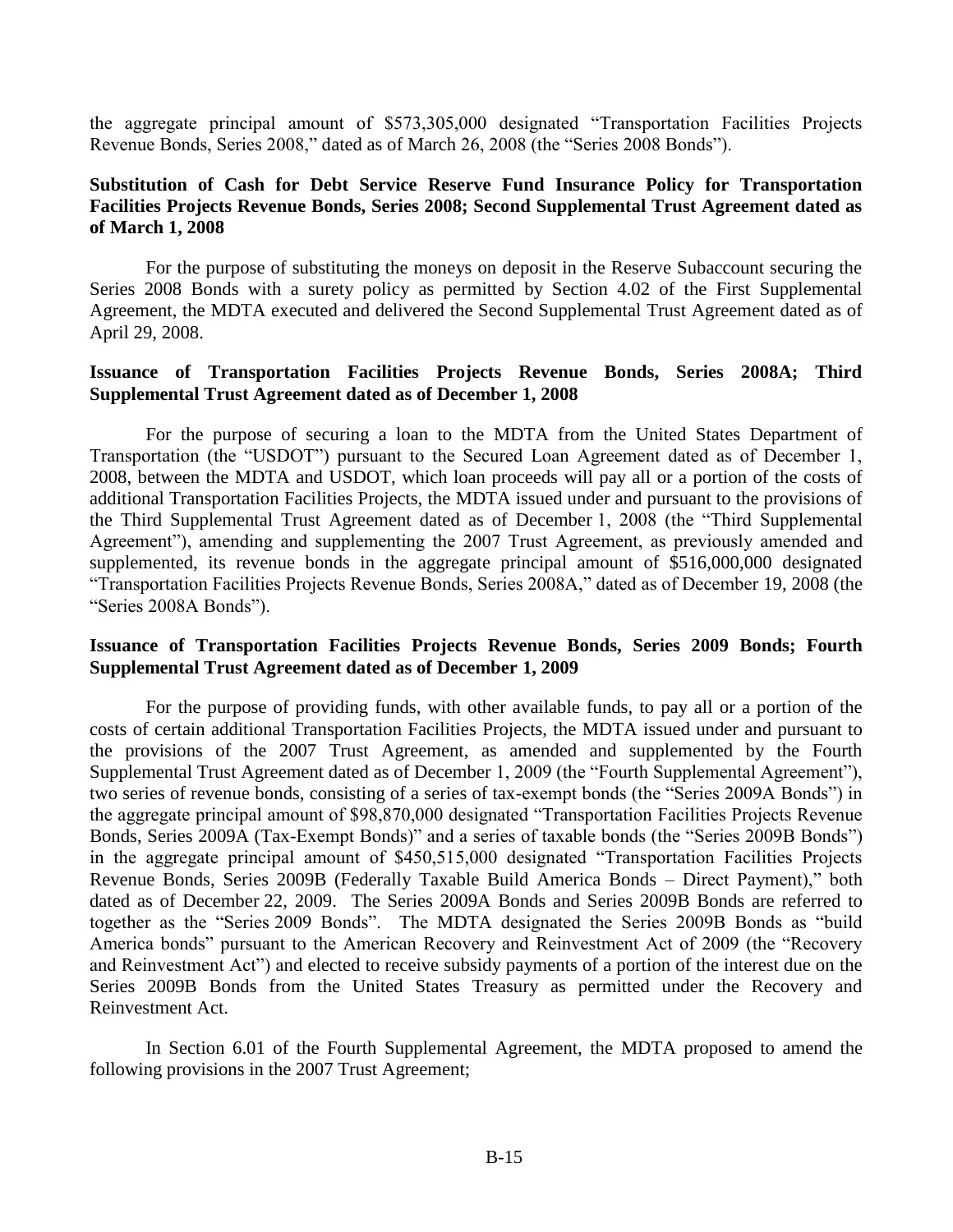the aggregate principal amount of $573,305,000 designated "Transportation Facilities Projects Revenue Bonds, Series 2008," dated as of March 26, 2008 (the "Series 2008 Bonds").

**Substitution of Cash for Debt Service Reserve Fund Insurance Policy for Transportation Facilities Projects Revenue Bonds, Series 2008; Second Supplemental Trust Agreement dated as of March 1, 2008**

For the purpose of substituting the moneys on deposit in the Reserve Subaccount securing the Series 2008 Bonds with a surety policy as permitted by Section 4.02 of the First Supplemental Agreement, the MDTA executed and delivered the Second Supplemental Trust Agreement dated as of April 29, 2008.

**Issuance of Transportation Facilities Projects Revenue Bonds, Series 2008A; Third Supplemental Trust Agreement dated as of December 1, 2008**

For the purpose of securing a loan to the MDTA from the United States Department of Transportation (the "USDOT") pursuant to the Secured Loan Agreement dated as of December 1, 2008, between the MDTA and USDOT, which loan proceeds will pay all or a portion of the costs of additional Transportation Facilities Projects, the MDTA issued under and pursuant to the provisions of the Third Supplemental Trust Agreement dated as of December 1, 2008 (the "Third Supplemental Agreement"), amending and supplementing the 2007 Trust Agreement, as previously amended and supplemented, its revenue bonds in the aggregate principal amount of $516,000,000 designated "Transportation Facilities Projects Revenue Bonds, Series 2008A," dated as of December 19, 2008 (the "Series 2008A Bonds").

**Issuance of Transportation Facilities Projects Revenue Bonds, Series 2009 Bonds; Fourth Supplemental Trust Agreement dated as of December 1, 2009**

For the purpose of providing funds, with other available funds, to pay all or a portion of the costs of certain additional Transportation Facilities Projects, the MDTA issued under and pursuant to the provisions of the 2007 Trust Agreement, as amended and supplemented by the Fourth Supplemental Trust Agreement dated as of December 1, 2009 (the "Fourth Supplemental Agreement"), two series of revenue bonds, consisting of a series of tax-exempt bonds (the "Series 2009A Bonds") in the aggregate principal amount of $98,870,000 designated "Transportation Facilities Projects Revenue Bonds, Series 2009A (Tax-Exempt Bonds)" and a series of taxable bonds (the "Series 2009B Bonds") in the aggregate principal amount of $450,515,000 designated "Transportation Facilities Projects Revenue Bonds, Series 2009B (Federally Taxable Build America Bonds – Direct Payment)," both dated as of December 22, 2009. The Series 2009A Bonds and Series 2009B Bonds are referred to together as the "Series 2009 Bonds". The MDTA designated the Series 2009B Bonds as "build America bonds" pursuant to the American Recovery and Reinvestment Act of 2009 (the "Recovery and Reinvestment Act") and elected to receive subsidy payments of a portion of the interest due on the Series 2009B Bonds from the United States Treasury as permitted under the Recovery and Reinvestment Act.

In Section 6.01 of the Fourth Supplemental Agreement, the MDTA proposed to amend the following provisions in the 2007 Trust Agreement;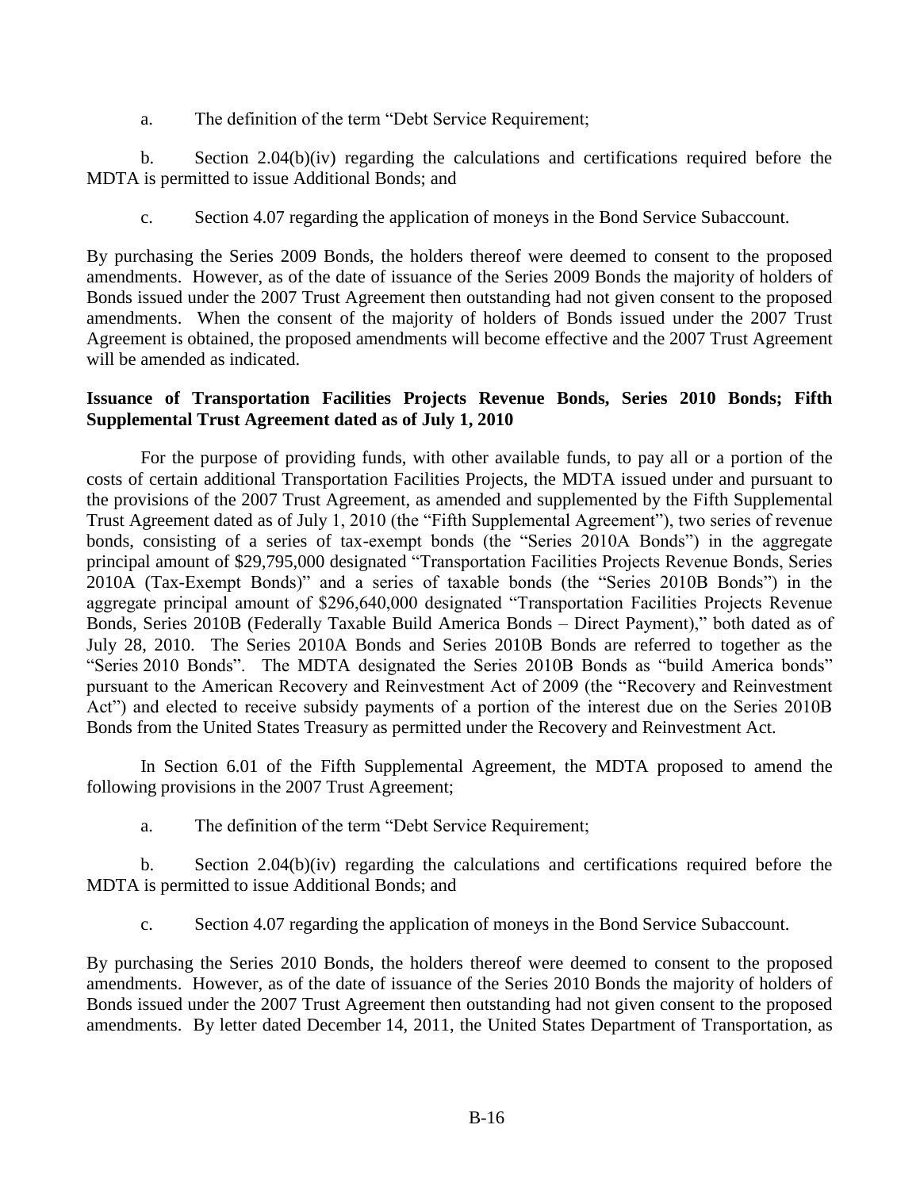a. The definition of the term "Debt Service Requirement;

b. Section 2.04(b)(iv) regarding the calculations and certifications required before the MDTA is permitted to issue Additional Bonds; and

c. Section 4.07 regarding the application of moneys in the Bond Service Subaccount.

By purchasing the Series 2009 Bonds, the holders thereof were deemed to consent to the proposed amendments. However, as of the date of issuance of the Series 2009 Bonds the majority of holders of Bonds issued under the 2007 Trust Agreement then outstanding had not given consent to the proposed amendments. When the consent of the majority of holders of Bonds issued under the 2007 Trust Agreement is obtained, the proposed amendments will become effective and the 2007 Trust Agreement will be amended as indicated.

**Issuance of Transportation Facilities Projects Revenue Bonds, Series 2010 Bonds; Fifth Supplemental Trust Agreement dated as of July 1, 2010**

For the purpose of providing funds, with other available funds, to pay all or a portion of the costs of certain additional Transportation Facilities Projects, the MDTA issued under and pursuant to the provisions of the 2007 Trust Agreement, as amended and supplemented by the Fifth Supplemental Trust Agreement dated as of July 1, 2010 (the "Fifth Supplemental Agreement"), two series of revenue bonds, consisting of a series of tax-exempt bonds (the "Series 2010A Bonds") in the aggregate principal amount of $29,795,000 designated "Transportation Facilities Projects Revenue Bonds, Series 2010A (Tax-Exempt Bonds)" and a series of taxable bonds (the "Series 2010B Bonds") in the aggregate principal amount of $296,640,000 designated "Transportation Facilities Projects Revenue Bonds, Series 2010B (Federally Taxable Build America Bonds – Direct Payment)," both dated as of July 28, 2010. The Series 2010A Bonds and Series 2010B Bonds are referred to together as the "Series 2010 Bonds". The MDTA designated the Series 2010B Bonds as "build America bonds" pursuant to the American Recovery and Reinvestment Act of 2009 (the "Recovery and Reinvestment Act") and elected to receive subsidy payments of a portion of the interest due on the Series 2010B Bonds from the United States Treasury as permitted under the Recovery and Reinvestment Act.

In Section 6.01 of the Fifth Supplemental Agreement, the MDTA proposed to amend the following provisions in the 2007 Trust Agreement;

a. The definition of the term "Debt Service Requirement;

b. Section 2.04(b)(iv) regarding the calculations and certifications required before the MDTA is permitted to issue Additional Bonds; and

c. Section 4.07 regarding the application of moneys in the Bond Service Subaccount.

By purchasing the Series 2010 Bonds, the holders thereof were deemed to consent to the proposed amendments. However, as of the date of issuance of the Series 2010 Bonds the majority of holders of Bonds issued under the 2007 Trust Agreement then outstanding had not given consent to the proposed amendments. By letter dated December 14, 2011, the United States Department of Transportation, as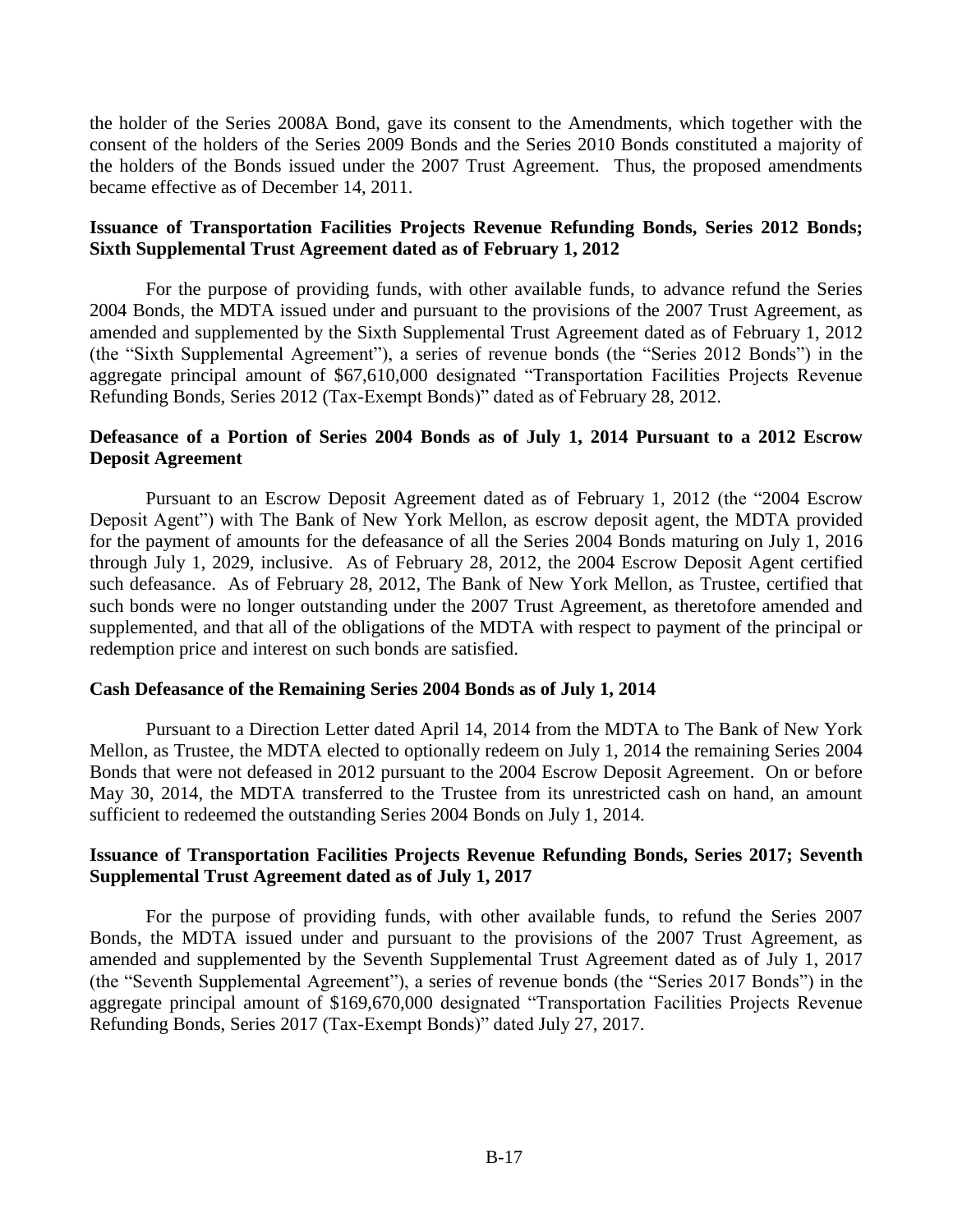the holder of the Series 2008A Bond, gave its consent to the Amendments, which together with the consent of the holders of the Series 2009 Bonds and the Series 2010 Bonds constituted a majority of the holders of the Bonds issued under the 2007 Trust Agreement. Thus, the proposed amendments became effective as of December 14, 2011.

**Issuance of Transportation Facilities Projects Revenue Refunding Bonds, Series 2012 Bonds; Sixth Supplemental Trust Agreement dated as of February 1, 2012**

For the purpose of providing funds, with other available funds, to advance refund the Series 2004 Bonds, the MDTA issued under and pursuant to the provisions of the 2007 Trust Agreement, as amended and supplemented by the Sixth Supplemental Trust Agreement dated as of February 1, 2012 (the "Sixth Supplemental Agreement"), a series of revenue bonds (the "Series 2012 Bonds") in the aggregate principal amount of $67,610,000 designated "Transportation Facilities Projects Revenue Refunding Bonds, Series 2012 (Tax-Exempt Bonds)" dated as of February 28, 2012.

**Defeasance of a Portion of Series 2004 Bonds as of July 1, 2014 Pursuant to a 2012 Escrow Deposit Agreement**

Pursuant to an Escrow Deposit Agreement dated as of February 1, 2012 (the "2004 Escrow Deposit Agent") with The Bank of New York Mellon, as escrow deposit agent, the MDTA provided for the payment of amounts for the defeasance of all the Series 2004 Bonds maturing on July 1, 2016 through July 1, 2029, inclusive. As of February 28, 2012, the 2004 Escrow Deposit Agent certified such defeasance. As of February 28, 2012, The Bank of New York Mellon, as Trustee, certified that such bonds were no longer outstanding under the 2007 Trust Agreement, as theretofore amended and supplemented, and that all of the obligations of the MDTA with respect to payment of the principal or redemption price and interest on such bonds are satisfied.

**Cash Defeasance of the Remaining Series 2004 Bonds as of July 1, 2014**

Pursuant to a Direction Letter dated April 14, 2014 from the MDTA to The Bank of New York Mellon, as Trustee, the MDTA elected to optionally redeem on July 1, 2014 the remaining Series 2004 Bonds that were not defeased in 2012 pursuant to the 2004 Escrow Deposit Agreement. On or before May 30, 2014, the MDTA transferred to the Trustee from its unrestricted cash on hand, an amount sufficient to redeemed the outstanding Series 2004 Bonds on July 1, 2014.

**Issuance of Transportation Facilities Projects Revenue Refunding Bonds, Series 2017; Seventh Supplemental Trust Agreement dated as of July 1, 2017**

For the purpose of providing funds, with other available funds, to refund the Series 2007 Bonds, the MDTA issued under and pursuant to the provisions of the 2007 Trust Agreement, as amended and supplemented by the Seventh Supplemental Trust Agreement dated as of July 1, 2017 (the "Seventh Supplemental Agreement"), a series of revenue bonds (the "Series 2017 Bonds") in the aggregate principal amount of $169,670,000 designated "Transportation Facilities Projects Revenue Refunding Bonds, Series 2017 (Tax-Exempt Bonds)" dated July 27, 2017.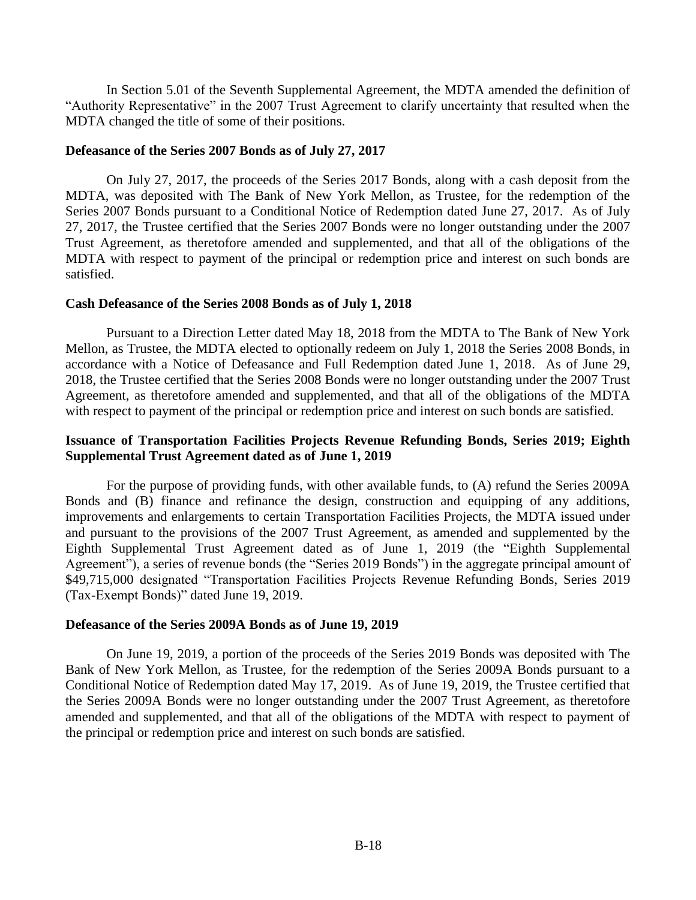In Section 5.01 of the Seventh Supplemental Agreement, the MDTA amended the definition of "Authority Representative" in the 2007 Trust Agreement to clarify uncertainty that resulted when the MDTA changed the title of some of their positions.

**Defeasance of the Series 2007 Bonds as of July 27, 2017**

On July 27, 2017, the proceeds of the Series 2017 Bonds, along with a cash deposit from the MDTA, was deposited with The Bank of New York Mellon, as Trustee, for the redemption of the Series 2007 Bonds pursuant to a Conditional Notice of Redemption dated June 27, 2017. As of July 27, 2017, the Trustee certified that the Series 2007 Bonds were no longer outstanding under the 2007 Trust Agreement, as theretofore amended and supplemented, and that all of the obligations of the MDTA with respect to payment of the principal or redemption price and interest on such bonds are satisfied.

**Cash Defeasance of the Series 2008 Bonds as of July 1, 2018**

Pursuant to a Direction Letter dated May 18, 2018 from the MDTA to The Bank of New York Mellon, as Trustee, the MDTA elected to optionally redeem on July 1, 2018 the Series 2008 Bonds, in accordance with a Notice of Defeasance and Full Redemption dated June 1, 2018. As of June 29, 2018, the Trustee certified that the Series 2008 Bonds were no longer outstanding under the 2007 Trust Agreement, as theretofore amended and supplemented, and that all of the obligations of the MDTA with respect to payment of the principal or redemption price and interest on such bonds are satisfied.

**Issuance of Transportation Facilities Projects Revenue Refunding Bonds, Series 2019; Eighth Supplemental Trust Agreement dated as of June 1, 2019**

For the purpose of providing funds, with other available funds, to (A) refund the Series 2009A Bonds and (B) finance and refinance the design, construction and equipping of any additions, improvements and enlargements to certain Transportation Facilities Projects, the MDTA issued under and pursuant to the provisions of the 2007 Trust Agreement, as amended and supplemented by the Eighth Supplemental Trust Agreement dated as of June 1, 2019 (the "Eighth Supplemental Agreement"), a series of revenue bonds (the "Series 2019 Bonds") in the aggregate principal amount of $49,715,000 designated "Transportation Facilities Projects Revenue Refunding Bonds, Series 2019 (Tax-Exempt Bonds)" dated June 19, 2019.

**Defeasance of the Series 2009A Bonds as of June 19, 2019**

On June 19, 2019, a portion of the proceeds of the Series 2019 Bonds was deposited with The Bank of New York Mellon, as Trustee, for the redemption of the Series 2009A Bonds pursuant to a Conditional Notice of Redemption dated May 17, 2019. As of June 19, 2019, the Trustee certified that the Series 2009A Bonds were no longer outstanding under the 2007 Trust Agreement, as theretofore amended and supplemented, and that all of the obligations of the MDTA with respect to payment of the principal or redemption price and interest on such bonds are satisfied.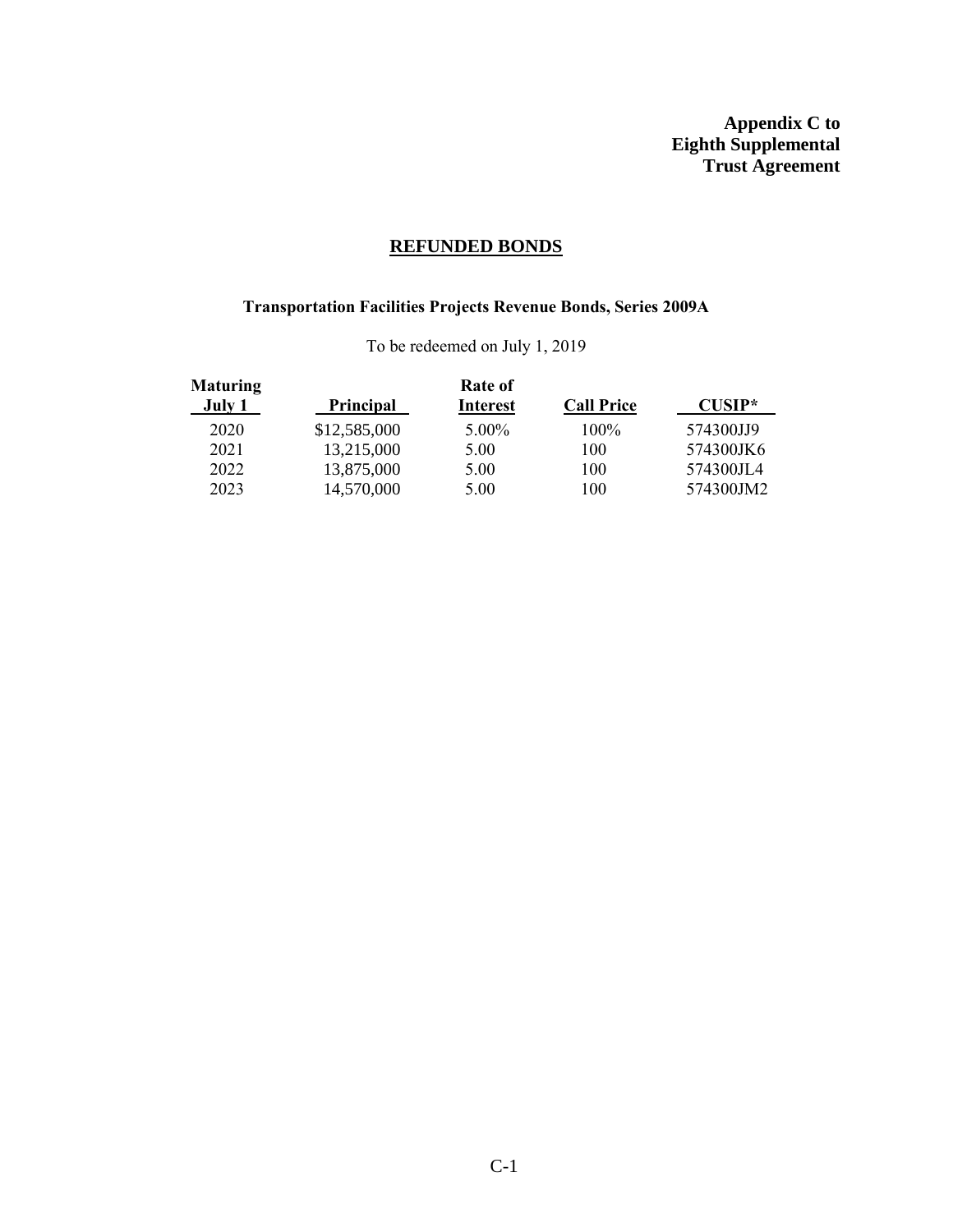**Appendix C to
Eighth Supplemental
Trust Agreement**

## REFUNDED BONDS

### Transportation Facilities Projects Revenue Bonds, Series 2009A

To be redeemed on July 1, 2019

| Maturing July 1 | Principal | Rate of Interest | Call Price | CUSIP* |
|---|---|---|---|---|
| 2020 | $12,585,000 | 5.00% | 100% | 574300JJ9 |
| 2021 | 13,215,000 | 5.00 | 100 | 574300JK6 |
| 2022 | 13,875,000 | 5.00 | 100 | 574300JL4 |
| 2023 | 14,570,000 | 5.00 | 100 | 574300JM2 |